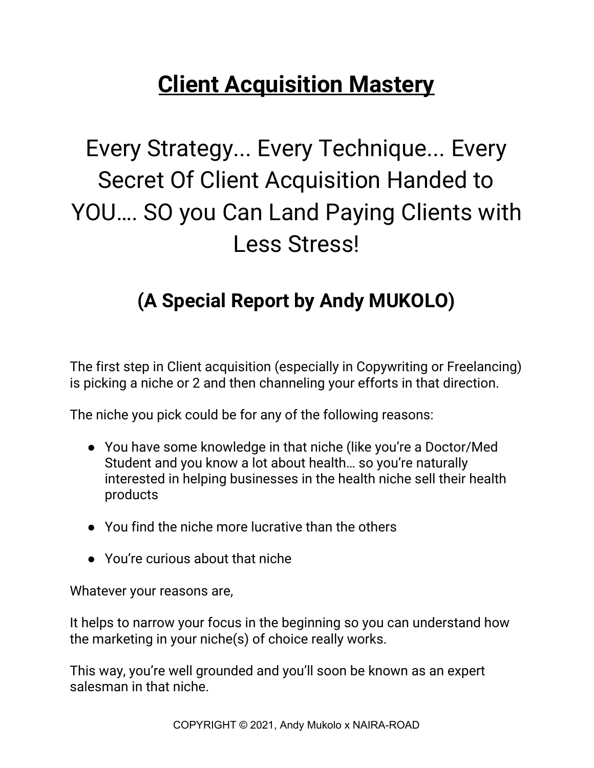# Client Acquisition Mastery

## Every Strategy... Every Technique... Every Secret Of Client Acquisition Handed to YOU…. SO you Can Land Paying Clients with Less Stress!

### (A Special Report by Andy MUKOLO)

The first step in Client acquisition (especially in Copywriting or Freelancing) is picking a niche or 2 and then channeling your efforts in that direction.

The niche you pick could be for any of the following reasons:

- You have some knowledge in that niche (like you're a Doctor/Med Student and you know a lot about health… so you're naturally interested in helping businesses in the health niche sell their health products

- You find the niche more lucrative than the others

- You're curious about that niche

Whatever your reasons are,

It helps to narrow your focus in the beginning so you can understand how the marketing in your niche(s) of choice really works.

This way, you're well grounded and you'll soon be known as an expert salesman in that niche.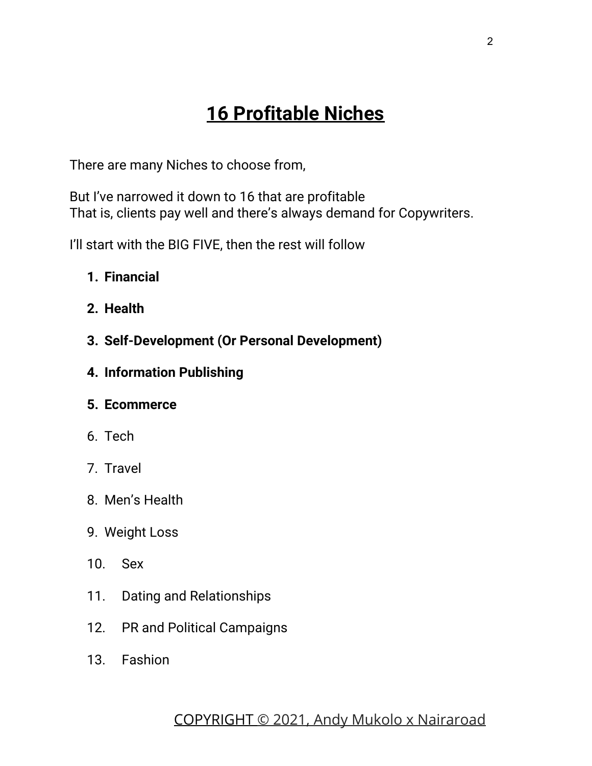# 16 Profitable Niches

There are many Niches to choose from,

But I've narrowed it down to 16 that are profitable
That is, clients pay well and there's always demand for Copywriters.

I'll start with the BIG FIVE, then the rest will follow

1. **Financial**
2. **Health**
3. **Self-Development (Or Personal Development)**
4. **Information Publishing**
5. **Ecommerce**
6. Tech
7. Travel
8. Men's Health
9. Weight Loss
10. Sex
11. Dating and Relationships
12. PR and Political Campaigns
13. Fashion

COPYRIGHT © 2021, Andy Mukolo x Nairaroad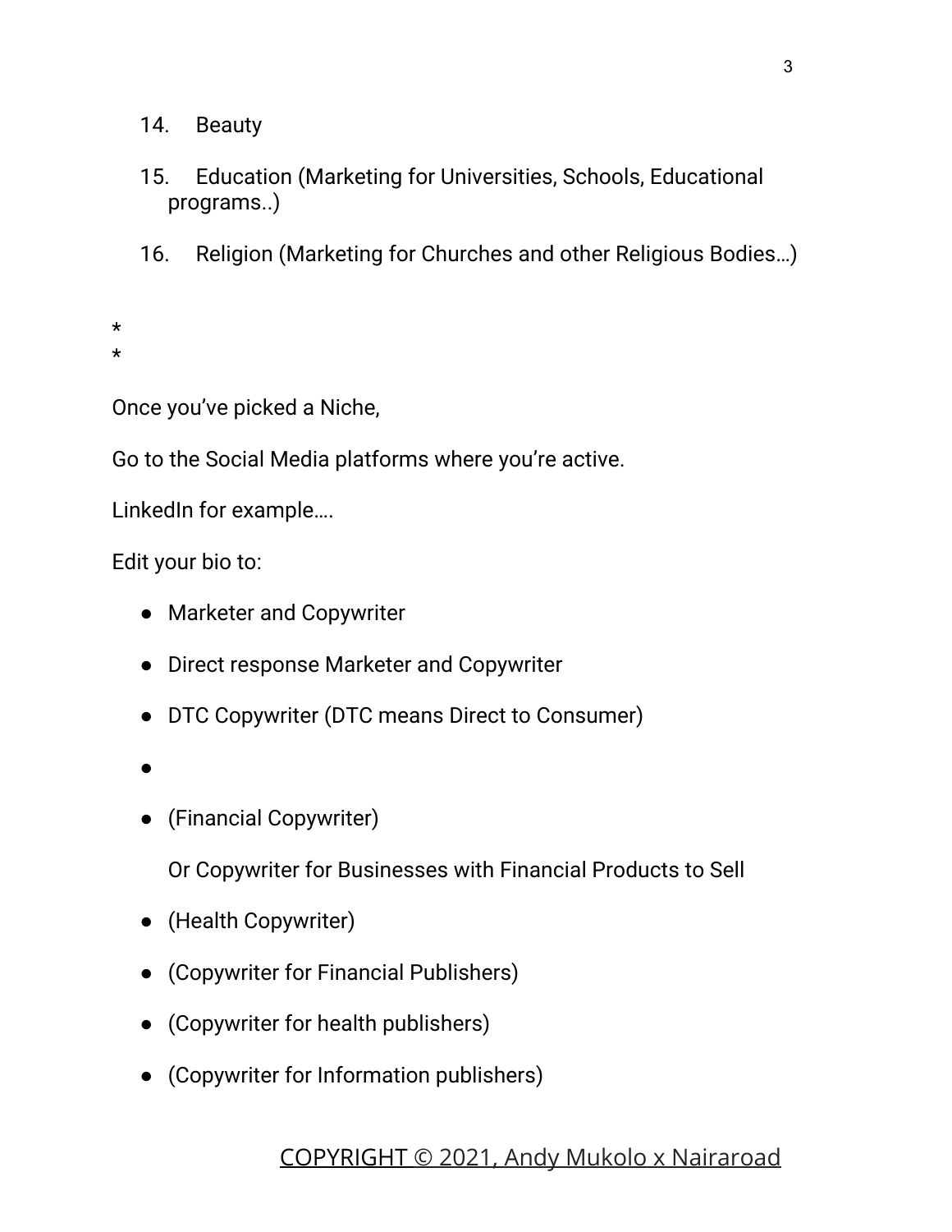14. Beauty

15. Education (Marketing for Universities, Schools, Educational programs..)

16. Religion (Marketing for Churches and other Religious Bodies…)

*
*

Once you've picked a Niche,

Go to the Social Media platforms where you're active.

LinkedIn for example….

Edit your bio to:

- Marketer and Copywriter
- Direct response Marketer and Copywriter
- DTC Copywriter (DTC means Direct to Consumer)
- 
- (Financial Copywriter)

  Or Copywriter for Businesses with Financial Products to Sell
- (Health Copywriter)
- (Copywriter for Financial Publishers)
- (Copywriter for health publishers)
- (Copywriter for Information publishers)

COPYRIGHT © 2021, Andy Mukolo x Nairaroad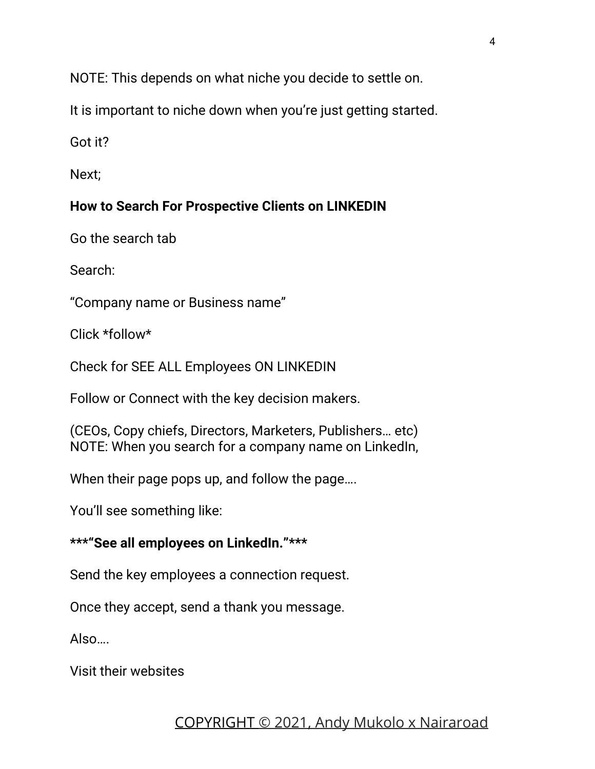NOTE: This depends on what niche you decide to settle on.

It is important to niche down when you're just getting started.

Got it?

Next;

**How to Search For Prospective Clients on LINKEDIN**

Go the search tab

Search:

"Company name or Business name"

Click *follow*

Check for SEE ALL Employees ON LINKEDIN

Follow or Connect with the key decision makers.

(CEOs, Copy chiefs, Directors, Marketers, Publishers… etc)
NOTE: When you search for a company name on LinkedIn,

When their page pops up, and follow the page….

You'll see something like:

**\*\*\*"See all employees on LinkedIn."\*\*\***

Send the key employees a connection request.

Once they accept, send a thank you message.

Also….

Visit their websites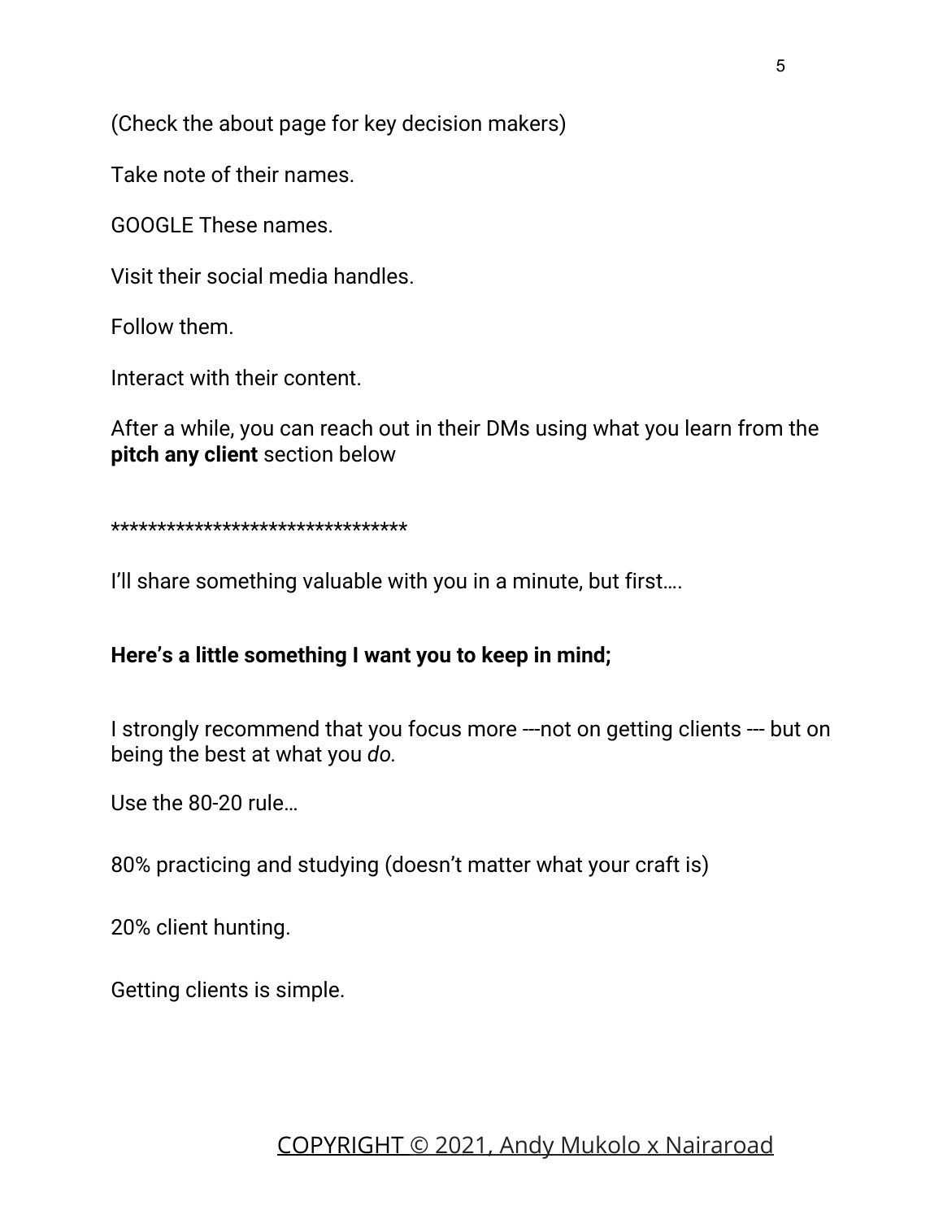(Check the about page for key decision makers)

Take note of their names.

GOOGLE These names.

Visit their social media handles.

Follow them.

Interact with their content.

After a while, you can reach out in their DMs using what you learn from the **pitch any client** section below

********************************

I'll share something valuable with you in a minute, but first….

**Here's a little something I want you to keep in mind;**

I strongly recommend that you focus more ---not on getting clients --- but on being the best at what you *do.*

Use the 80-20 rule…

80% practicing and studying (doesn't matter what your craft is)

20% client hunting.

Getting clients is simple.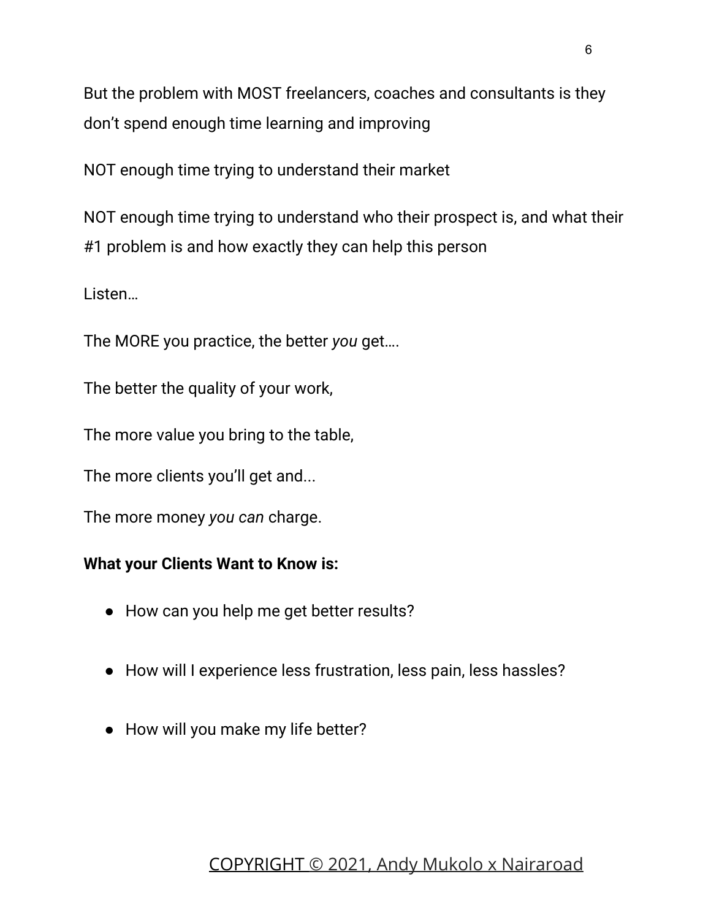But the problem with MOST freelancers, coaches and consultants is they don't spend enough time learning and improving

NOT enough time trying to understand their market

NOT enough time trying to understand who their prospect is, and what their #1 problem is and how exactly they can help this person

Listen…

The MORE you practice, the better *you* get….

The better the quality of your work,

The more value you bring to the table,

The more clients you'll get and...

The more money *you can* charge.

**What your Clients Want to Know is:**

- How can you help me get better results?
- How will I experience less frustration, less pain, less hassles?
- How will you make my life better?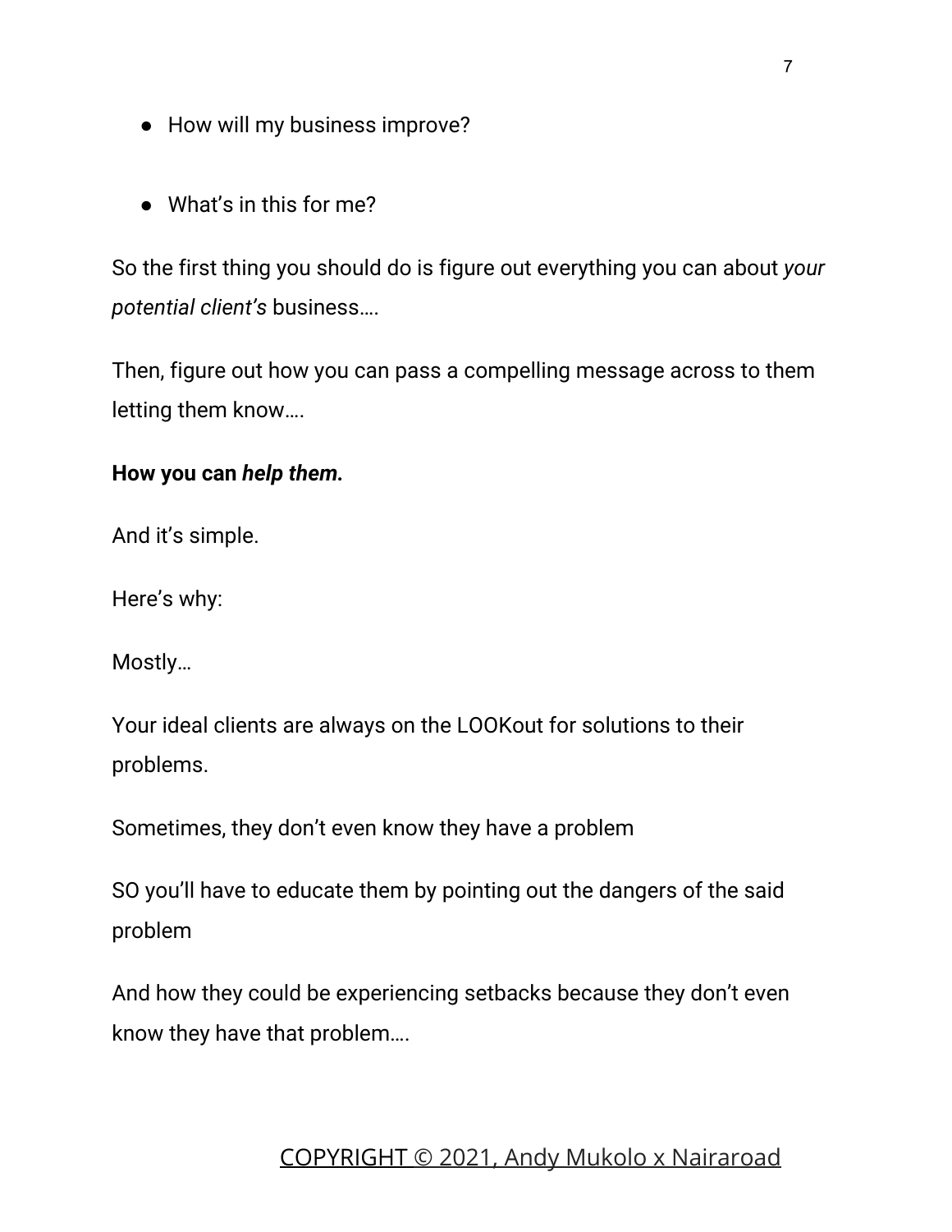- How will my business improve?

- What's in this for me?

So the first thing you should do is figure out everything you can about *your potential client's* business….

Then, figure out how you can pass a compelling message across to them letting them know….

**How you can *help them*.**

And it's simple.

Here's why:

Mostly…

Your ideal clients are always on the LOOKout for solutions to their problems.

Sometimes, they don't even know they have a problem

SO you'll have to educate them by pointing out the dangers of the said problem

And how they could be experiencing setbacks because they don't even know they have that problem….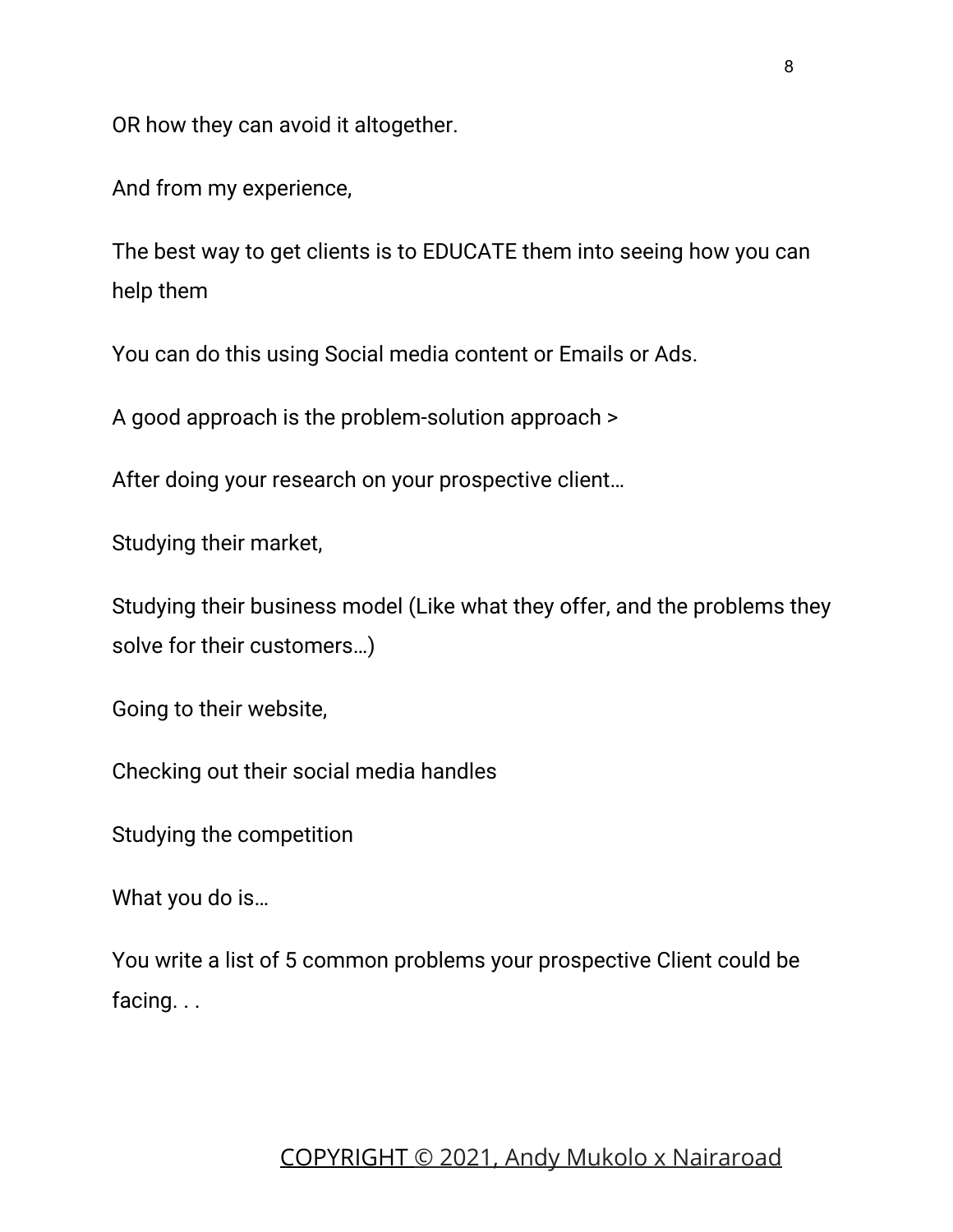OR how they can avoid it altogether.

And from my experience,

The best way to get clients is to EDUCATE them into seeing how you can help them

You can do this using Social media content or Emails or Ads.

A good approach is the problem-solution approach >

After doing your research on your prospective client…

Studying their market,

Studying their business model (Like what they offer, and the problems they solve for their customers…)

Going to their website,

Checking out their social media handles

Studying the competition

What you do is…

You write a list of 5 common problems your prospective Client could be facing. . .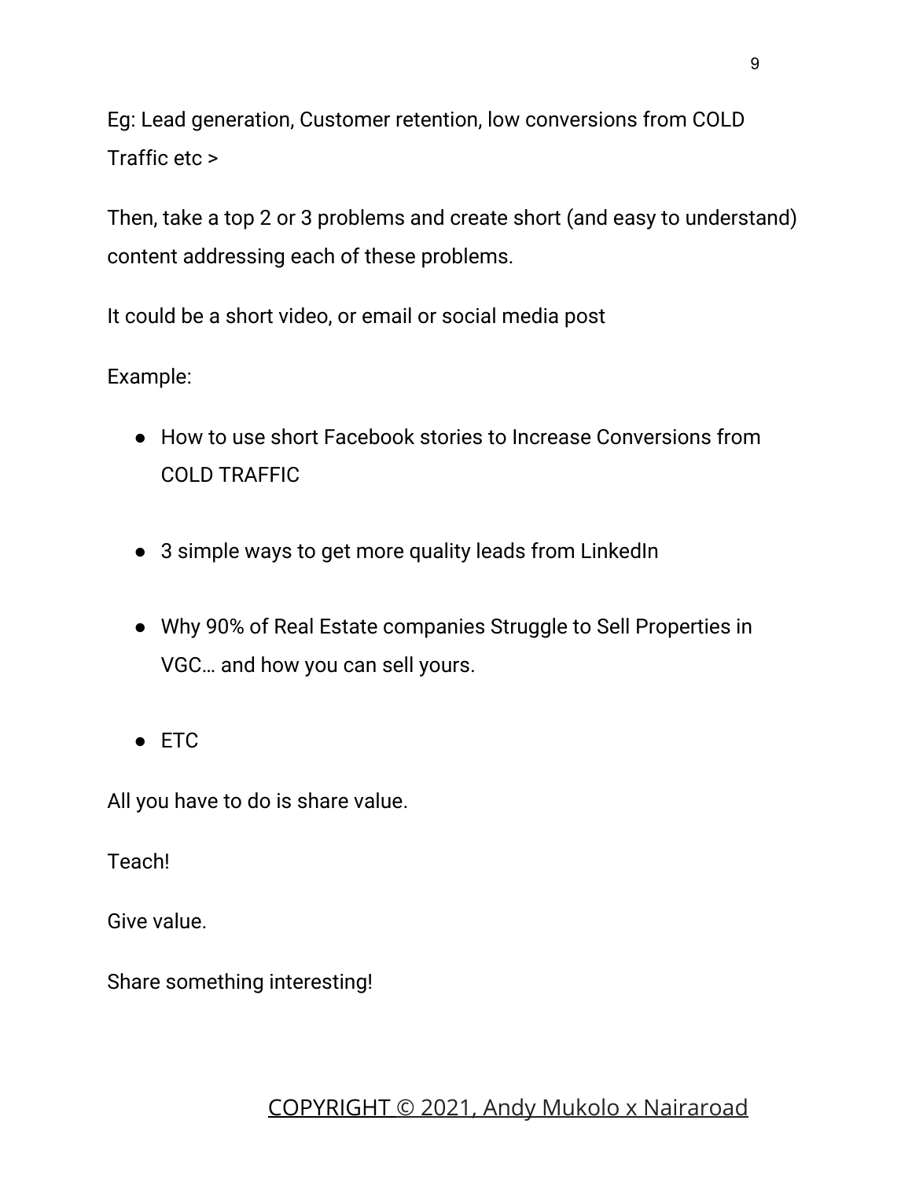Eg: Lead generation, Customer retention, low conversions from COLD Traffic etc >

Then, take a top 2 or 3 problems and create short (and easy to understand) content addressing each of these problems.

It could be a short video, or email or social media post

Example:

- How to use short Facebook stories to Increase Conversions from COLD TRAFFIC

- 3 simple ways to get more quality leads from LinkedIn

- Why 90% of Real Estate companies Struggle to Sell Properties in VGC… and how you can sell yours.

- ETC

All you have to do is share value.

Teach!

Give value.

Share something interesting!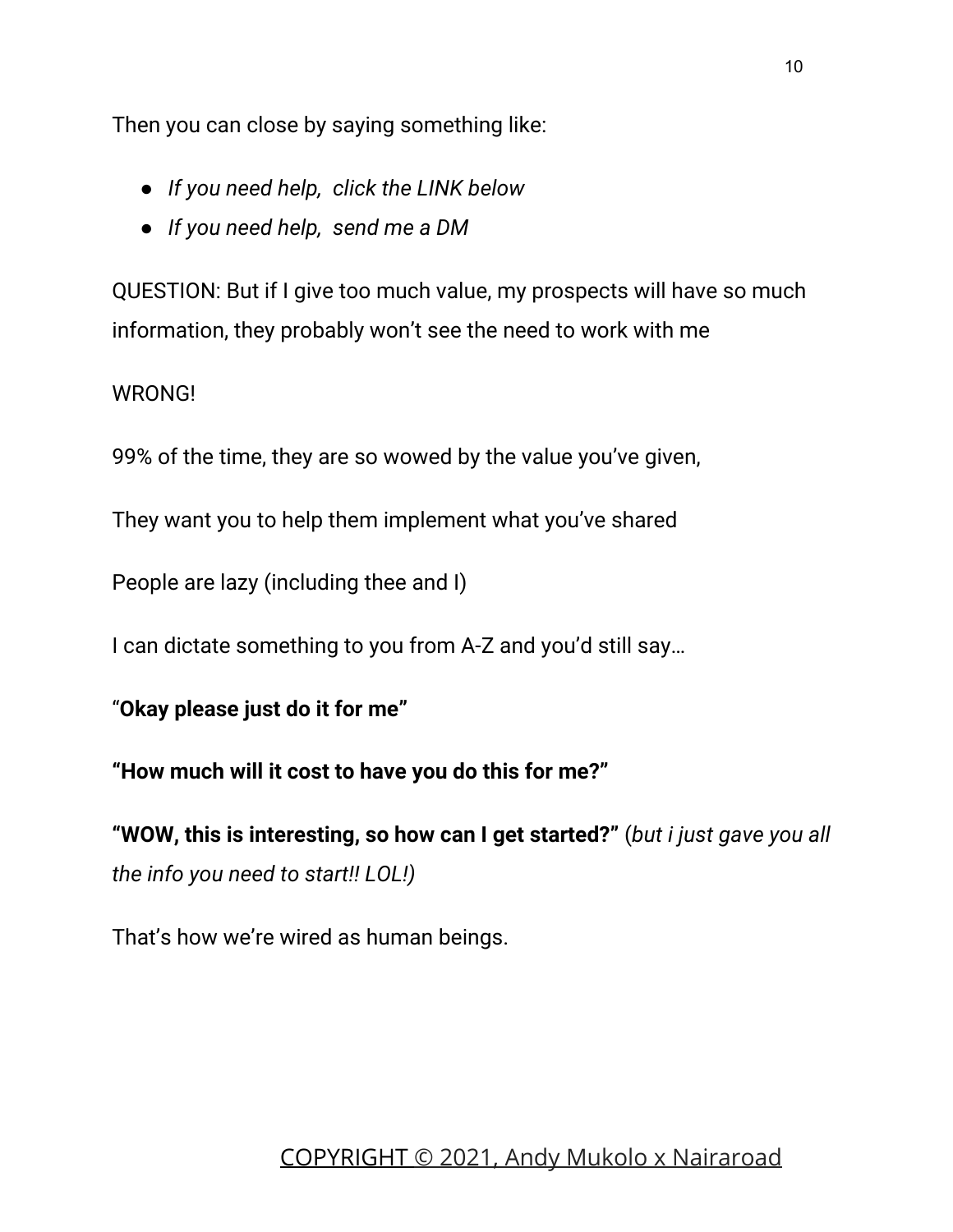Then you can close by saying something like:

- *If you need help,  click the LINK below*
- *If you need help,  send me a DM*

QUESTION: But if I give too much value, my prospects will have so much information, they probably won't see the need to work with me

WRONG!

99% of the time, they are so wowed by the value you've given,

They want you to help them implement what you've shared

People are lazy (including thee and I)

I can dictate something to you from A-Z and you'd still say…

"**Okay please just do it for me"**

**"How much will it cost to have you do this for me?"**

**"WOW, this is interesting, so how can I get started?"** (*but i just gave you all the info you need to start!! LOL!*)

That's how we're wired as human beings.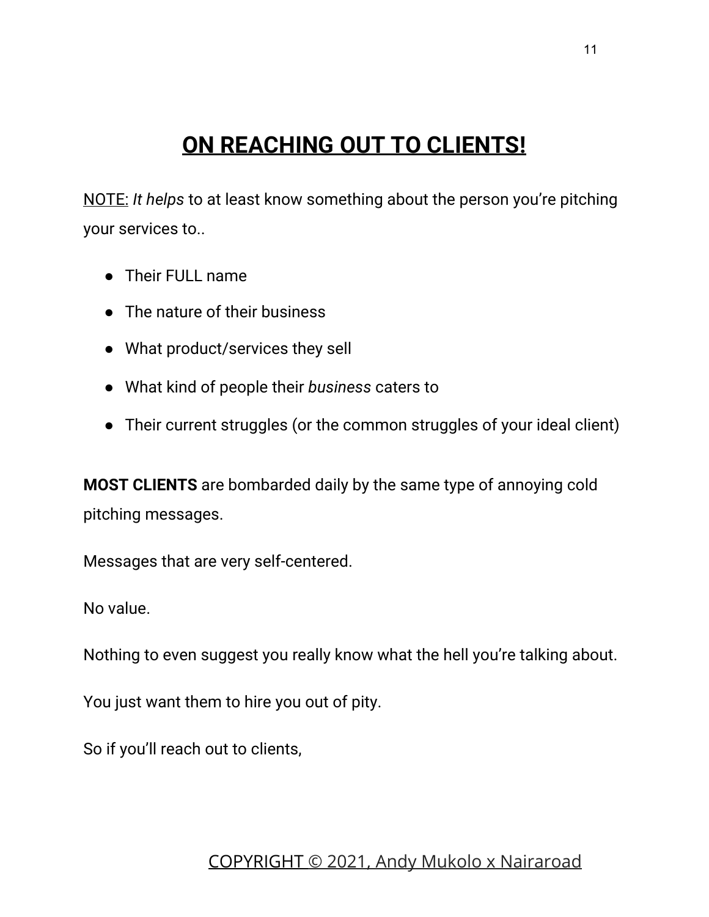## ON REACHING OUT TO CLIENTS!

NOTE: *It helps* to at least know something about the person you're pitching your services to..

- Their FULL name
- The nature of their business
- What product/services they sell
- What kind of people their *business* caters to
- Their current struggles (or the common struggles of your ideal client)

**MOST CLIENTS** are bombarded daily by the same type of annoying cold pitching messages.

Messages that are very self-centered.

No value.

Nothing to even suggest you really know what the hell you're talking about.

You just want them to hire you out of pity.

So if you'll reach out to clients,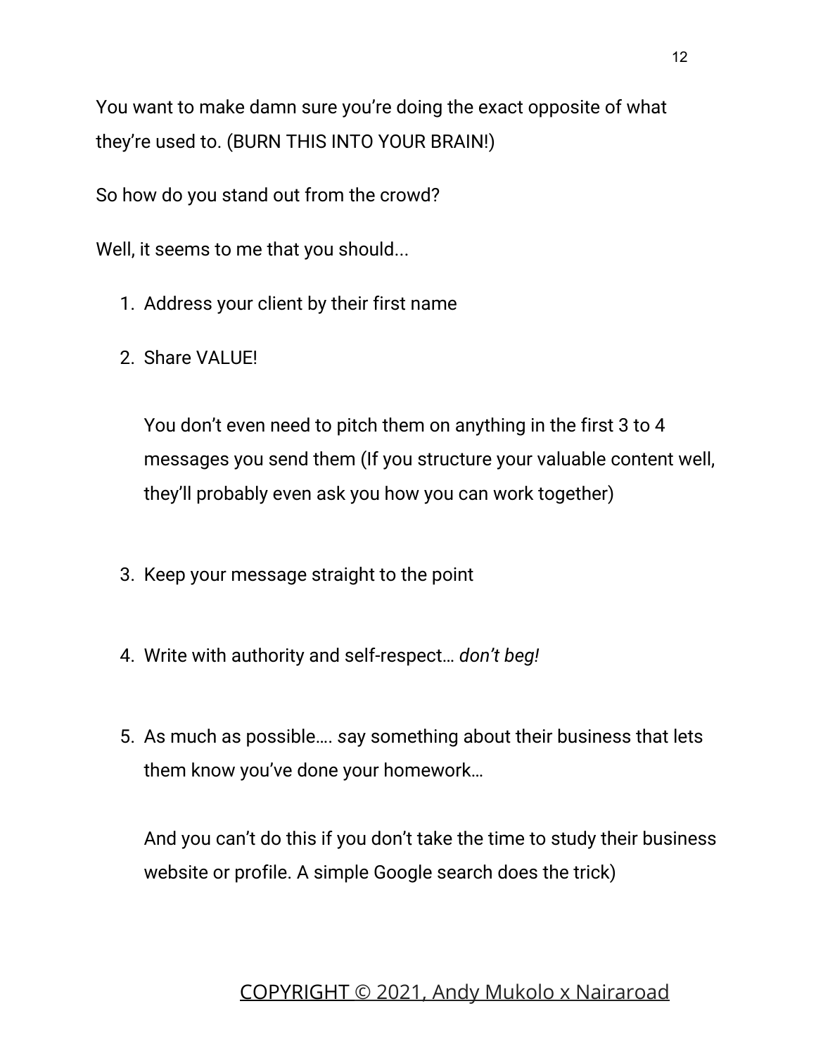You want to make damn sure you're doing the exact opposite of what they're used to. (BURN THIS INTO YOUR BRAIN!)

So how do you stand out from the crowd?

Well, it seems to me that you should...

1. Address your client by their first name
2. Share VALUE!

   You don't even need to pitch them on anything in the first 3 to 4 messages you send them (If you structure your valuable content well, they'll probably even ask you how you can work together)

3. Keep your message straight to the point
4. Write with authority and self-respect… *don't beg!*
5. As much as possible…. *s*ay something about their business that lets them know you've done your homework…

   And you can't do this if you don't take the time to study their business website or profile. A simple Google search does the trick)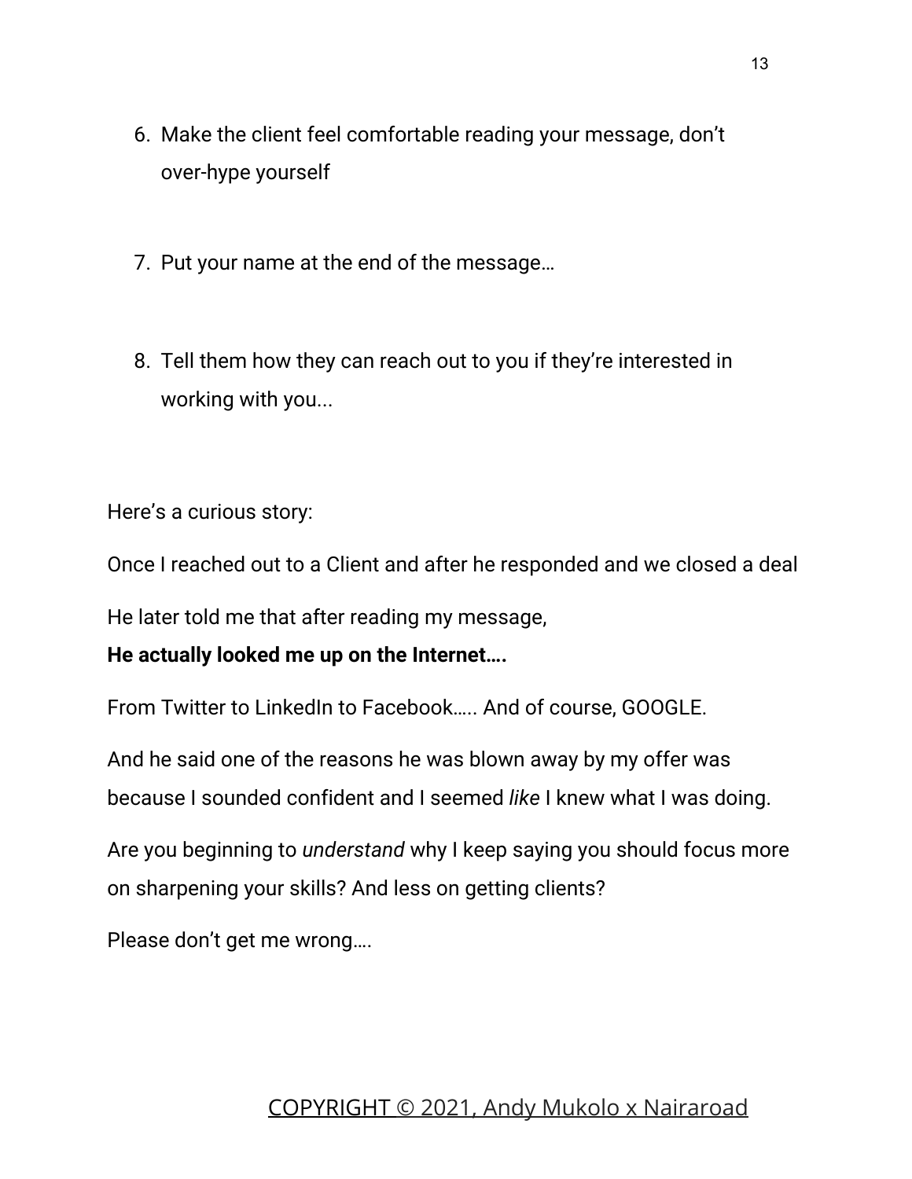6. Make the client feel comfortable reading your message, don't over-hype yourself

7. Put your name at the end of the message…

8. Tell them how they can reach out to you if they're interested in working with you...

Here's a curious story:

Once I reached out to a Client and after he responded and we closed a deal

He later told me that after reading my message,

**He actually looked me up on the Internet….**

From Twitter to LinkedIn to Facebook….. And of course, GOOGLE.

And he said one of the reasons he was blown away by my offer was because I sounded confident and I seemed *like* I knew what I was doing.

Are you beginning to *understand* why I keep saying you should focus more on sharpening your skills? And less on getting clients?

Please don't get me wrong….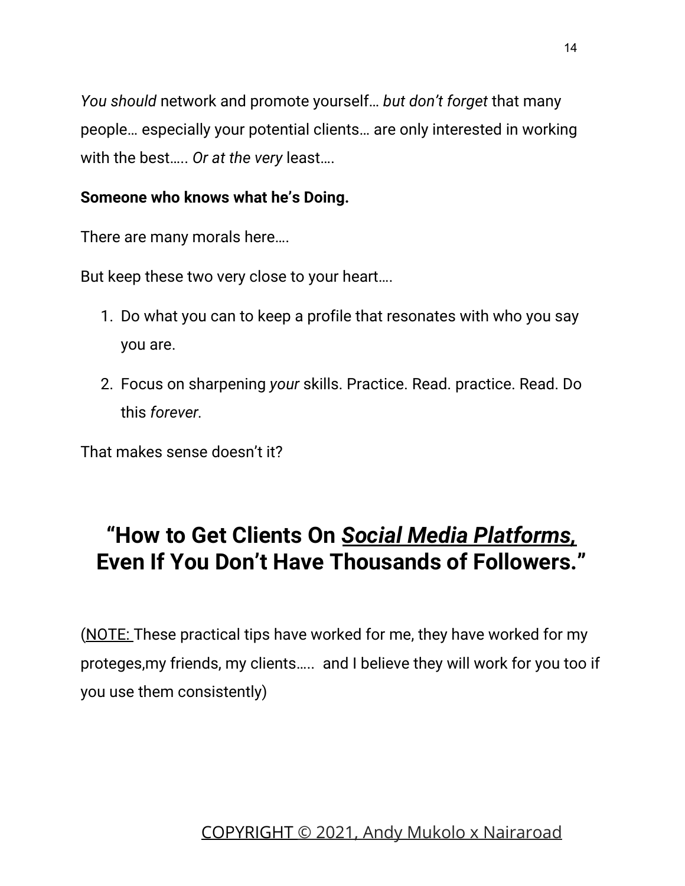*You should* network and promote yourself… *but don't forget* that many people… especially your potential clients… are only interested in working with the best….. *Or at the very* least….

**Someone who knows what he's Doing.**

There are many morals here….

But keep these two very close to your heart….

1. Do what you can to keep a profile that resonates with who you say you are.
2. Focus on sharpening *your* skills. Practice. Read. practice. Read. Do this *forever*.

That makes sense doesn't it?

## "How to Get Clients On <u>*Social Media Platforms,*</u> Even If You Don't Have Thousands of Followers."

(<u>NOTE:</u> These practical tips have worked for me, they have worked for my proteges,my friends, my clients….. and I believe they will work for you too if you use them consistently)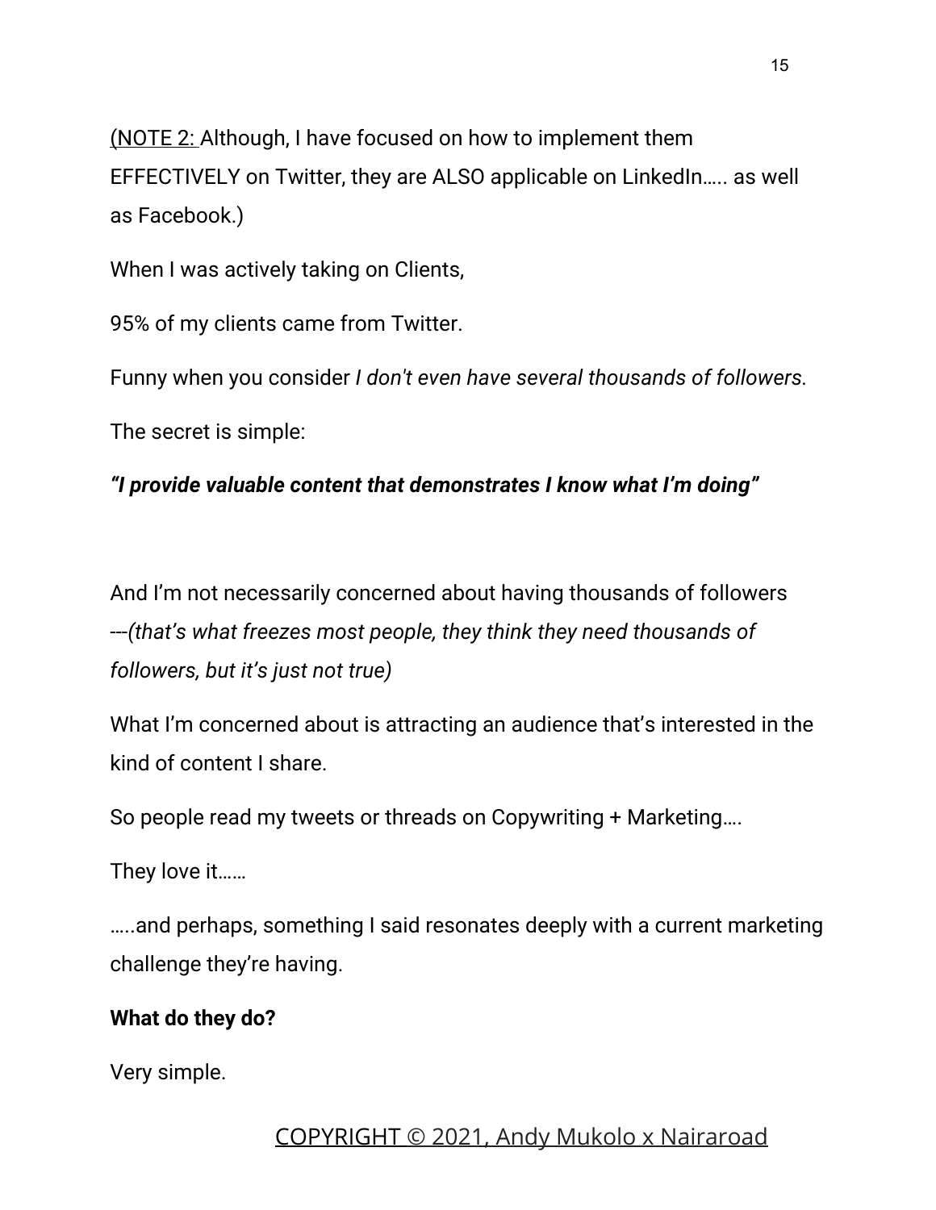(NOTE 2: Although, I have focused on how to implement them EFFECTIVELY on Twitter, they are ALSO applicable on LinkedIn….. as well as Facebook.)

When I was actively taking on Clients,

95% of my clients came from Twitter.

Funny when you consider *I don't even have several thousands of followers.*

The secret is simple:

***"I provide valuable content that demonstrates I know what I'm doing"***

And I'm not necessarily concerned about having thousands of followers ---*(that's what freezes most people, they think they need thousands of followers, but it's just not true)*

What I'm concerned about is attracting an audience that's interested in the kind of content I share.

So people read my tweets or threads on Copywriting + Marketing….

They love it……

…..and perhaps, something I said resonates deeply with a current marketing challenge they're having.

**What do they do?**

Very simple.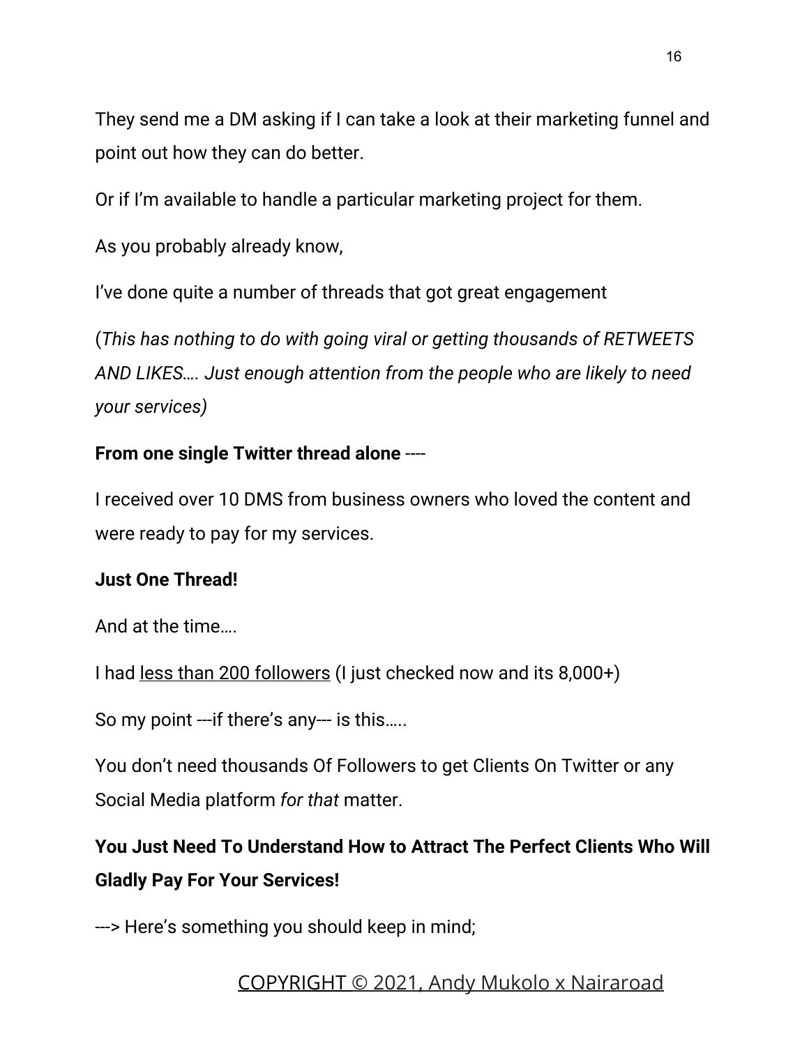They send me a DM asking if I can take a look at their marketing funnel and point out how they can do better.

Or if I'm available to handle a particular marketing project for them.

As you probably already know,

I've done quite a number of threads that got great engagement

(*This has nothing to do with going viral or getting thousands of RETWEETS AND LIKES…. Just enough attention from the people who are likely to need your services)*

**From one single Twitter thread alone** ----

I received over 10 DMS from business owners who loved the content and were ready to pay for my services.

**Just One Thread!**

And at the time….

I had <u>less than 200 followers</u> (I just checked now and its 8,000+)

So my point ---if there's any--- is this…..

You don't need thousands Of Followers to get Clients On Twitter or any Social Media platform *for that* matter.

**You Just Need To Understand How to Attract The Perfect Clients Who Will Gladly Pay For Your Services!**

---> Here's something you should keep in mind;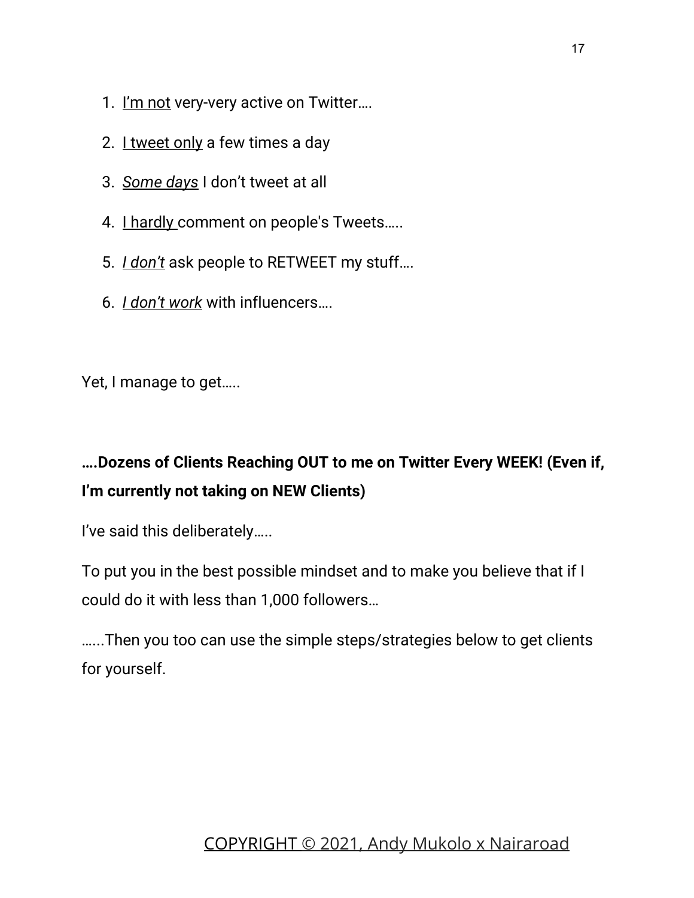1. I'm not very-very active on Twitter….
2. I tweet only a few times a day
3. *Some days* I don't tweet at all
4. I hardly comment on people's Tweets…..
5. *I don't* ask people to RETWEET my stuff….
6. *I don't work* with influencers….

Yet, I manage to get…..

**….Dozens of Clients Reaching OUT to me on Twitter Every WEEK! (Even if, I'm currently not taking on NEW Clients)**

I've said this deliberately…..

To put you in the best possible mindset and to make you believe that if I could do it with less than 1,000 followers…

…...Then you too can use the simple steps/strategies below to get clients for yourself.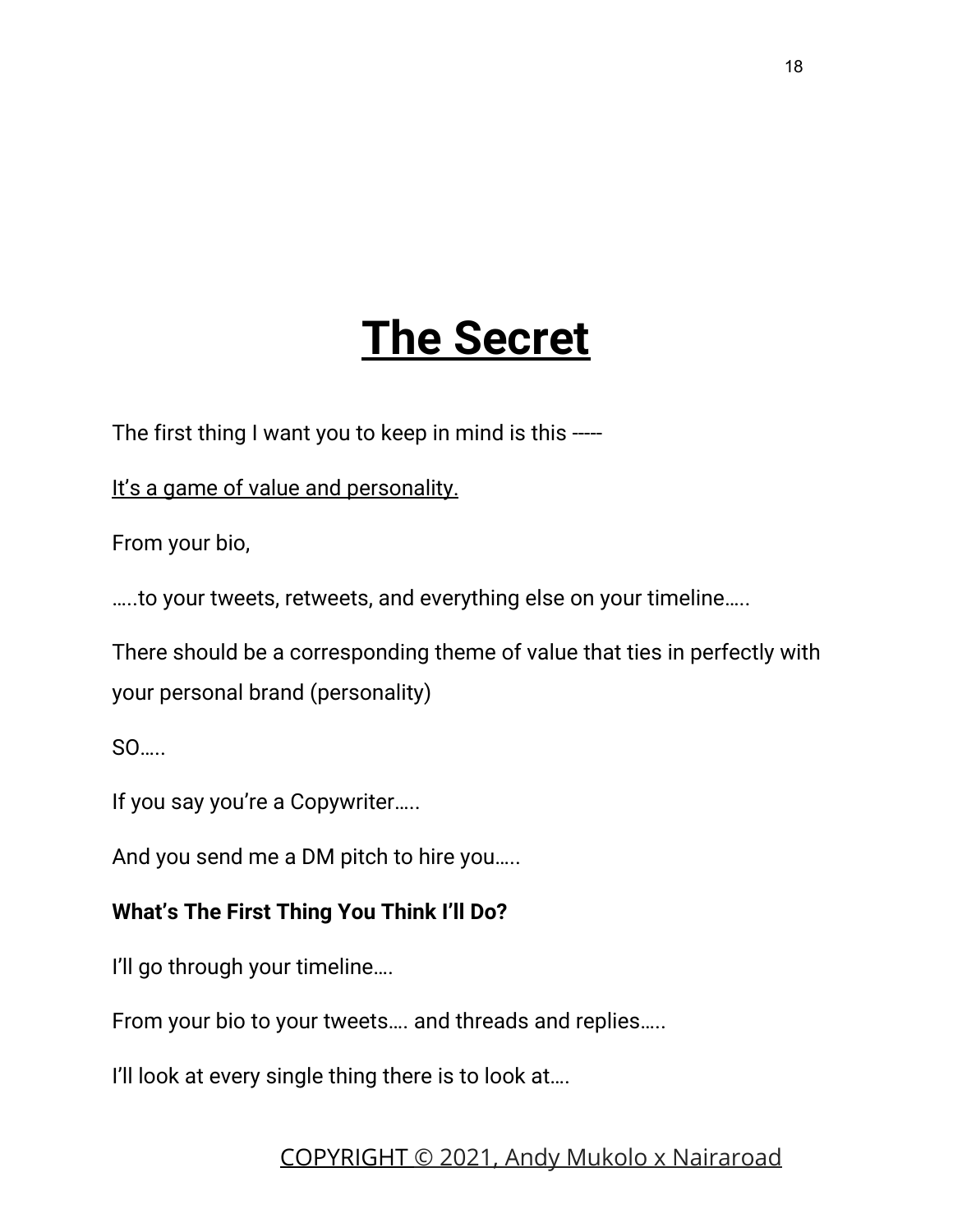# The Secret

The first thing I want you to keep in mind is this -----

It's a game of value and personality.

From your bio,

…..to your tweets, retweets, and everything else on your timeline…..

There should be a corresponding theme of value that ties in perfectly with your personal brand (personality)

SO…..

If you say you're a Copywriter…..

And you send me a DM pitch to hire you…..

**What's The First Thing You Think I'll Do?**

I'll go through your timeline….

From your bio to your tweets…. and threads and replies…..

I'll look at every single thing there is to look at….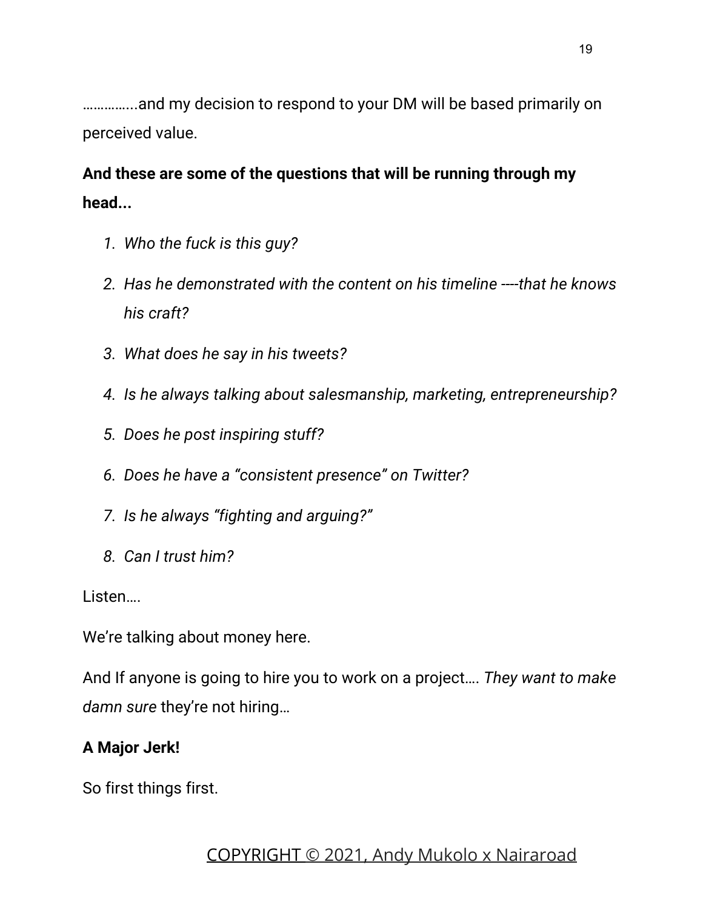…………..and my decision to respond to your DM will be based primarily on perceived value.

**And these are some of the questions that will be running through my head...**

1. *Who the fuck is this guy?*
2. *Has he demonstrated with the content on his timeline ----that he knows his craft?*
3. *What does he say in his tweets?*
4. *Is he always talking about salesmanship, marketing, entrepreneurship?*
5. *Does he post inspiring stuff?*
6. *Does he have a "consistent presence" on Twitter?*
7. *Is he always "fighting and arguing?"*
8. *Can I trust him?*

Listen….

We're talking about money here.

And If anyone is going to hire you to work on a project…. *They want to make damn sure* they're not hiring…

**A Major Jerk!**

So first things first.

COPYRIGHT © 2021, Andy Mukolo x Nairaroad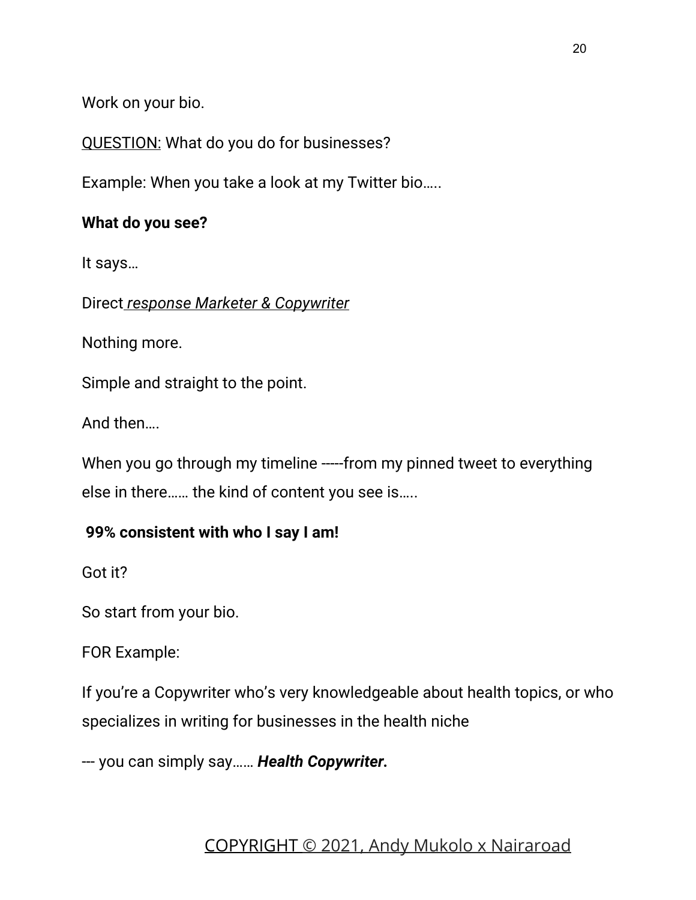Work on your bio.

QUESTION: What do you do for businesses?

Example: When you take a look at my Twitter bio…..

**What do you see?**

It says…

Direct *response Marketer & Copywriter*

Nothing more.

Simple and straight to the point.

And then….

When you go through my timeline -----from my pinned tweet to everything else in there…… the kind of content you see is…..

**99% consistent with who I say I am!**

Got it?

So start from your bio.

FOR Example:

If you're a Copywriter who's very knowledgeable about health topics, or who specializes in writing for businesses in the health niche

--- you can simply say…… ***Health Copywriter*.**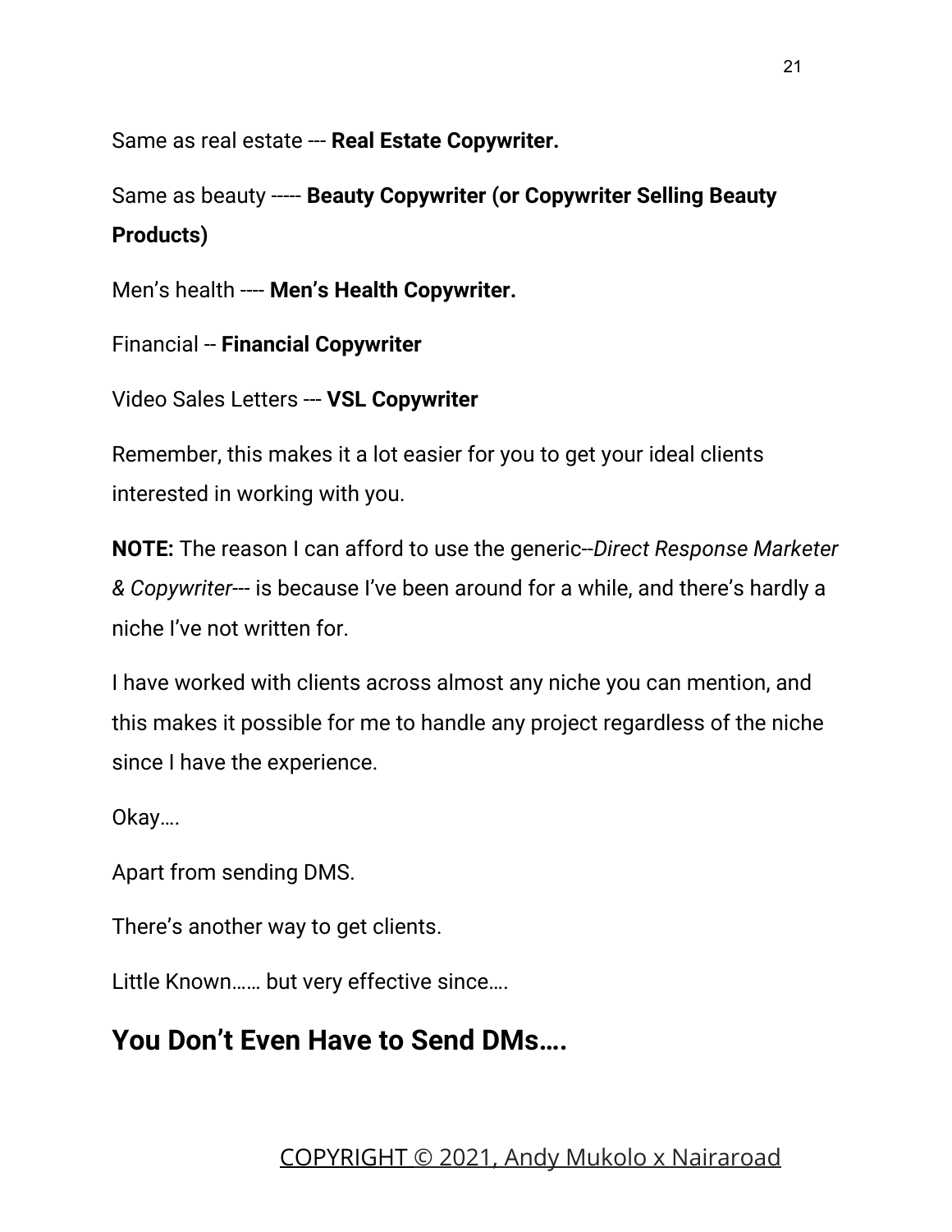Same as real estate --- **Real Estate Copywriter.**

Same as beauty ----- **Beauty Copywriter (or Copywriter Selling Beauty Products)**

Men's health ---- **Men's Health Copywriter.**

Financial -- **Financial Copywriter**

Video Sales Letters --- **VSL Copywriter**

Remember, this makes it a lot easier for you to get your ideal clients interested in working with you.

**NOTE:** The reason I can afford to use the generic--*Direct Response Marketer & Copywriter*--- is because I've been around for a while, and there's hardly a niche I've not written for.

I have worked with clients across almost any niche you can mention, and this makes it possible for me to handle any project regardless of the niche since I have the experience.

Okay….

Apart from sending DMS.

There's another way to get clients.

Little Known…… but very effective since….

## You Don't Even Have to Send DMs….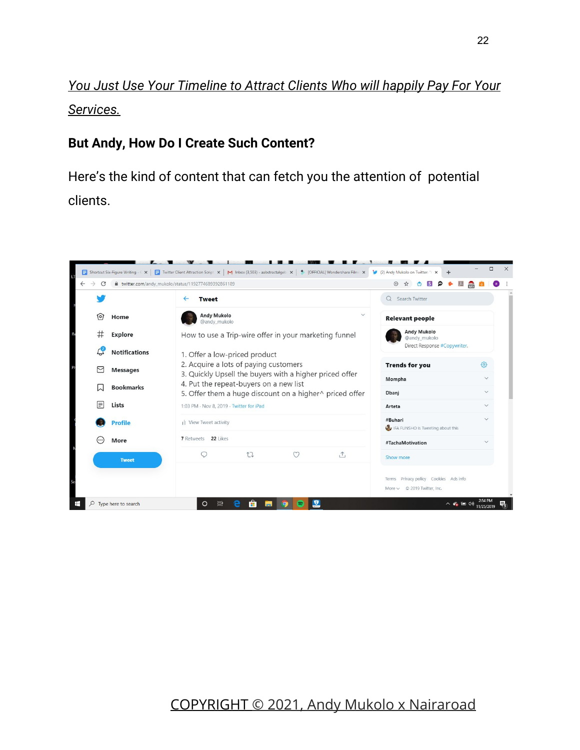*<u>You Just Use Your Timeline to Attract Clients Who will happily Pay For Your Services.</u>*

**But Andy, How Do I Create Such Content?**

Here's the kind of content that can fetch you the attention of potential clients.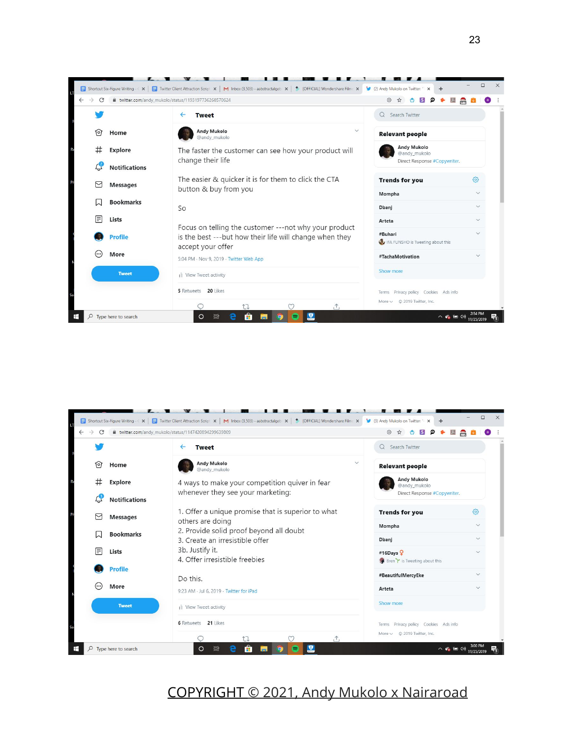Andy Mukolo
@andy_mukolo

The faster the customer can see how your product will change their life

The easier & quicker it is for them to click the CTA button & buy from you

So

Focus on telling the customer ---not why your product is the best ---but how their life will change when they accept your offer

5:04 PM · Nov 9, 2019 · Twitter Web App

5 Retweets 20 Likes

Andy Mukolo
@andy_mukolo

4 ways to make your competition quiver in fear whenever they see your marketing:

1. Offer a unique promise that is superior to what others are doing
2. Provide solid proof beyond all doubt
3. Create an irresistible offer
3b. Justify it.
4. Offer irresistible freebies

Do this.

9:23 AM · Jul 6, 2019 · Twitter for iPad

6 Retweets 21 Likes

COPYRIGHT © 2021, Andy Mukolo x Nairaroad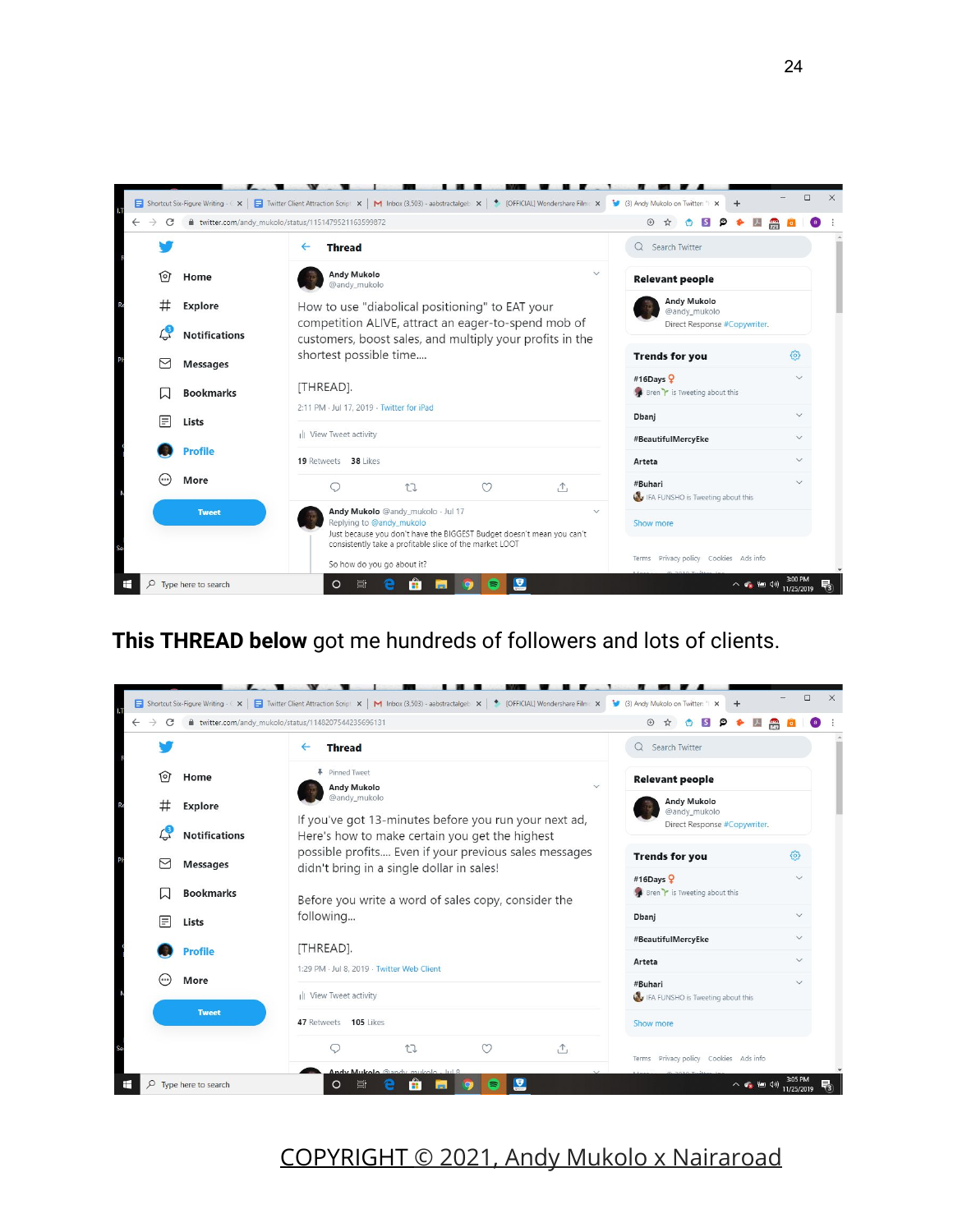How to use "diabolical positioning" to EAT your competition ALIVE, attract an eager-to-spend mob of customers, boost sales, and multiply your profits in the shortest possible time....

[THREAD].

**This THREAD below** got me hundreds of followers and lots of clients.

If you've got 13-minutes before you run your next ad, Here's how to make certain you get the highest possible profits.... Even if your previous sales messages didn't bring in a single dollar in sales!

Before you write a word of sales copy, consider the following...

[THREAD].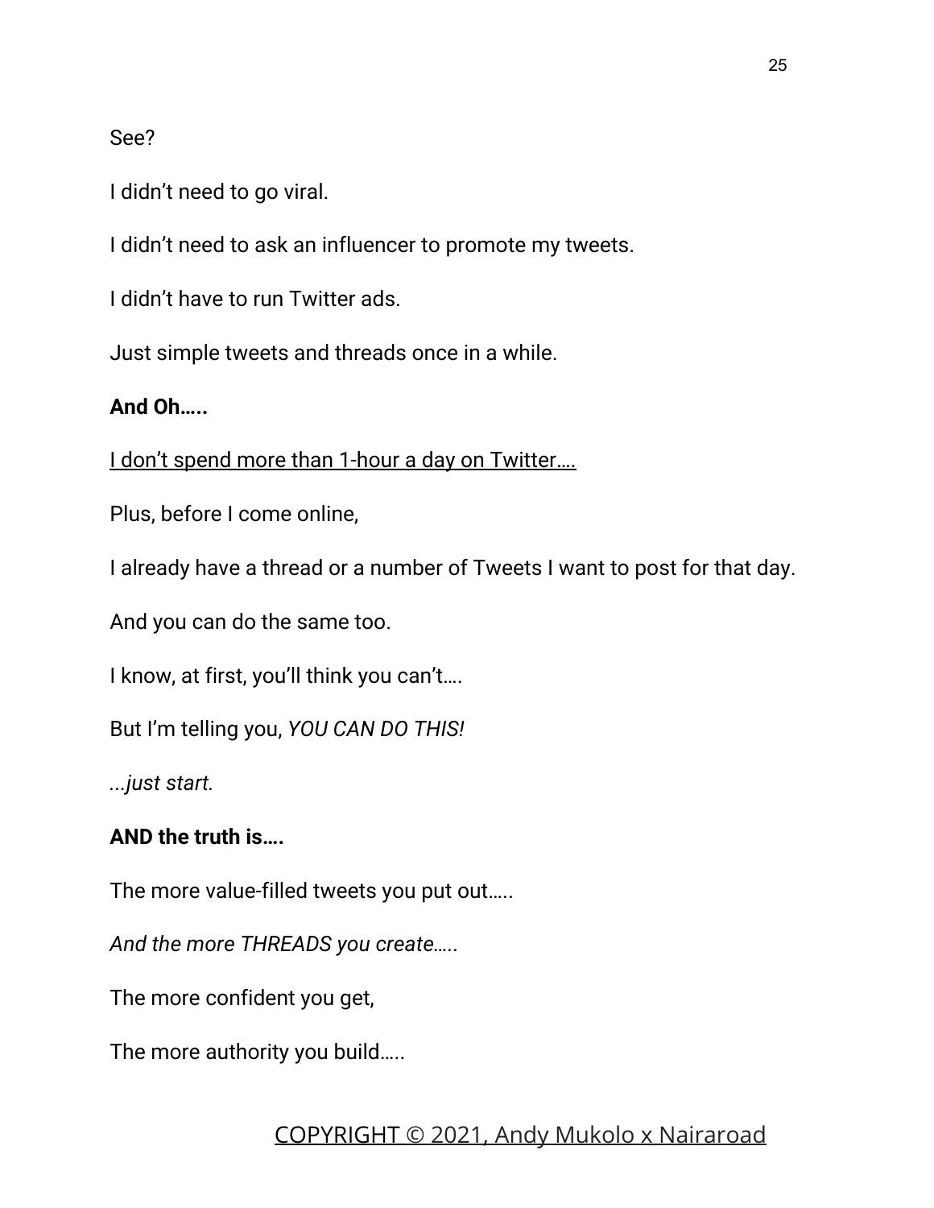See?

I didn’t need to go viral.

I didn’t need to ask an influencer to promote my tweets.

I didn’t have to run Twitter ads.

Just simple tweets and threads once in a while.

**And Oh…..**

<u>I don’t spend more than 1-hour a day on Twitter….</u>

Plus, before I come online,

I already have a thread or a number of Tweets I want to post for that day.

And you can do the same too.

I know, at first, you’ll think you can’t….

But I’m telling you, *YOU CAN DO THIS!*

*...just start.*

**AND the truth is….**

The more value-filled tweets you put out…..

*And the more THREADS you create…..*

The more confident you get,

The more authority you build…..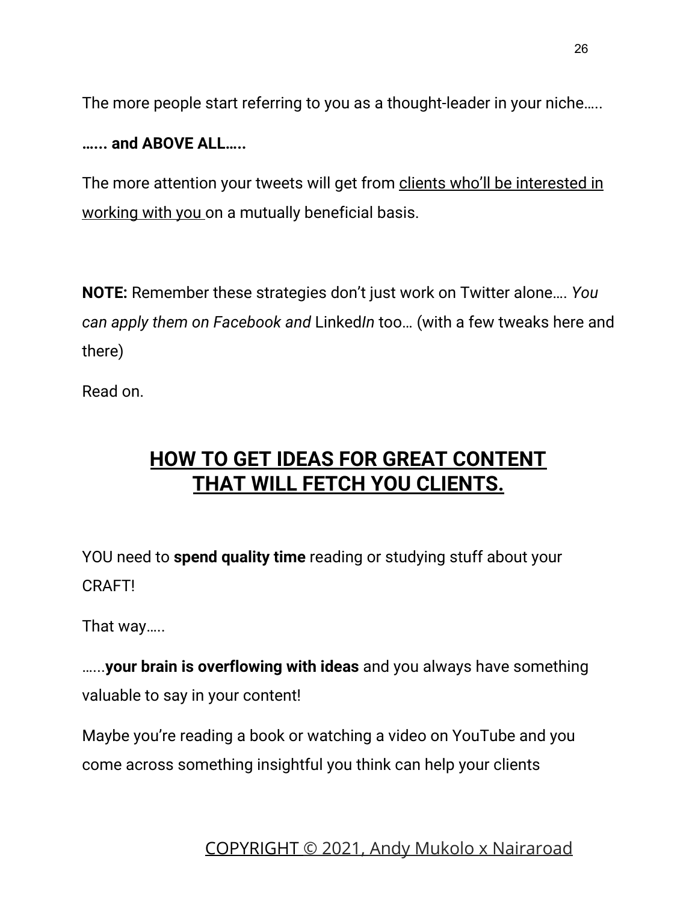The more people start referring to you as a thought-leader in your niche…..

**…... and ABOVE ALL…..**

The more attention your tweets will get from <u>clients who'll be interested in working with you</u> on a mutually beneficial basis.

**NOTE:** Remember these strategies don't just work on Twitter alone…. *You can apply them on Facebook and* Linked*In* too… (with a few tweaks here and there)

Read on.

## <u>HOW TO GET IDEAS FOR GREAT CONTENT THAT WILL FETCH YOU CLIENTS.</u>

YOU need to **spend quality time** reading or studying stuff about your CRAFT!

That way…..

…...**your brain is overflowing with ideas** and you always have something valuable to say in your content!

Maybe you're reading a book or watching a video on YouTube and you come across something insightful you think can help your clients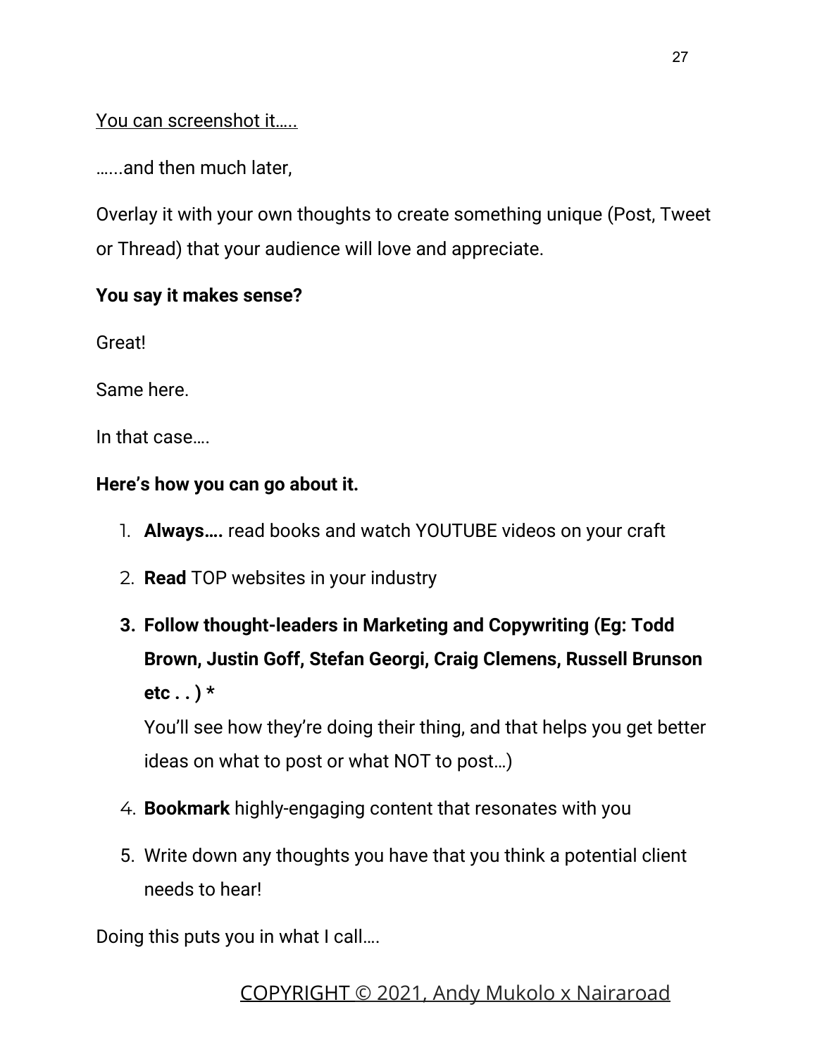<u>You can screenshot it…..</u>

…...and then much later,

Overlay it with your own thoughts to create something unique (Post, Tweet or Thread) that your audience will love and appreciate.

**You say it makes sense?**

Great!

Same here.

In that case….

**Here's how you can go about it.**

1. **Always….** read books and watch YOUTUBE videos on your craft
2. **Read** TOP websites in your industry
3. **Follow thought-leaders in Marketing and Copywriting (Eg: Todd Brown, Justin Goff, Stefan Georgi, Craig Clemens, Russell Brunson etc . . ) ***
   You'll see how they're doing their thing, and that helps you get better ideas on what to post or what NOT to post…)
4. **Bookmark** highly-engaging content that resonates with you
5. Write down any thoughts you have that you think a potential client needs to hear!

Doing this puts you in what I call….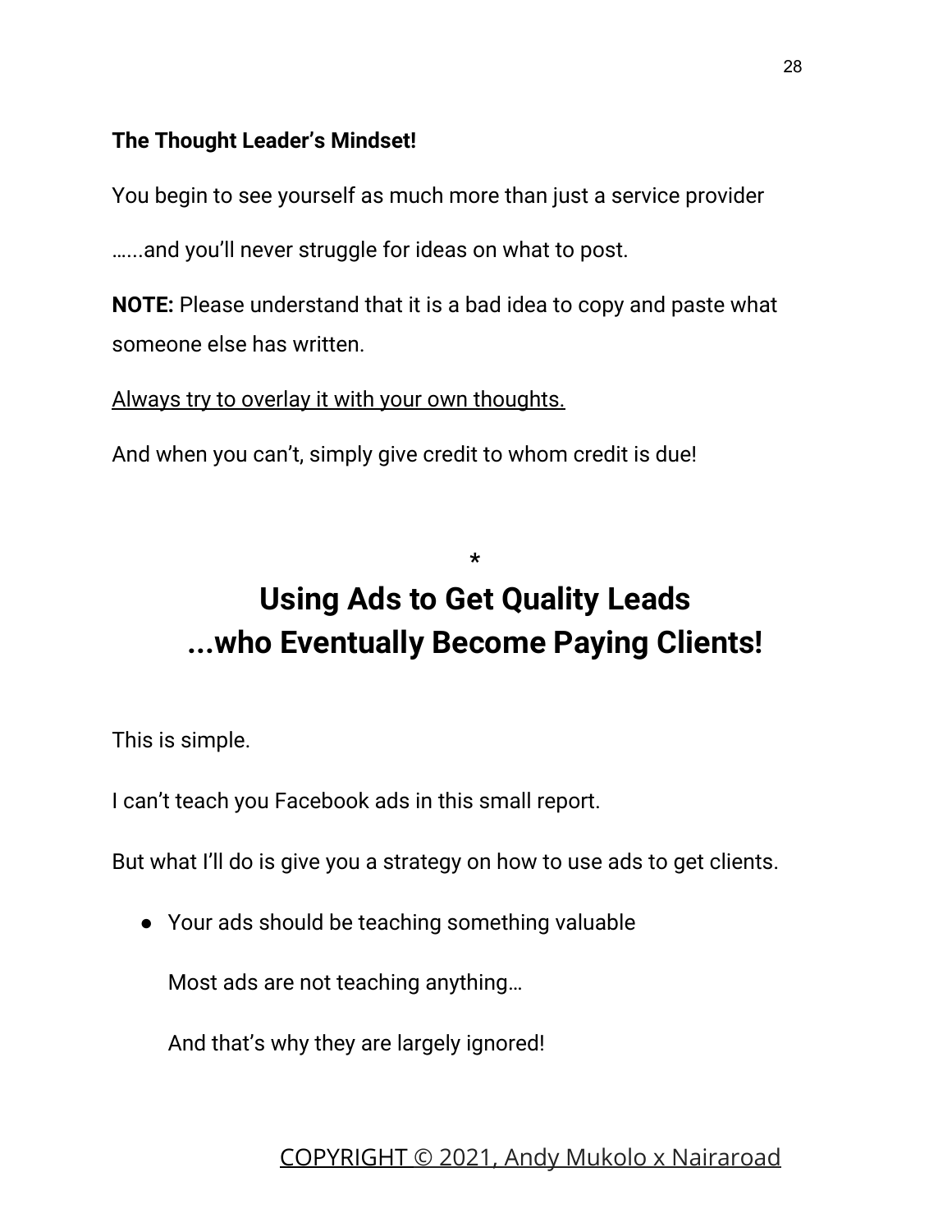**The Thought Leader's Mindset!**

You begin to see yourself as much more than just a service provider

…...and you'll never struggle for ideas on what to post.

**NOTE:** Please understand that it is a bad idea to copy and paste what someone else has written.

<u>Always try to overlay it with your own thoughts.</u>

And when you can't, simply give credit to whom credit is due!

*

# Using Ads to Get Quality Leads ...who Eventually Become Paying Clients!

This is simple.

I can't teach you Facebook ads in this small report.

But what I'll do is give you a strategy on how to use ads to get clients.

- Your ads should be teaching something valuable

  Most ads are not teaching anything…

  And that's why they are largely ignored!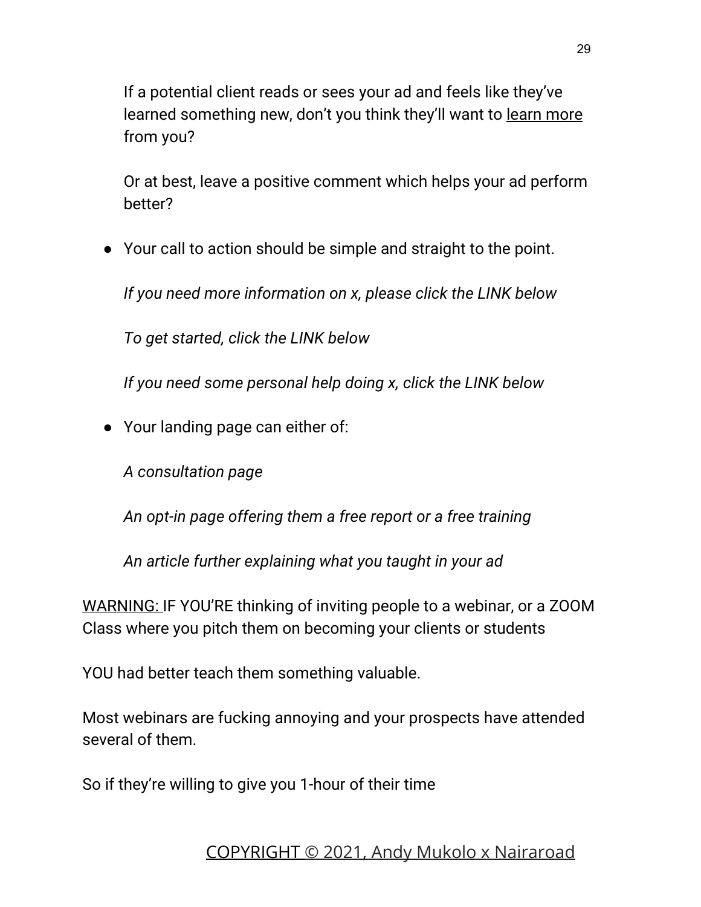If a potential client reads or sees your ad and feels like they've learned something new, don't you think they'll want to <u>learn more</u> from you?

Or at best, leave a positive comment which helps your ad perform better?

- Your call to action should be simple and straight to the point.

  *If you need more information on x, please click the LINK below*

  *To get started, click the LINK below*

  *If you need some personal help doing x, click the LINK below*

- Your landing page can either of:

  *A consultation page*

  *An opt-in page offering them a free report or a free training*

  *An article further explaining what you taught in your ad*

<u>WARNING:</u> IF YOU'RE thinking of inviting people to a webinar, or a ZOOM Class where you pitch them on becoming your clients or students

YOU had better teach them something valuable.

Most webinars are fucking annoying and your prospects have attended several of them.

So if they're willing to give you 1-hour of their time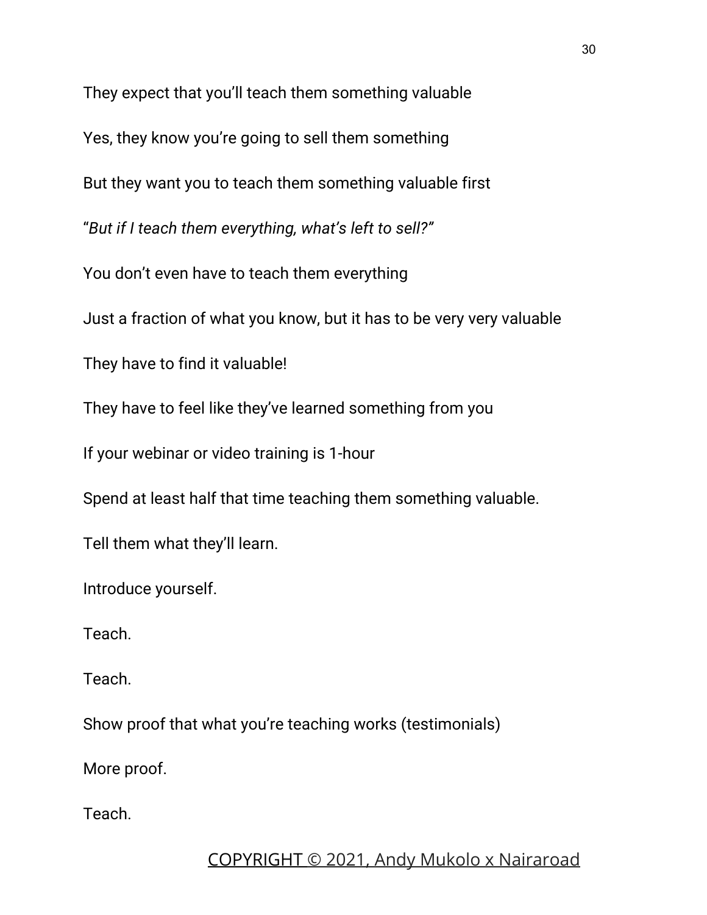They expect that you'll teach them something valuable

Yes, they know you're going to sell them something

But they want you to teach them something valuable first

"*But if I teach them everything, what's left to sell?"*

You don't even have to teach them everything

Just a fraction of what you know, but it has to be very very valuable

They have to find it valuable!

They have to feel like they've learned something from you

If your webinar or video training is 1-hour

Spend at least half that time teaching them something valuable.

Tell them what they'll learn.

Introduce yourself.

Teach.

Teach.

Show proof that what you're teaching works (testimonials)

More proof.

Teach.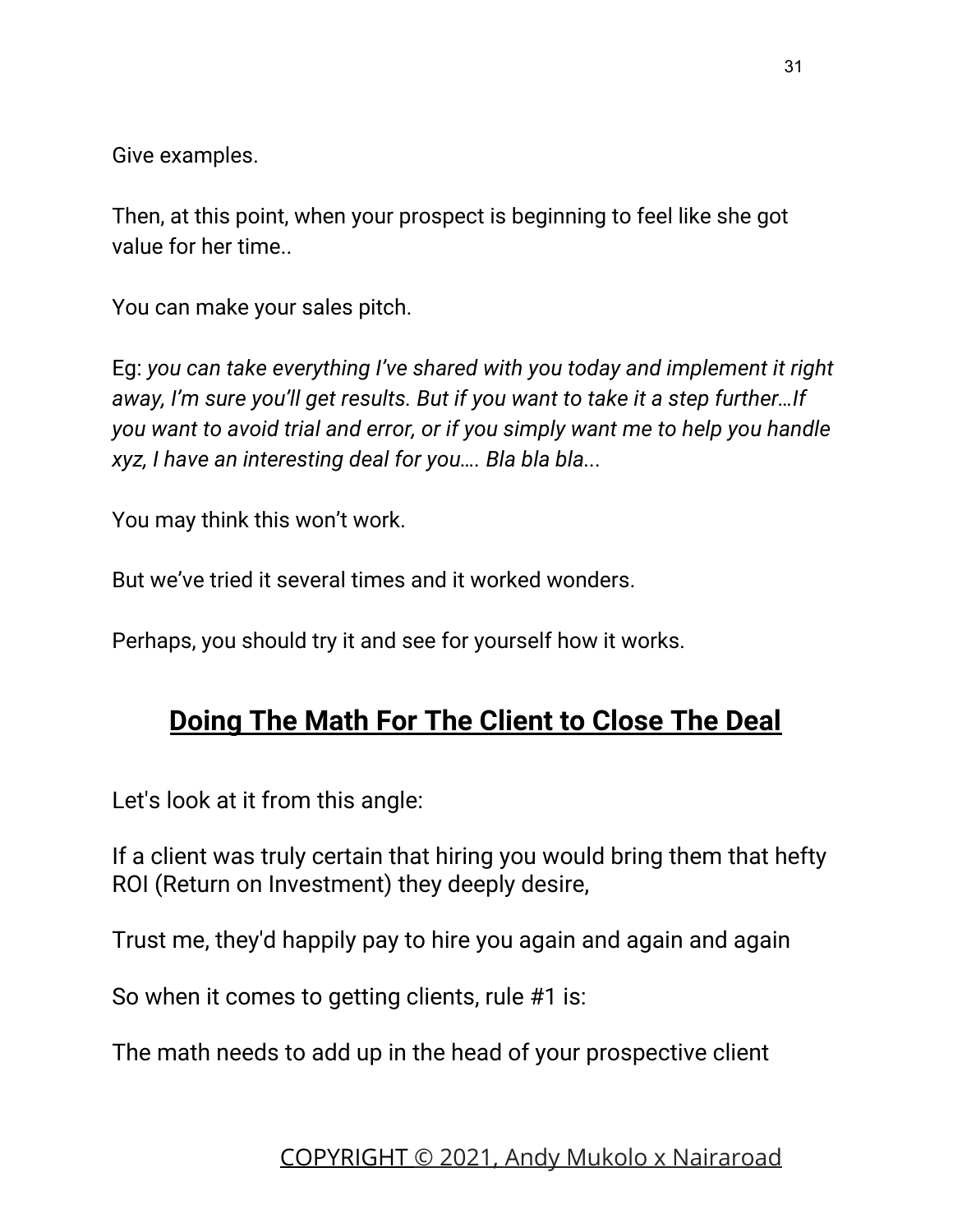Give examples.

Then, at this point, when your prospect is beginning to feel like she got value for her time..

You can make your sales pitch.

Eg: *you can take everything I've shared with you today and implement it right away, I'm sure you'll get results. But if you want to take it a step further…If you want to avoid trial and error, or if you simply want me to help you handle xyz, I have an interesting deal for you…. Bla bla bla...*

You may think this won't work.

But we've tried it several times and it worked wonders.

Perhaps, you should try it and see for yourself how it works.

## Doing The Math For The Client to Close The Deal

Let's look at it from this angle:

If a client was truly certain that hiring you would bring them that hefty ROI (Return on Investment) they deeply desire,

Trust me, they'd happily pay to hire you again and again and again

So when it comes to getting clients, rule #1 is:

The math needs to add up in the head of your prospective client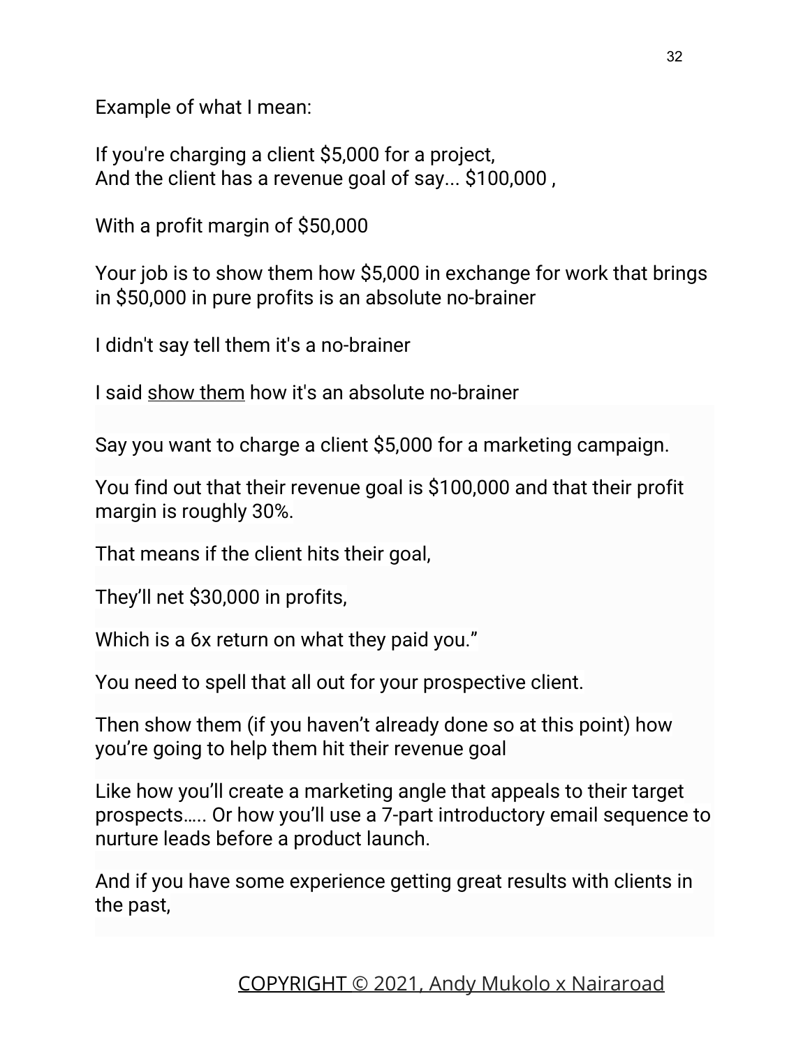Example of what I mean:

If you're charging a client $5,000 for a project,
And the client has a revenue goal of say... $100,000 ,

With a profit margin of $50,000

Your job is to show them how $5,000 in exchange for work that brings in $50,000 in pure profits is an absolute no-brainer

I didn't say tell them it's a no-brainer

I said <u>show them</u> how it's an absolute no-brainer

Say you want to charge a client $5,000 for a marketing campaign.

You find out that their revenue goal is $100,000 and that their profit margin is roughly 30%.

That means if the client hits their goal,

They'll net $30,000 in profits,

Which is a 6x return on what they paid you."

You need to spell that all out for your prospective client.

Then show them (if you haven't already done so at this point) how you're going to help them hit their revenue goal

Like how you'll create a marketing angle that appeals to their target prospects….. Or how you'll use a 7-part introductory email sequence to nurture leads before a product launch.

And if you have some experience getting great results with clients in the past,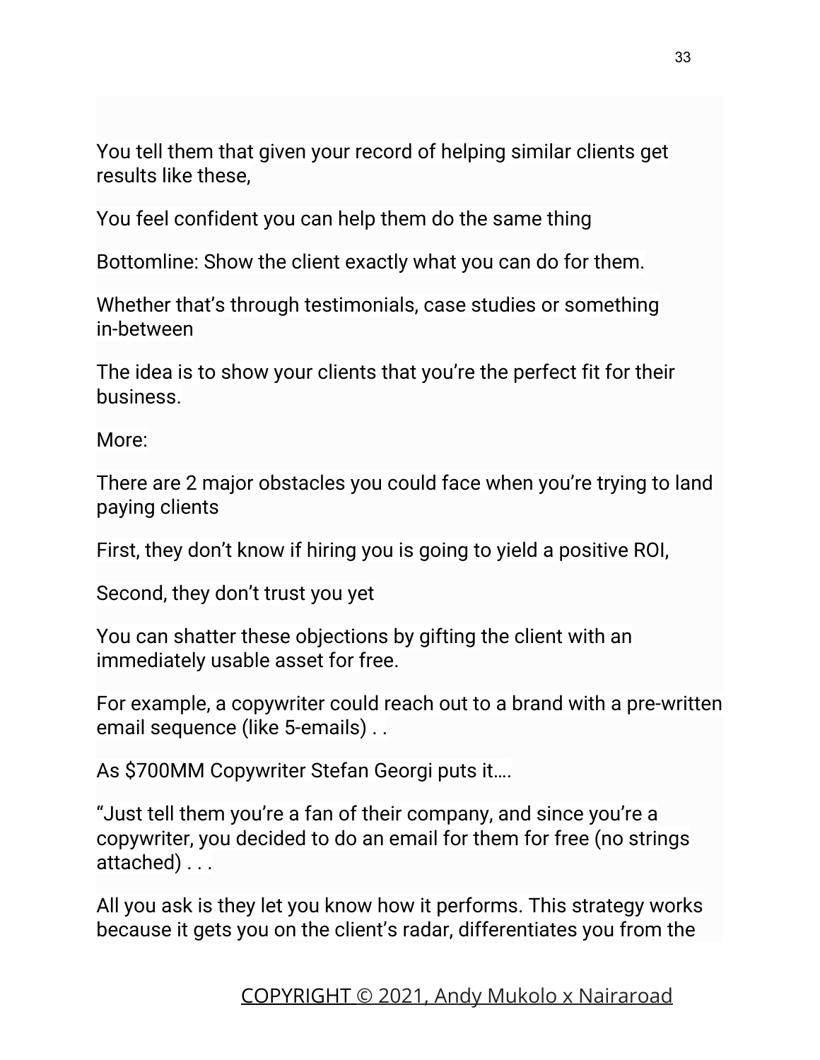You tell them that given your record of helping similar clients get results like these,

You feel confident you can help them do the same thing

Bottomline: Show the client exactly what you can do for them.

Whether that's through testimonials, case studies or something in-between

The idea is to show your clients that you're the perfect fit for their business.

More:

There are 2 major obstacles you could face when you're trying to land paying clients

First, they don't know if hiring you is going to yield a positive ROI,

Second, they don't trust you yet

You can shatter these objections by gifting the client with an immediately usable asset for free.

For example, a copywriter could reach out to a brand with a pre-written email sequence (like 5-emails) . .

As $700MM Copywriter Stefan Georgi puts it….

"Just tell them you're a fan of their company, and since you're a copywriter, you decided to do an email for them for free (no strings attached) . . .

All you ask is they let you know how it performs. This strategy works because it gets you on the client's radar, differentiates you from the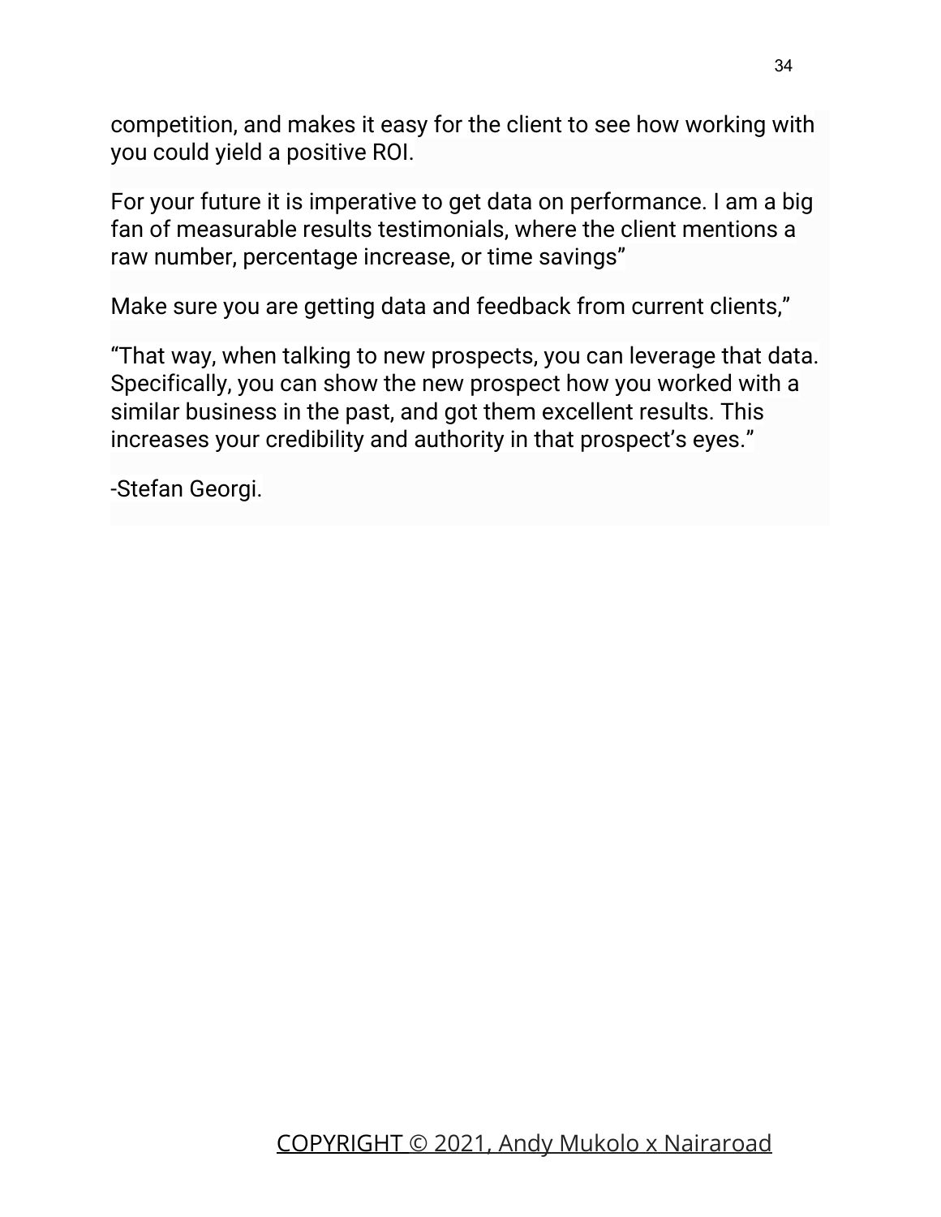competition, and makes it easy for the client to see how working with you could yield a positive ROI.

For your future it is imperative to get data on performance. I am a big fan of measurable results testimonials, where the client mentions a raw number, percentage increase, or time savings”

Make sure you are getting data and feedback from current clients,”

“That way, when talking to new prospects, you can leverage that data. Specifically, you can show the new prospect how you worked with a similar business in the past, and got them excellent results. This increases your credibility and authority in that prospect’s eyes.”

-Stefan Georgi.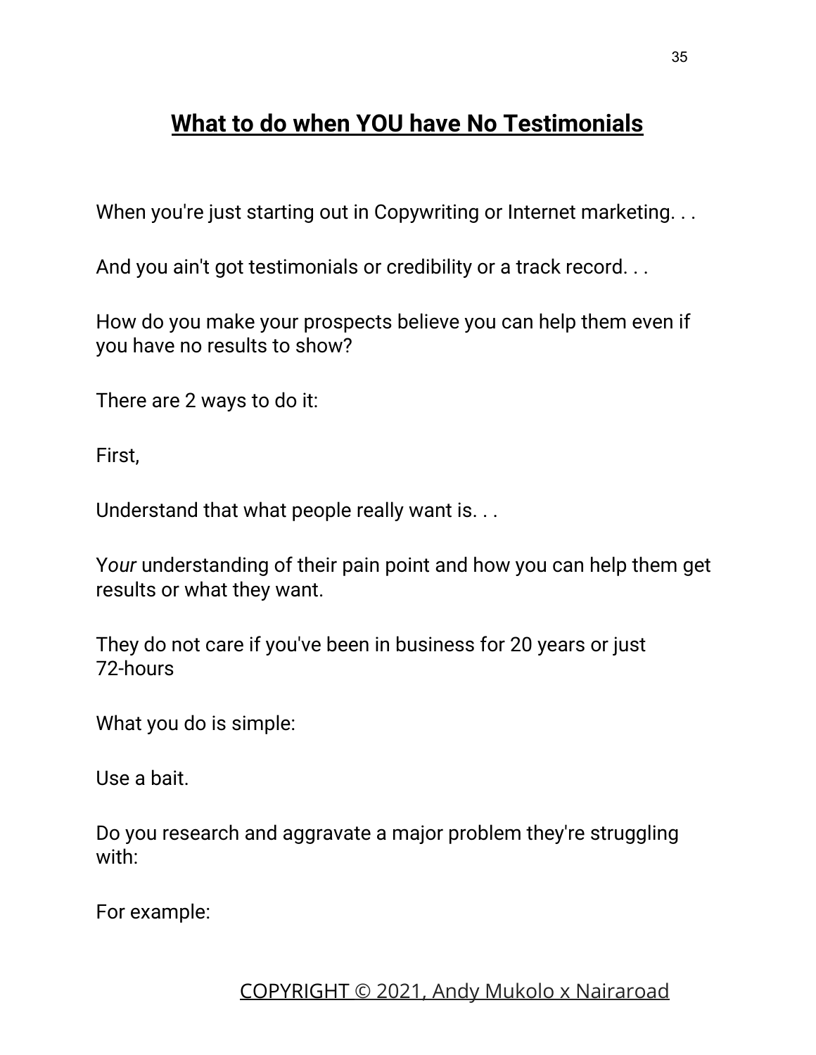## **What to do when YOU have No Testimonials**

When you're just starting out in Copywriting or Internet marketing. . .

And you ain't got testimonials or credibility or a track record. . .

How do you make your prospects believe you can help them even if you have no results to show?

There are 2 ways to do it:

First,

Understand that what people really want is. . .

Y*our* understanding of their pain point and how you can help them get results or what they want.

They do not care if you've been in business for 20 years or just 72-hours

What you do is simple:

Use a bait.

Do you research and aggravate a major problem they're struggling with:

For example: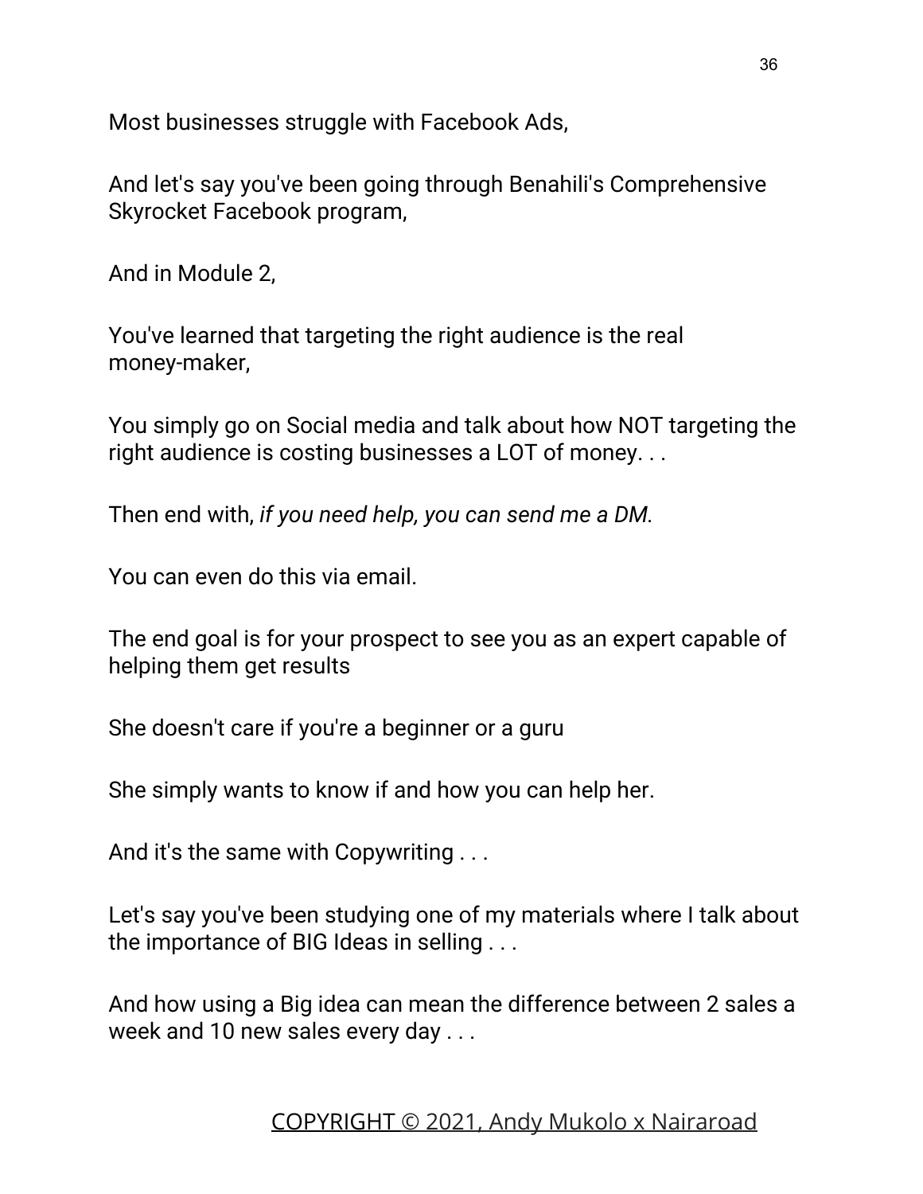Most businesses struggle with Facebook Ads,

And let's say you've been going through Benahili's Comprehensive Skyrocket Facebook program,

And in Module 2,

You've learned that targeting the right audience is the real money-maker,

You simply go on Social media and talk about how NOT targeting the right audience is costing businesses a LOT of money. . .

Then end with, *if you need help, you can send me a DM.*

You can even do this via email.

The end goal is for your prospect to see you as an expert capable of helping them get results

She doesn't care if you're a beginner or a guru

She simply wants to know if and how you can help her.

And it's the same with Copywriting . . .

Let's say you've been studying one of my materials where I talk about the importance of BIG Ideas in selling . . .

And how using a Big idea can mean the difference between 2 sales a week and 10 new sales every day . . .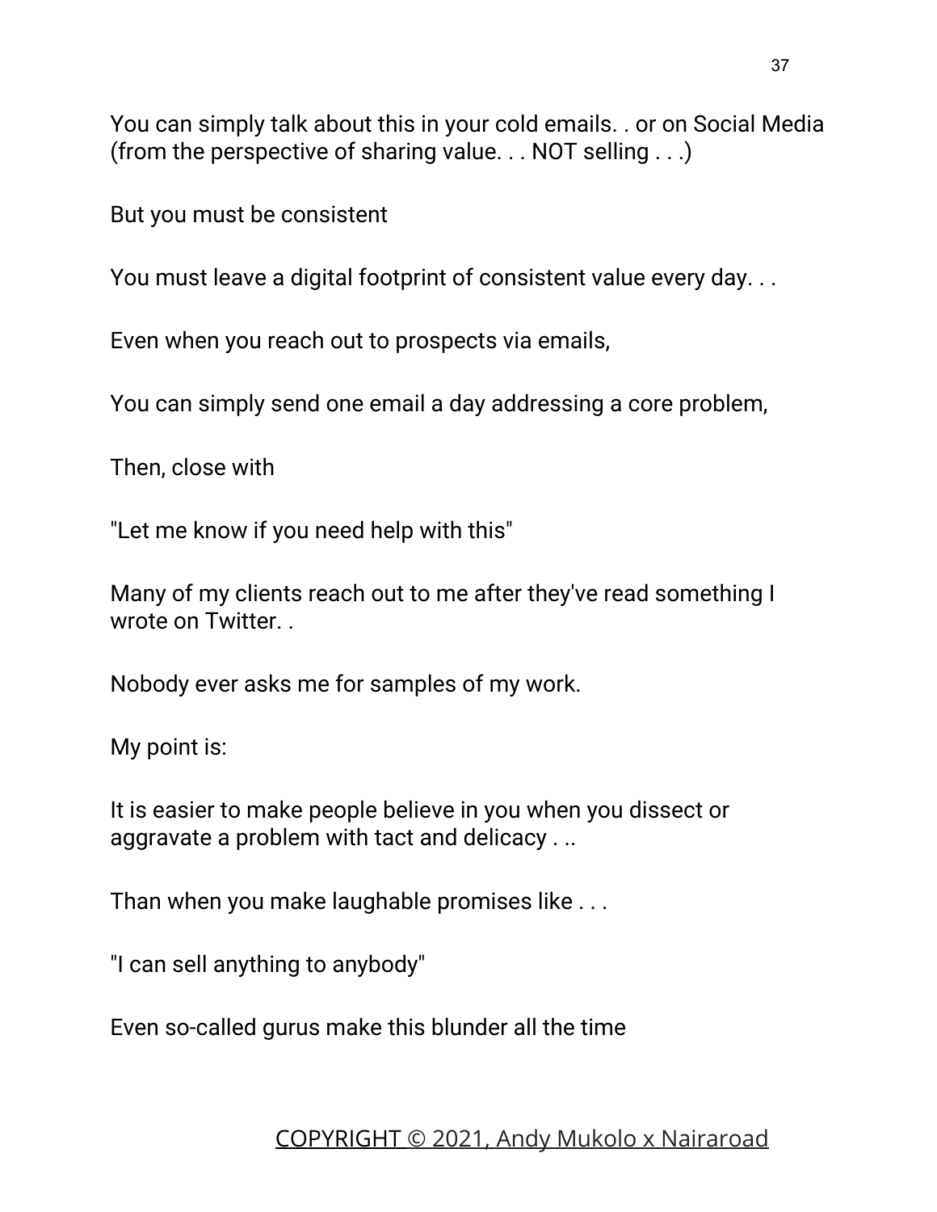You can simply talk about this in your cold emails. . or on Social Media (from the perspective of sharing value. . . NOT selling . . .)

But you must be consistent

You must leave a digital footprint of consistent value every day. . .

Even when you reach out to prospects via emails,

You can simply send one email a day addressing a core problem,

Then, close with

"Let me know if you need help with this"

Many of my clients reach out to me after they've read something I wrote on Twitter. .

Nobody ever asks me for samples of my work.

My point is:

It is easier to make people believe in you when you dissect or aggravate a problem with tact and delicacy . ..

Than when you make laughable promises like . . .

"I can sell anything to anybody"

Even so-called gurus make this blunder all the time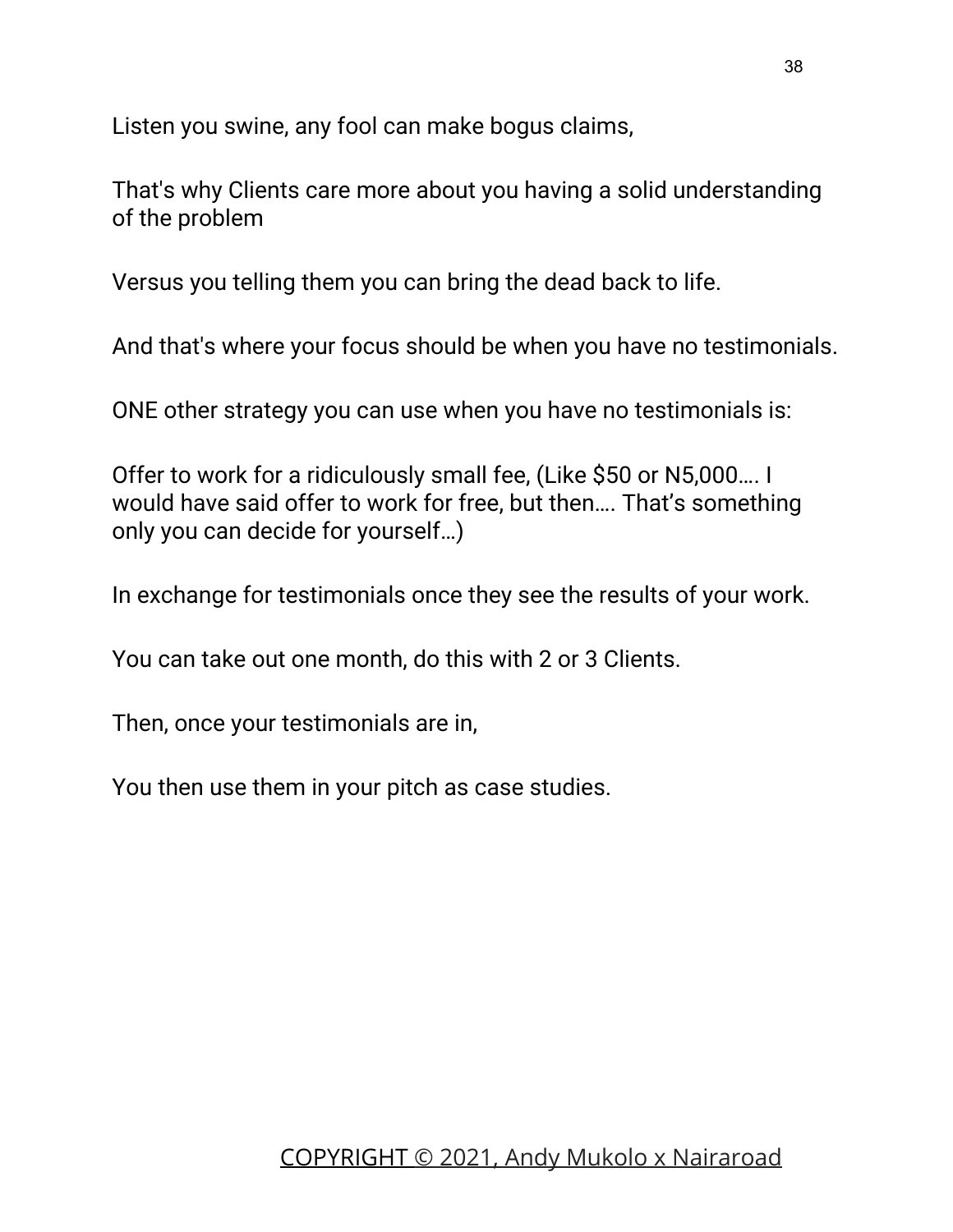Listen you swine, any fool can make bogus claims,

That's why Clients care more about you having a solid understanding of the problem

Versus you telling them you can bring the dead back to life.

And that's where your focus should be when you have no testimonials.

ONE other strategy you can use when you have no testimonials is:

Offer to work for a ridiculously small fee, (Like $50 or N5,000…. I would have said offer to work for free, but then…. That's something only you can decide for yourself…)

In exchange for testimonials once they see the results of your work.

You can take out one month, do this with 2 or 3 Clients.

Then, once your testimonials are in,

You then use them in your pitch as case studies.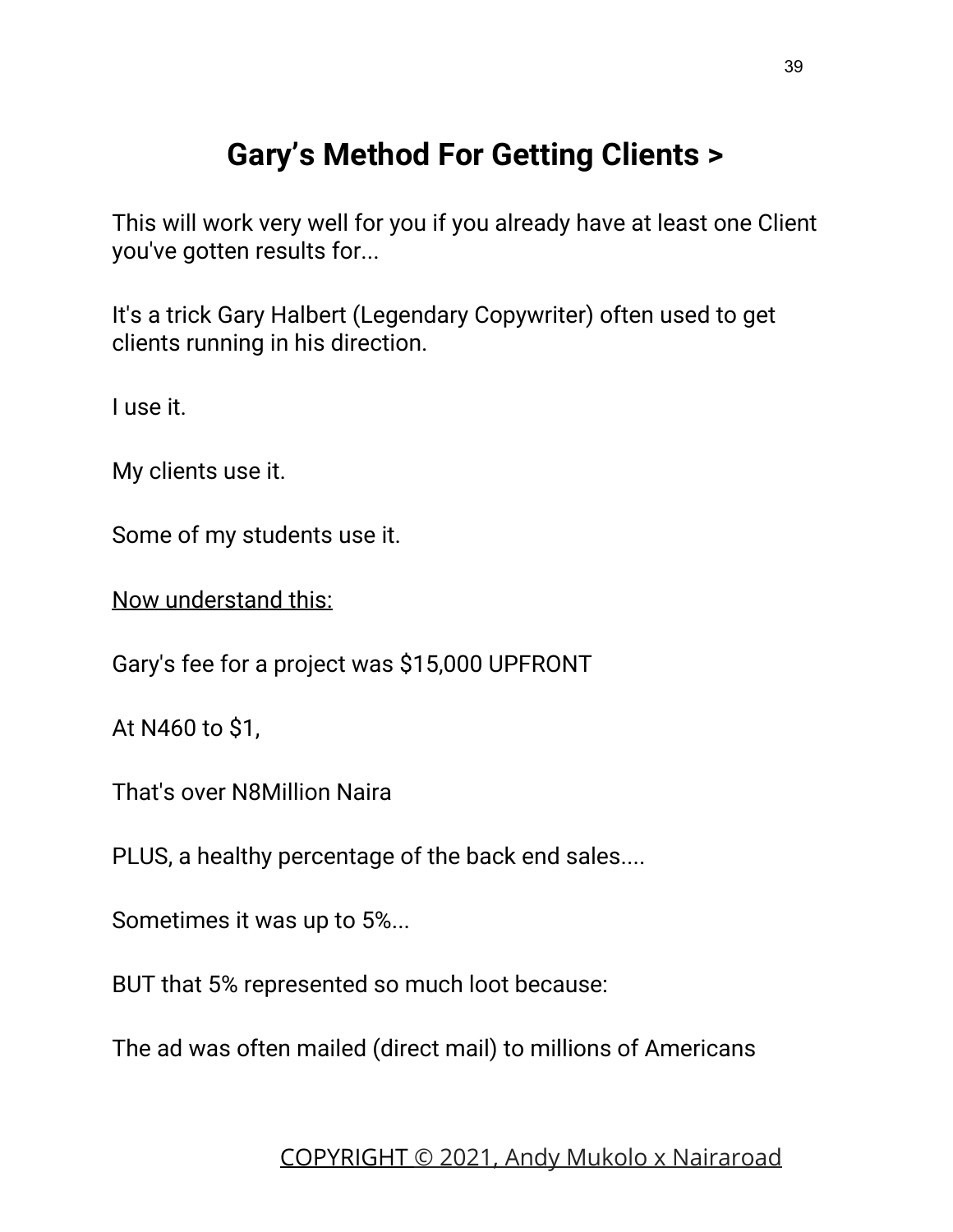## Gary's Method For Getting Clients >

This will work very well for you if you already have at least one Client you've gotten results for...

It's a trick Gary Halbert (Legendary Copywriter) often used to get clients running in his direction.

I use it.

My clients use it.

Some of my students use it.

<u>Now understand this:</u>

Gary's fee for a project was $15,000 UPFRONT

At N460 to $1,

That's over N8Million Naira

PLUS, a healthy percentage of the back end sales....

Sometimes it was up to 5%...

BUT that 5% represented so much loot because:

The ad was often mailed (direct mail) to millions of Americans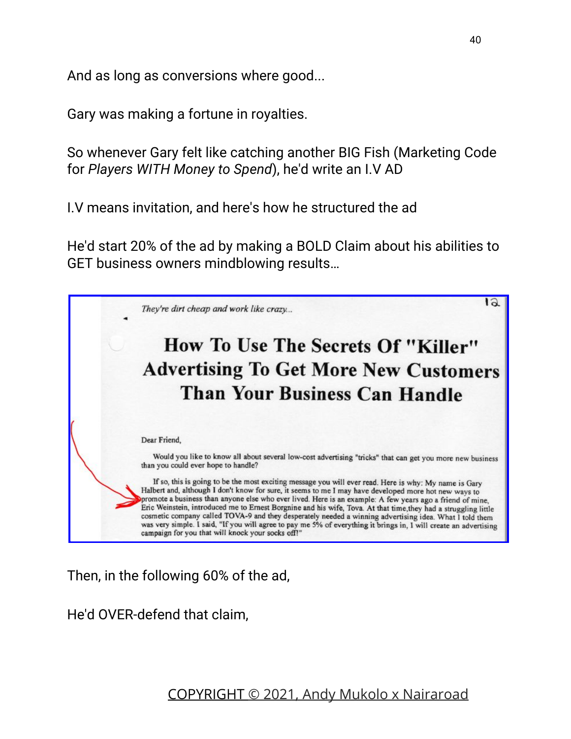And as long as conversions where good...

Gary was making a fortune in royalties.

So whenever Gary felt like catching another BIG Fish (Marketing Code for *Players WITH Money to Spend*), he'd write an I.V AD

I.V means invitation, and here's how he structured the ad

He'd start 20% of the ad by making a BOLD Claim about his abilities to GET business owners mindblowing results…

*They're dirt cheap and work like crazy...*

## How To Use The Secrets Of "Killer" Advertising To Get More New Customers Than Your Business Can Handle

Dear Friend,

Would you like to know all about several low-cost advertising "tricks" that can get you more new business than you could ever hope to handle?

If so, this is going to be the most exciting message you will ever read. Here is why: My name is Gary Halbert and, although I don't know for sure, it seems to me I may have developed more hot new ways to promote a business than anyone else who ever lived. Here is an example: A few years ago a friend of mine, Eric Weinstein, introduced me to Ernest Borgnine and his wife, Tova. At that time,they had a struggling little cosmetic company called TOVA-9 and they desperately needed a winning advertising idea. What I told them was very simple. I said, "If you will agree to pay me 5% of everything it brings in, I will create an advertising campaign for you that will knock your socks off!"

Then, in the following 60% of the ad,

He'd OVER-defend that claim,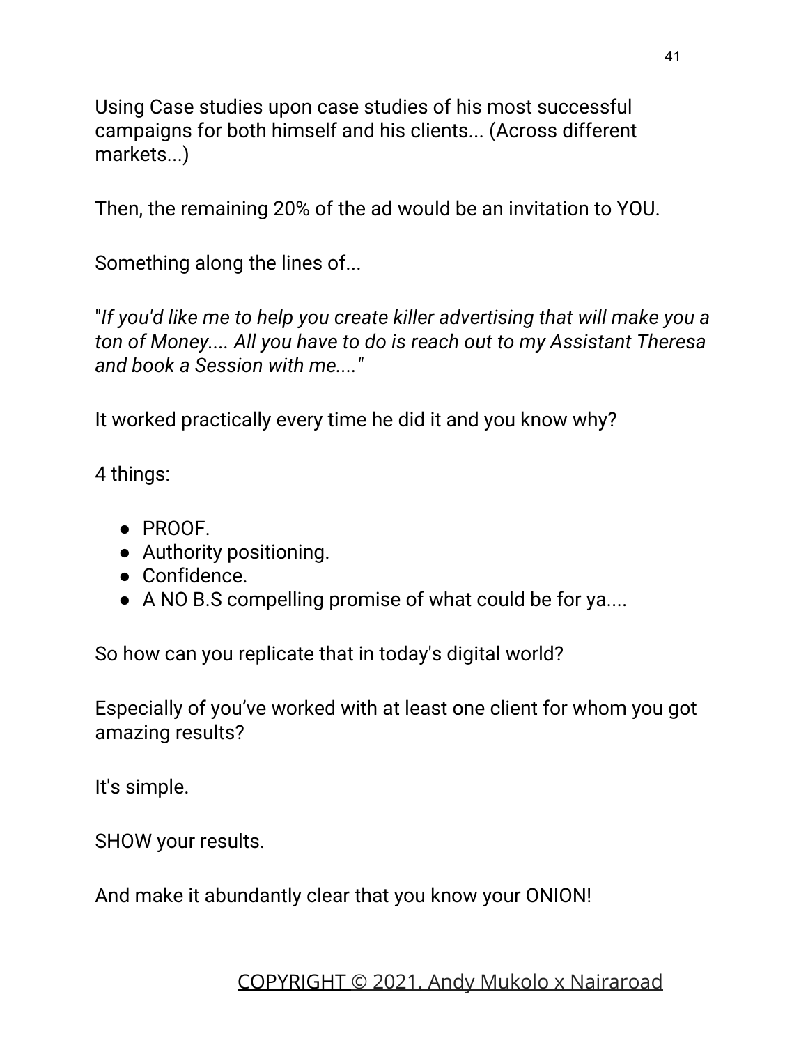Using Case studies upon case studies of his most successful campaigns for both himself and his clients... (Across different markets...)

Then, the remaining 20% of the ad would be an invitation to YOU.

Something along the lines of...

"*If you'd like me to help you create killer advertising that will make you a ton of Money.... All you have to do is reach out to my Assistant Theresa and book a Session with me....*"

It worked practically every time he did it and you know why?

4 things:

- PROOF.
- Authority positioning.
- Confidence.
- A NO B.S compelling promise of what could be for ya....

So how can you replicate that in today's digital world?

Especially of you've worked with at least one client for whom you got amazing results?

It's simple.

SHOW your results.

And make it abundantly clear that you know your ONION!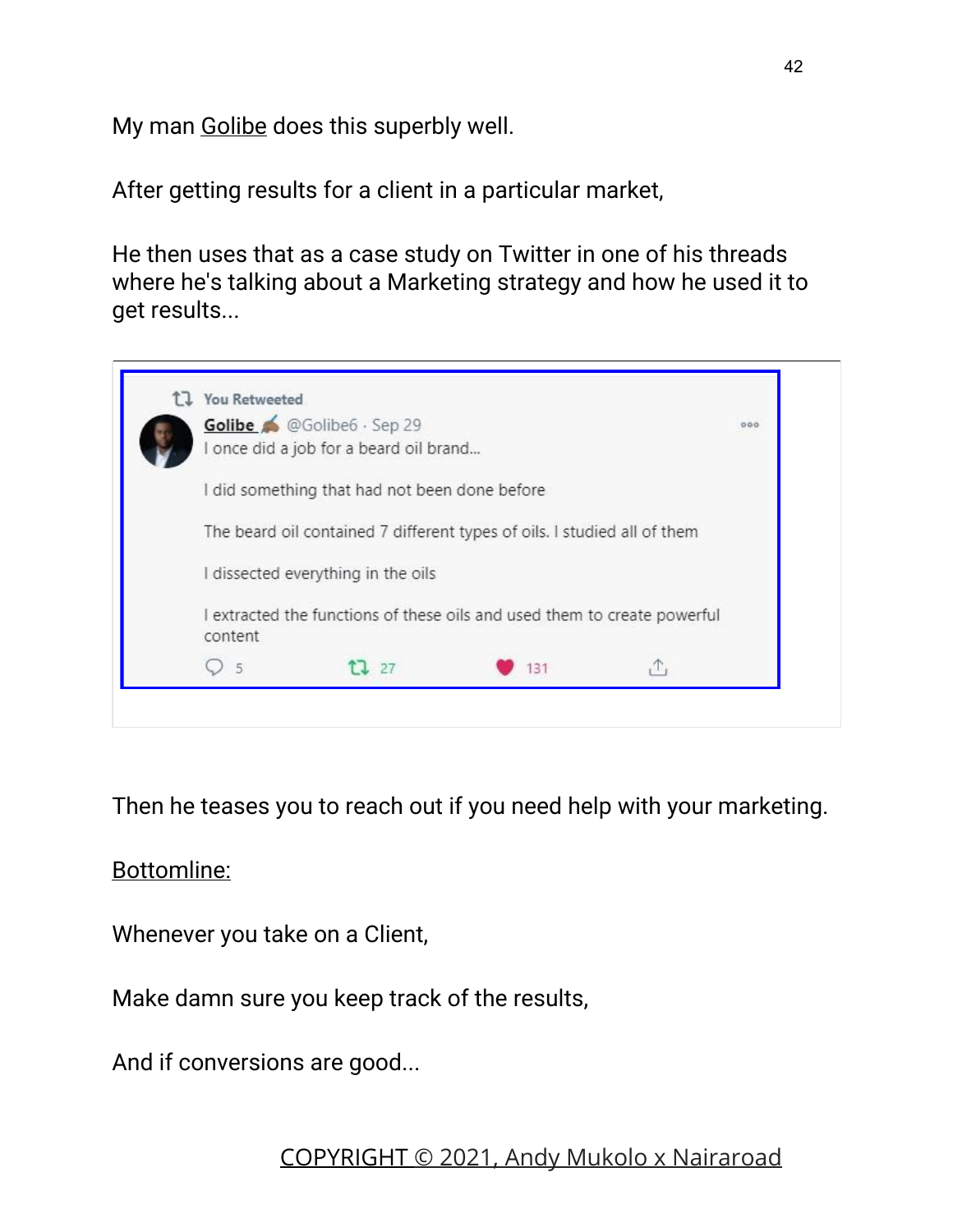My man Golibe does this superbly well.

After getting results for a client in a particular market,

He then uses that as a case study on Twitter in one of his threads where he's talking about a Marketing strategy and how he used it to get results...

> You Retweeted
>
> **Golibe** @Golibe6 · Sep 29
>
> I once did a job for a beard oil brand...
>
> I did something that had not been done before
>
> The beard oil contained 7 different types of oils. I studied all of them
>
> I dissected everything in the oils
>
> I extracted the functions of these oils and used them to create powerful content
>
> 5 27 131

Then he teases you to reach out if you need help with your marketing.

Bottomline:

Whenever you take on a Client,

Make damn sure you keep track of the results,

And if conversions are good...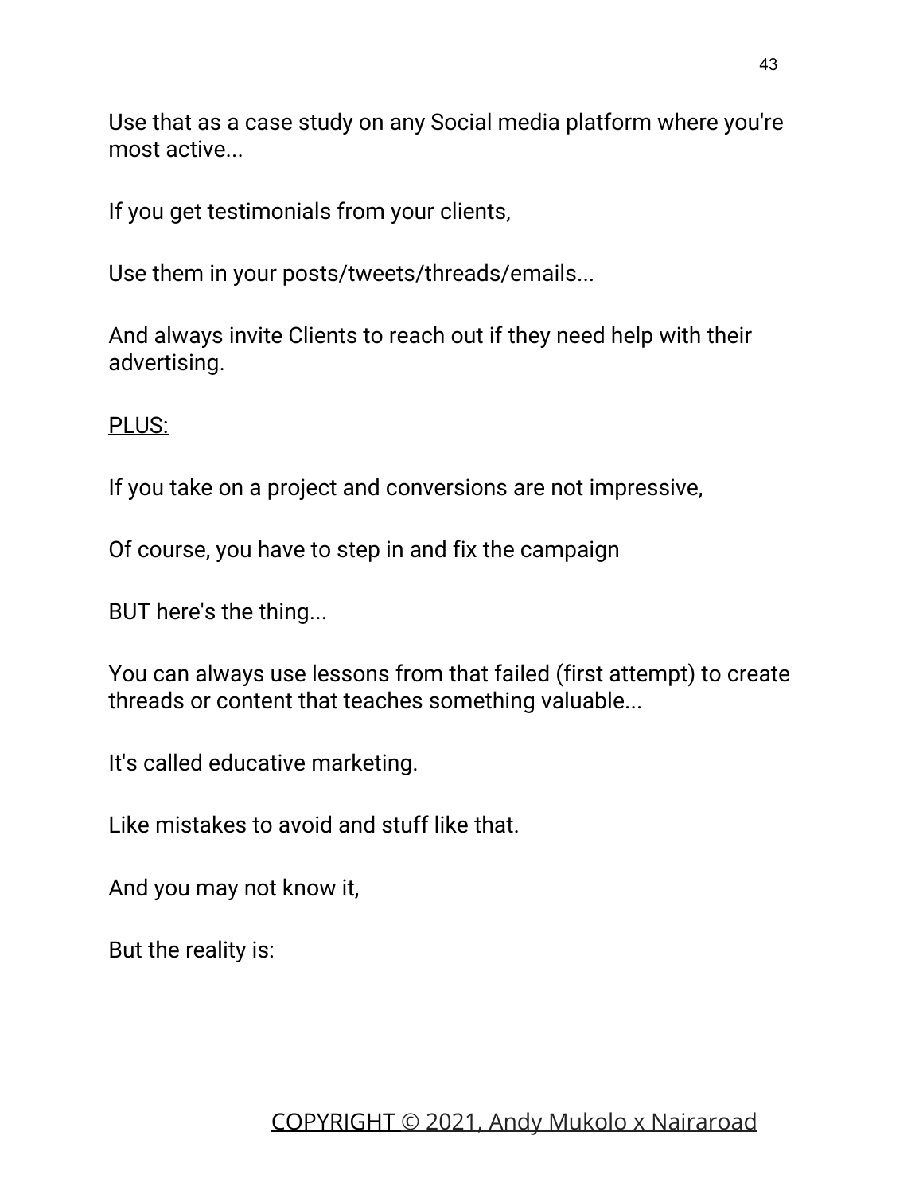Use that as a case study on any Social media platform where you're most active...

If you get testimonials from your clients,

Use them in your posts/tweets/threads/emails...

And always invite Clients to reach out if they need help with their advertising.

<u>PLUS:</u>

If you take on a project and conversions are not impressive,

Of course, you have to step in and fix the campaign

BUT here's the thing...

You can always use lessons from that failed (first attempt) to create threads or content that teaches something valuable...

It's called educative marketing.

Like mistakes to avoid and stuff like that.

And you may not know it,

But the reality is: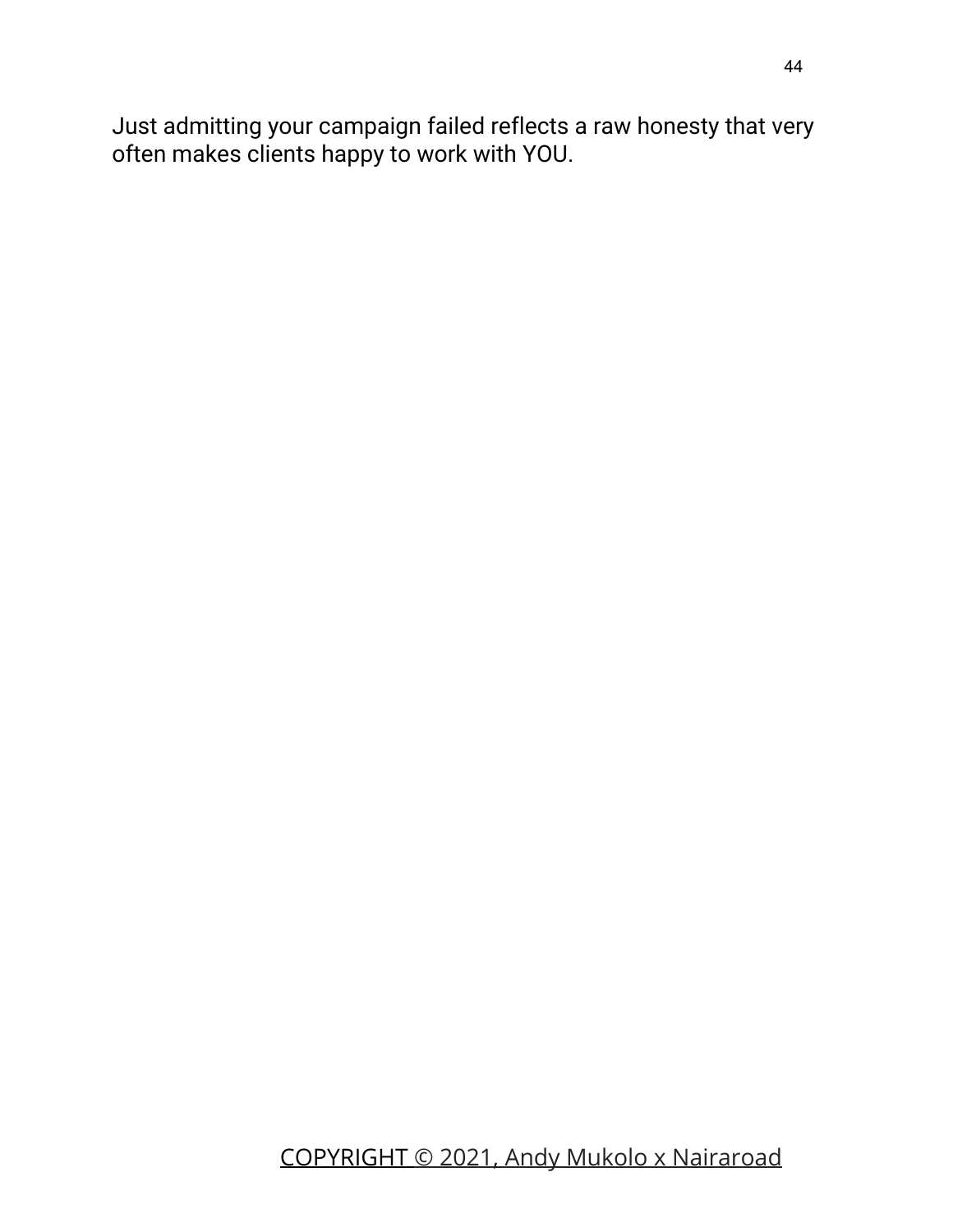Just admitting your campaign failed reflects a raw honesty that very often makes clients happy to work with YOU.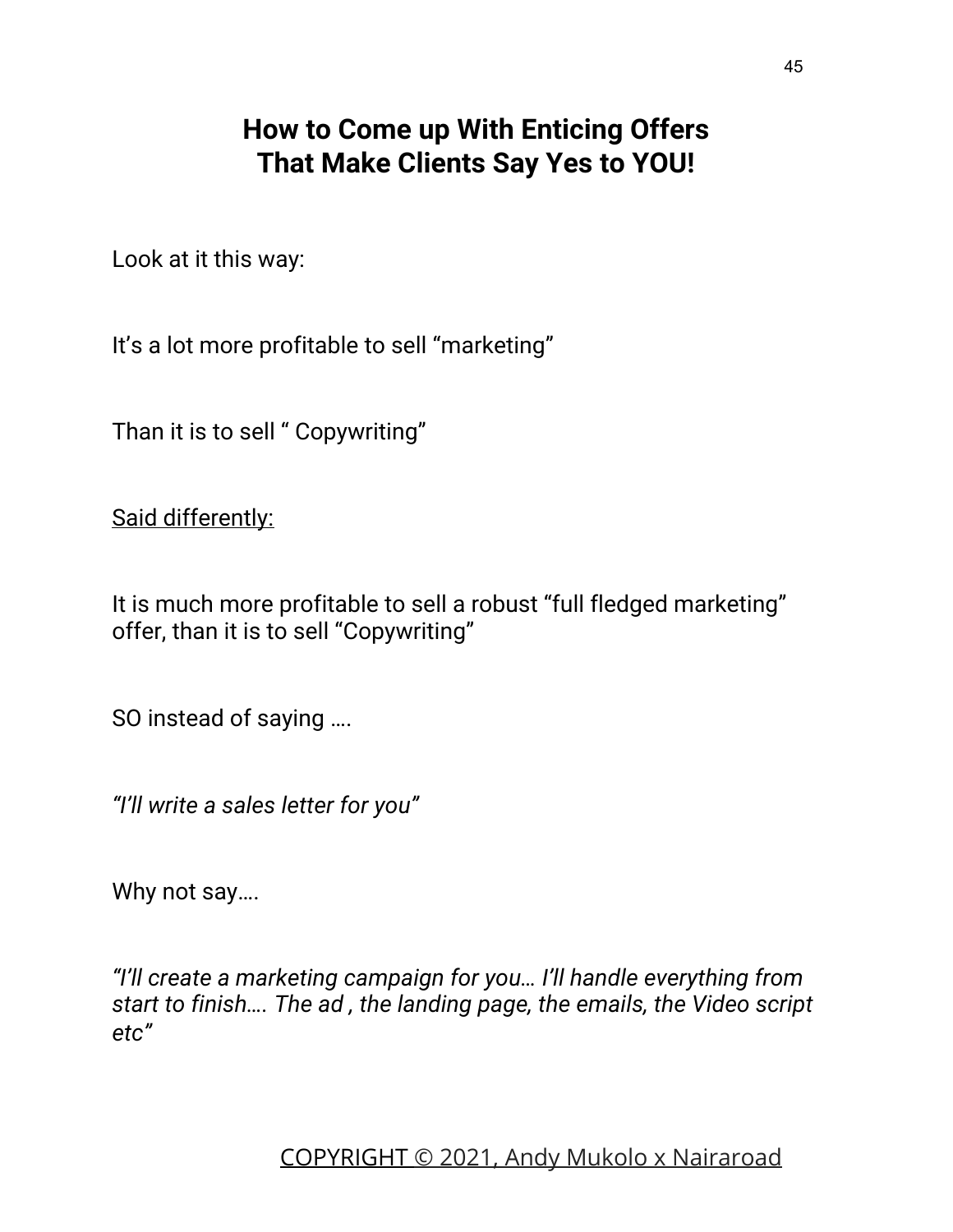## How to Come up With Enticing Offers That Make Clients Say Yes to YOU!

Look at it this way:

It's a lot more profitable to sell "marketing"

Than it is to sell " Copywriting"

<u>Said differently:</u>

It is much more profitable to sell a robust "full fledged marketing" offer, than it is to sell "Copywriting"

SO instead of saying ….

*"I'll write a sales letter for you"*

Why not say….

*"I'll create a marketing campaign for you… I'll handle everything from start to finish…. The ad , the landing page, the emails, the Video script etc"*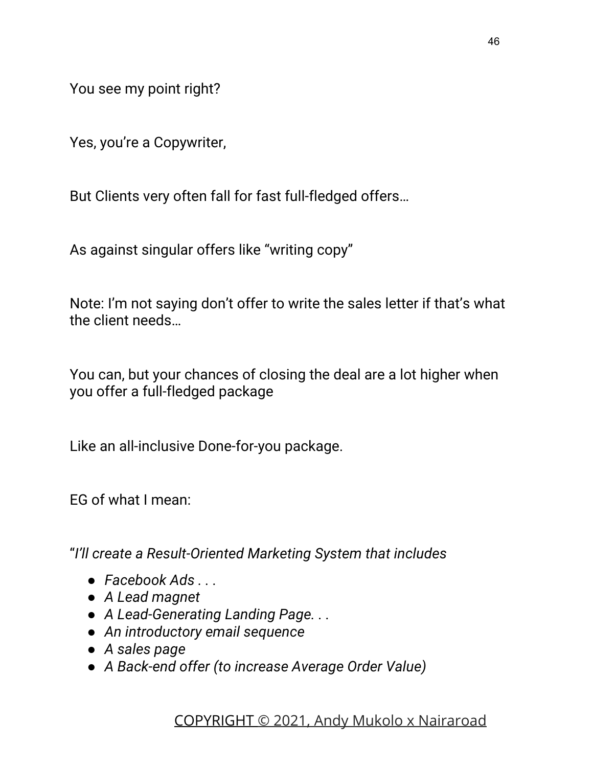You see my point right?

Yes, you're a Copywriter,

But Clients very often fall for fast full-fledged offers…

As against singular offers like "writing copy"

Note: I'm not saying don't offer to write the sales letter if that's what the client needs…

You can, but your chances of closing the deal are a lot higher when you offer a full-fledged package

Like an all-inclusive Done-for-you package.

EG of what I mean:

"*I'll create a Result-Oriented Marketing System that includes*

- *Facebook Ads . . .*
- *A Lead magnet*
- *A Lead-Generating Landing Page. . .*
- *An introductory email sequence*
- *A sales page*
- *A Back-end offer (to increase Average Order Value)*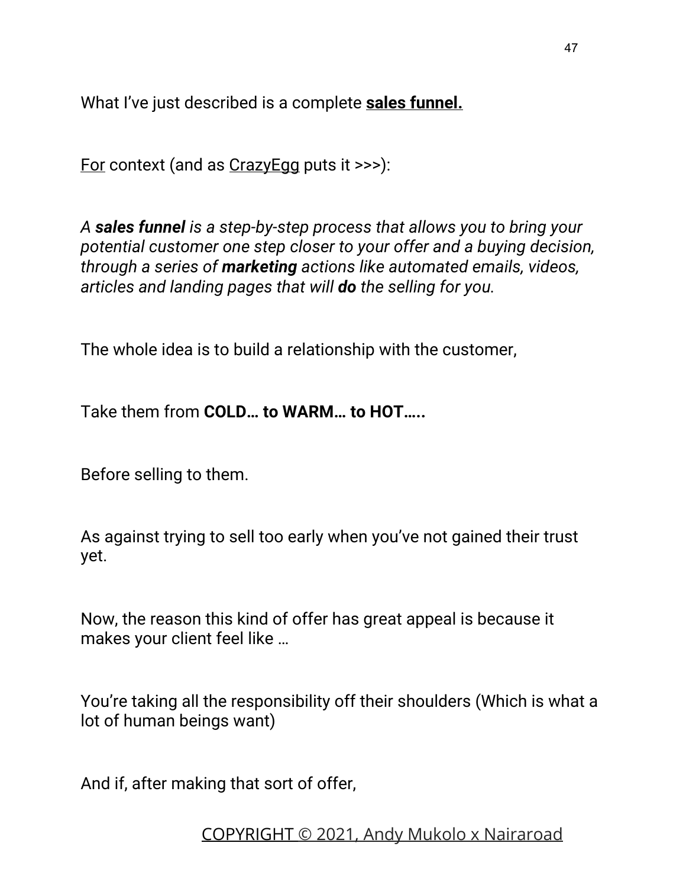What I've just described is a complete **sales funnel.**

For context (and as CrazyEgg puts it >>>):

*A **sales funnel** is a step-by-step process that allows you to bring your potential customer one step closer to your offer and a buying decision, through a series of **marketing** actions like automated emails, videos, articles and landing pages that will **do** the selling for you.*

The whole idea is to build a relationship with the customer,

Take them from **COLD… to WARM… to HOT…..**

Before selling to them.

As against trying to sell too early when you've not gained their trust yet.

Now, the reason this kind of offer has great appeal is because it makes your client feel like …

You're taking all the responsibility off their shoulders (Which is what a lot of human beings want)

And if, after making that sort of offer,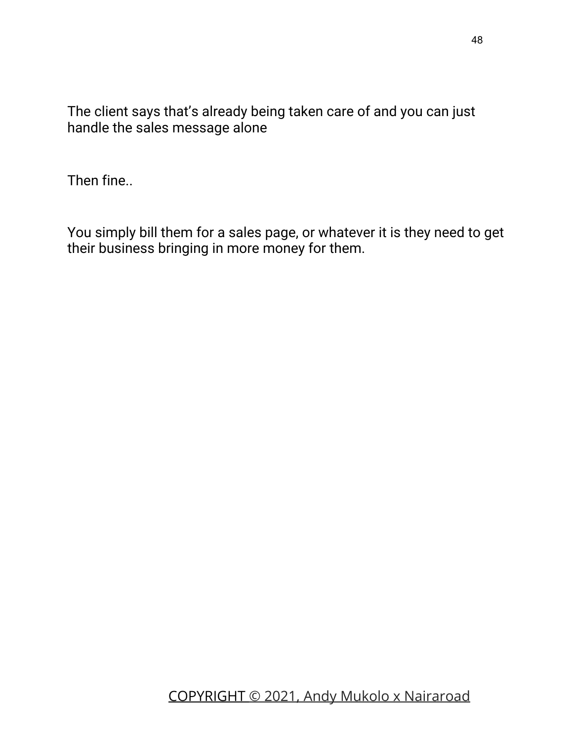The client says that's already being taken care of and you can just handle the sales message alone

Then fine..

You simply bill them for a sales page, or whatever it is they need to get their business bringing in more money for them.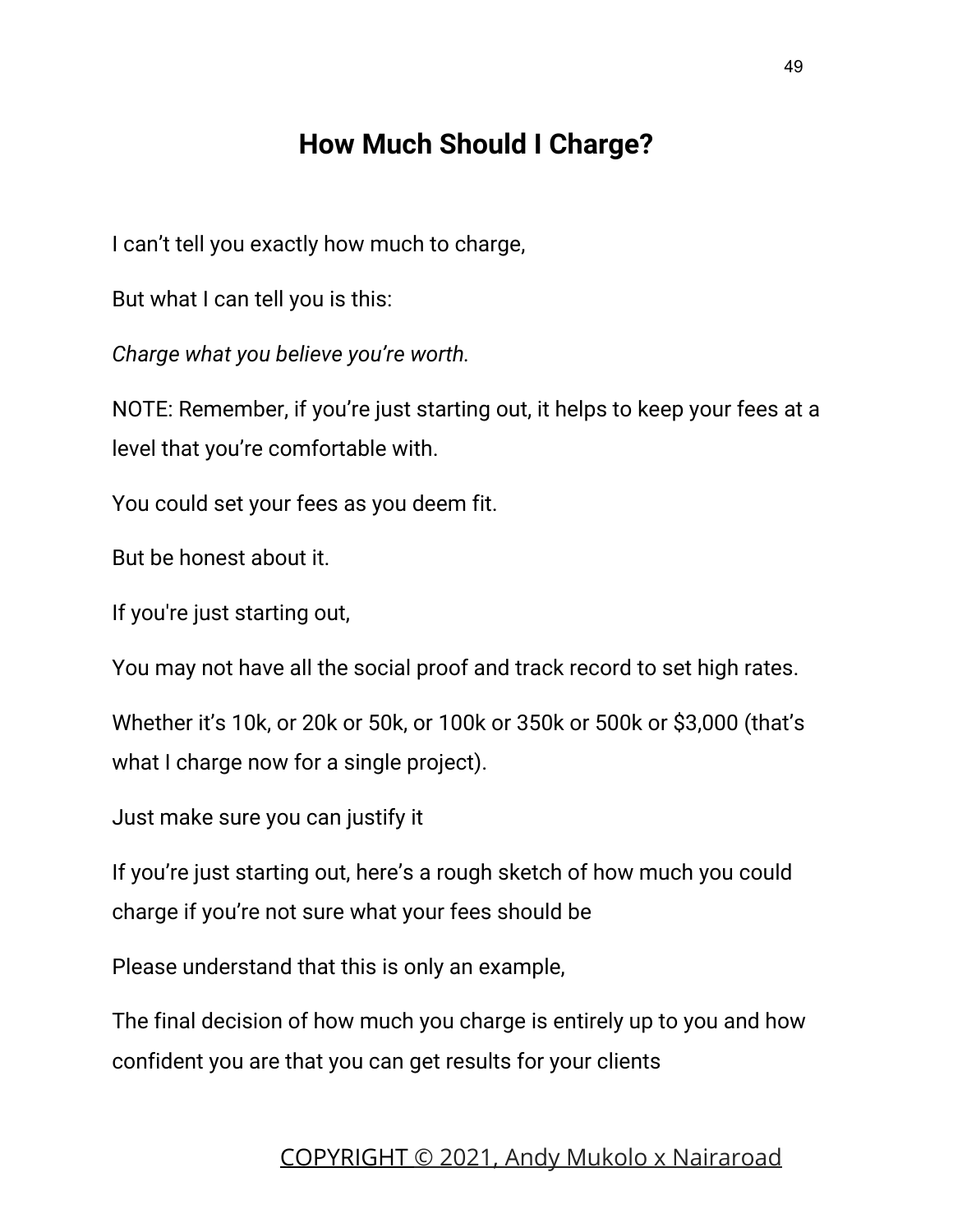# How Much Should I Charge?

I can't tell you exactly how much to charge,

But what I can tell you is this:

*Charge what you believe you're worth*.

NOTE: Remember, if you're just starting out, it helps to keep your fees at a level that you're comfortable with.

You could set your fees as you deem fit.

But be honest about it.

If you're just starting out,

You may not have all the social proof and track record to set high rates.

Whether it's 10k, or 20k or 50k, or 100k or 350k or 500k or $3,000 (that's what I charge now for a single project).

Just make sure you can justify it

If you're just starting out, here's a rough sketch of how much you could charge if you're not sure what your fees should be

Please understand that this is only an example,

The final decision of how much you charge is entirely up to you and how confident you are that you can get results for your clients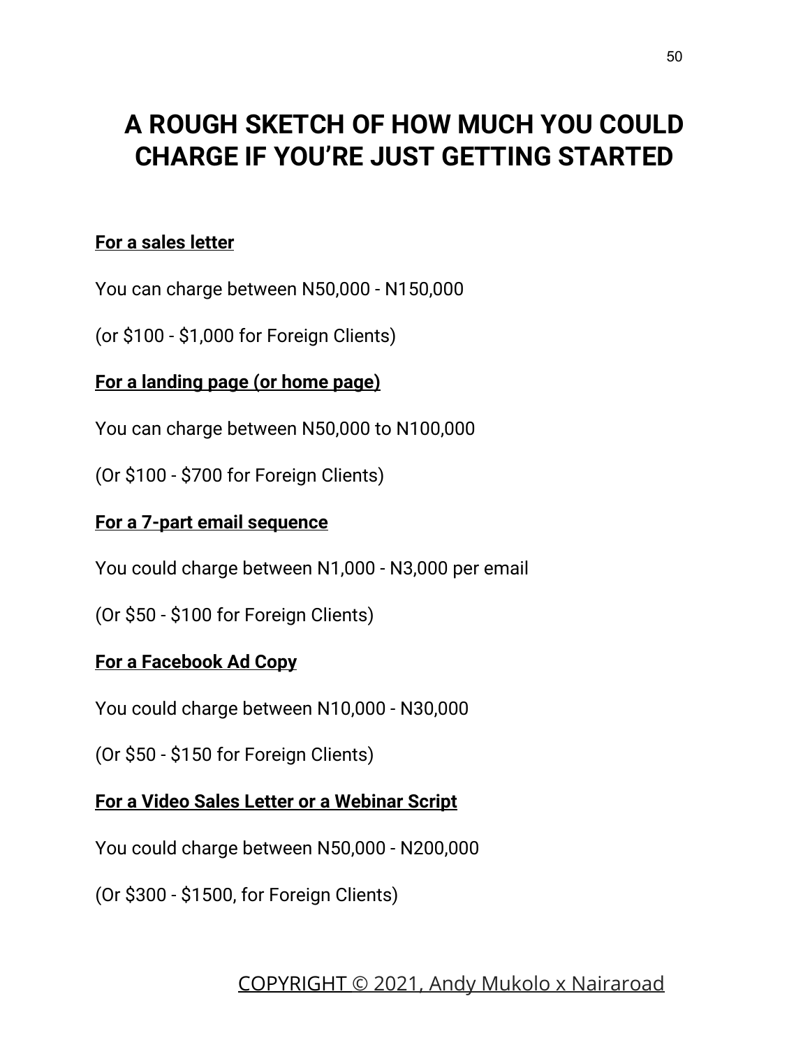# A ROUGH SKETCH OF HOW MUCH YOU COULD CHARGE IF YOU'RE JUST GETTING STARTED

**For a sales letter**

You can charge between N50,000 - N150,000

(or $100 - $1,000 for Foreign Clients)

**For a landing page (or home page)**

You can charge between N50,000 to N100,000

(Or $100 - $700 for Foreign Clients)

**For a 7-part email sequence**

You could charge between N1,000 - N3,000 per email

(Or $50 - $100 for Foreign Clients)

**For a Facebook Ad Copy**

You could charge between N10,000 - N30,000

(Or $50 - $150 for Foreign Clients)

**For a Video Sales Letter or a Webinar Script**

You could charge between N50,000 - N200,000

(Or $300 - $1500, for Foreign Clients)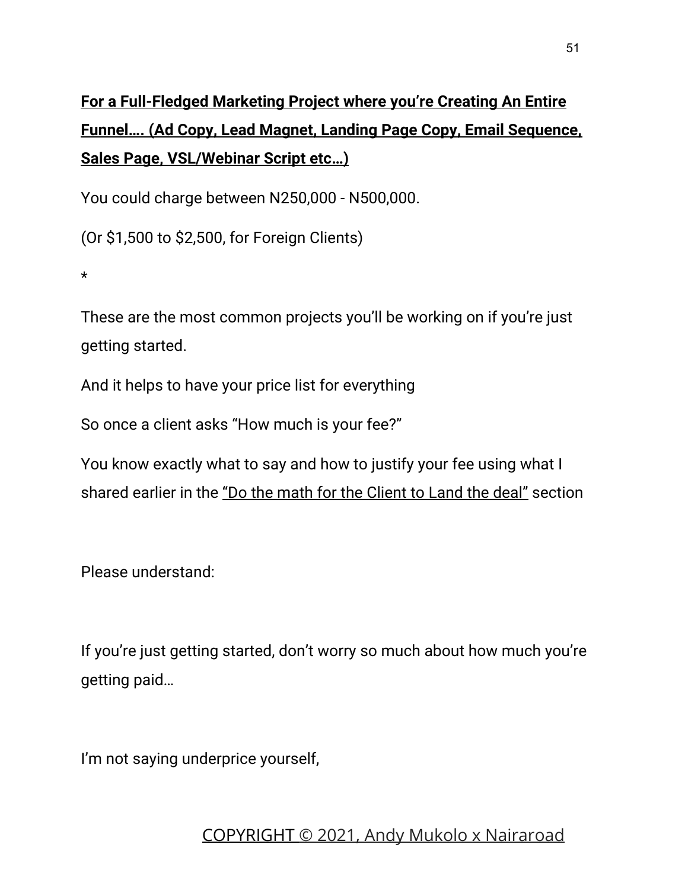**<u>For a Full-Fledged Marketing Project where you're Creating An Entire Funnel…. (Ad Copy, Lead Magnet, Landing Page Copy, Email Sequence, Sales Page, VSL/Webinar Script etc…)</u>**

You could charge between N250,000 - N500,000.

(Or $1,500 to $2,500, for Foreign Clients)

*

These are the most common projects you'll be working on if you're just getting started.

And it helps to have your price list for everything

So once a client asks "How much is your fee?"

You know exactly what to say and how to justify your fee using what I shared earlier in the <u>"Do the math for the Client to Land the deal"</u> section

Please understand:

If you're just getting started, don't worry so much about how much you're getting paid…

I'm not saying underprice yourself,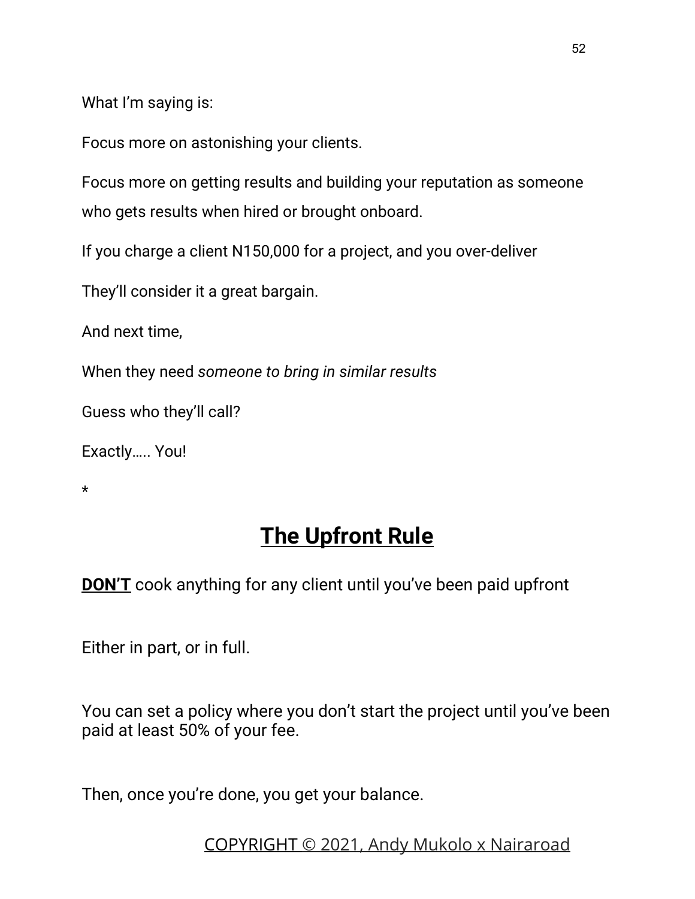What I'm saying is:

Focus more on astonishing your clients.

Focus more on getting results and building your reputation as someone who gets results when hired or brought onboard.

If you charge a client N150,000 for a project, and you over-deliver

They'll consider it a great bargain.

And next time,

When they need *someone to bring in similar results*

Guess who they'll call?

Exactly….. You!

*

## The Upfront Rule

**DON'T** cook anything for any client until you've been paid upfront

Either in part, or in full.

You can set a policy where you don't start the project until you've been paid at least 50% of your fee.

Then, once you're done, you get your balance.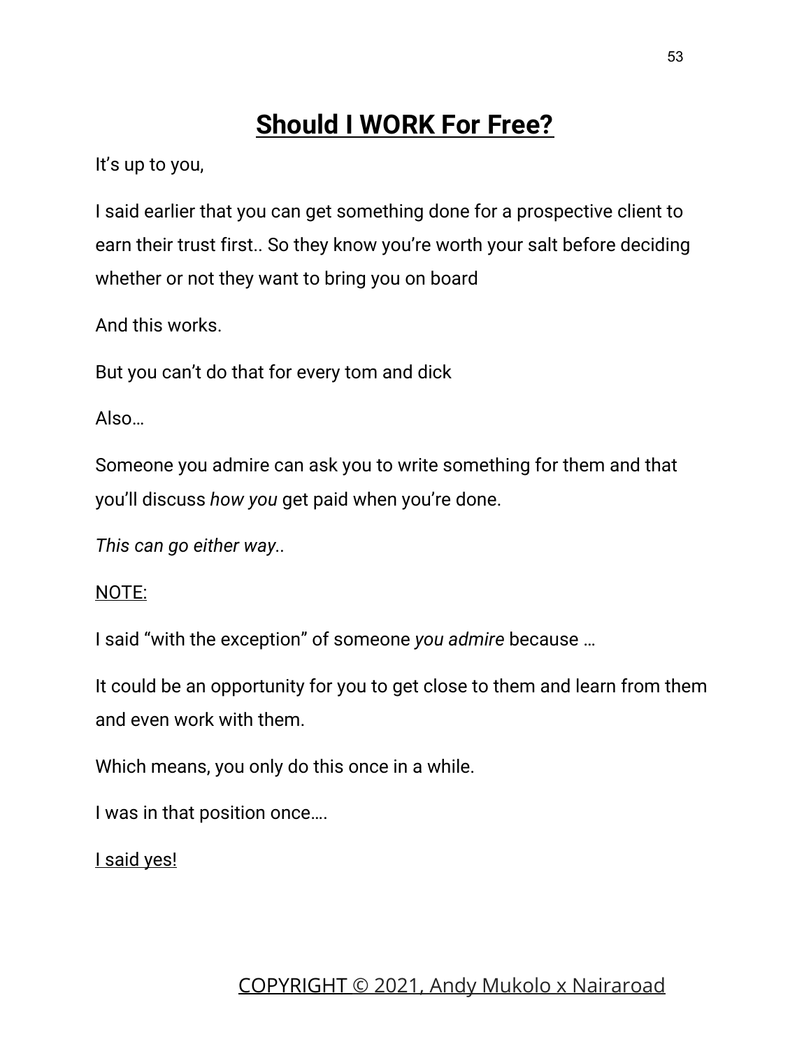# **Should I WORK For Free?**

It’s up to you,

I said earlier that you can get something done for a prospective client to earn their trust first.. So they know you’re worth your salt before deciding whether or not they want to bring you on board

And this works.

But you can’t do that for every tom and dick

Also…

Someone you admire can ask you to write something for them and that you’ll discuss *how you* get paid when you’re done.

*This can go either way..*

<u>NOTE:</u>

I said “with the exception” of someone *you admire* because …

It could be an opportunity for you to get close to them and learn from them and even work with them.

Which means, you only do this once in a while.

I was in that position once….

<u>I said yes!</u>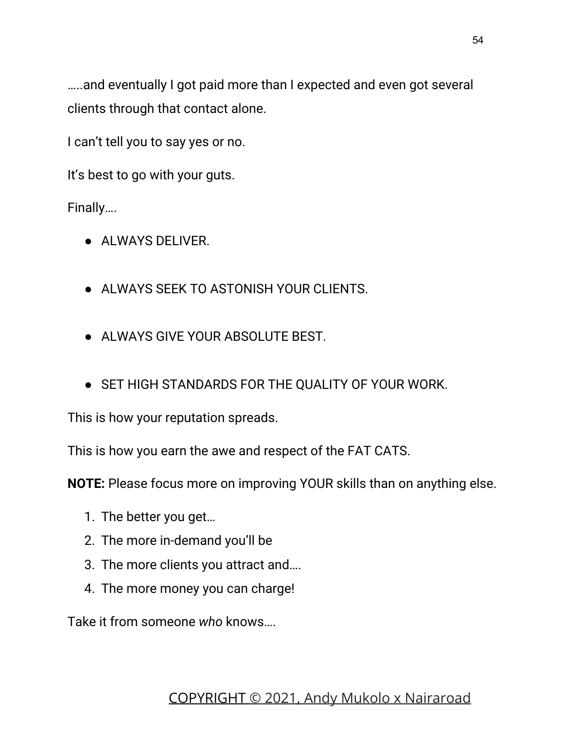…..and eventually I got paid more than I expected and even got several clients through that contact alone.

I can’t tell you to say yes or no.

It’s best to go with your guts.

Finally….

- ALWAYS DELIVER.

- ALWAYS SEEK TO ASTONISH YOUR CLIENTS.

- ALWAYS GIVE YOUR ABSOLUTE BEST.

- SET HIGH STANDARDS FOR THE QUALITY OF YOUR WORK.

This is how your reputation spreads.

This is how you earn the awe and respect of the FAT CATS.

**NOTE:** Please focus more on improving YOUR skills than on anything else.

1. The better you get…
2. The more in-demand you’ll be
3. The more clients you attract and….
4. The more money you can charge!

Take it from someone *who* knows….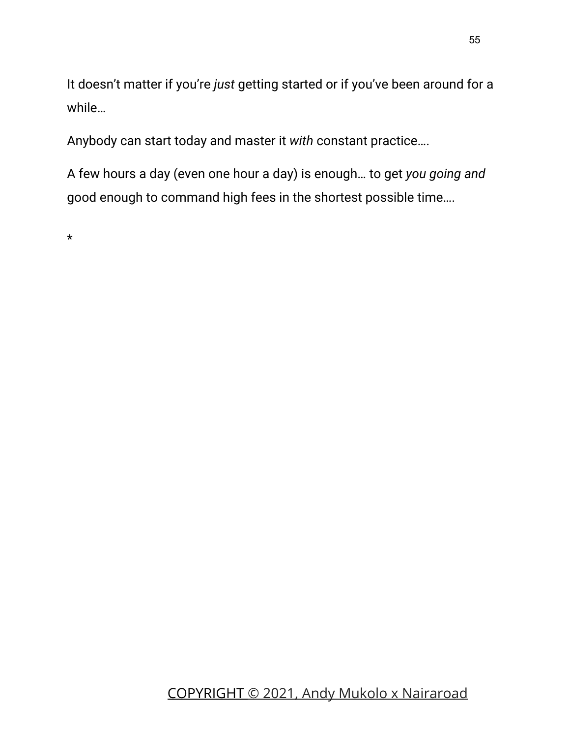It doesn't matter if you're *just* getting started or if you've been around for a while…

Anybody can start today and master it *with* constant practice….

A few hours a day (even one hour a day) is enough… to get *you going and* good enough to command high fees in the shortest possible time….

*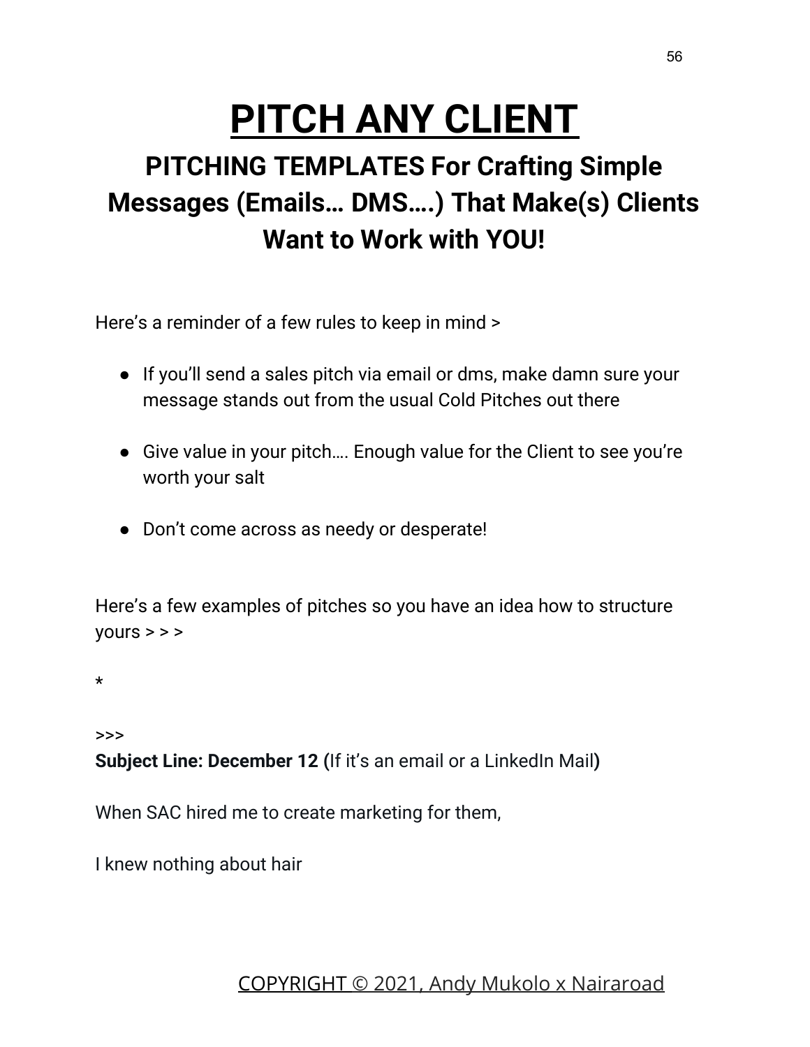# PITCH ANY CLIENT

## PITCHING TEMPLATES For Crafting Simple Messages (Emails… DMS….) That Make(s) Clients Want to Work with YOU!

Here's a reminder of a few rules to keep in mind >

- If you'll send a sales pitch via email or dms, make damn sure your message stands out from the usual Cold Pitches out there
- Give value in your pitch…. Enough value for the Client to see you're worth your salt
- Don't come across as needy or desperate!

Here's a few examples of pitches so you have an idea how to structure yours > > >

*

>>>
**Subject Line: December 12 (**If it's an email or a LinkedIn Mail**)**

When SAC hired me to create marketing for them,

I knew nothing about hair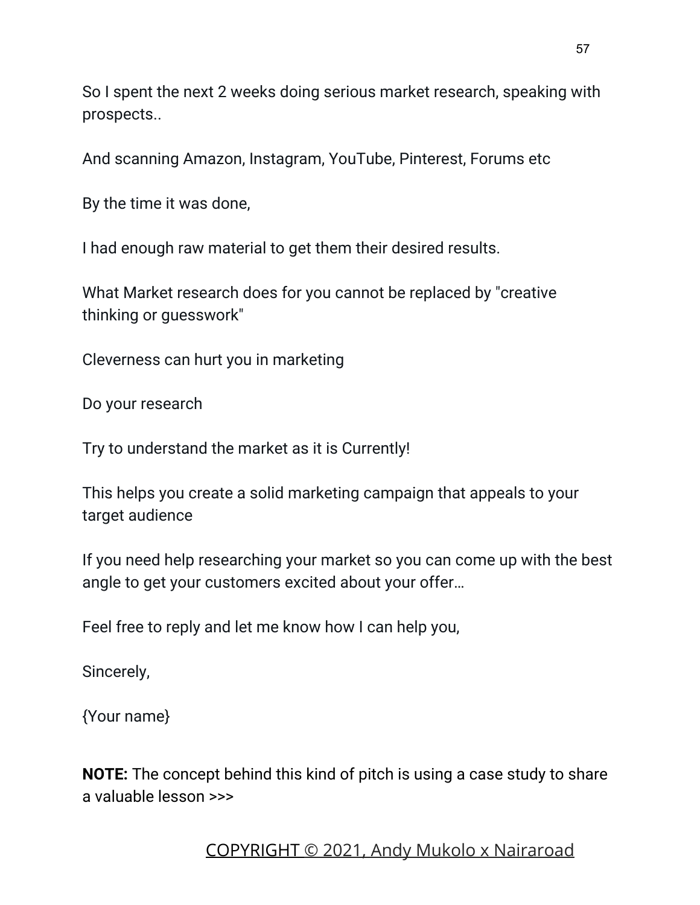So I spent the next 2 weeks doing serious market research, speaking with prospects..

And scanning Amazon, Instagram, YouTube, Pinterest, Forums etc

By the time it was done,

I had enough raw material to get them their desired results.

What Market research does for you cannot be replaced by "creative thinking or guesswork"

Cleverness can hurt you in marketing

Do your research

Try to understand the market as it is Currently!

This helps you create a solid marketing campaign that appeals to your target audience

If you need help researching your market so you can come up with the best angle to get your customers excited about your offer…

Feel free to reply and let me know how I can help you,

Sincerely,

{Your name}

**NOTE:** The concept behind this kind of pitch is using a case study to share a valuable lesson >>>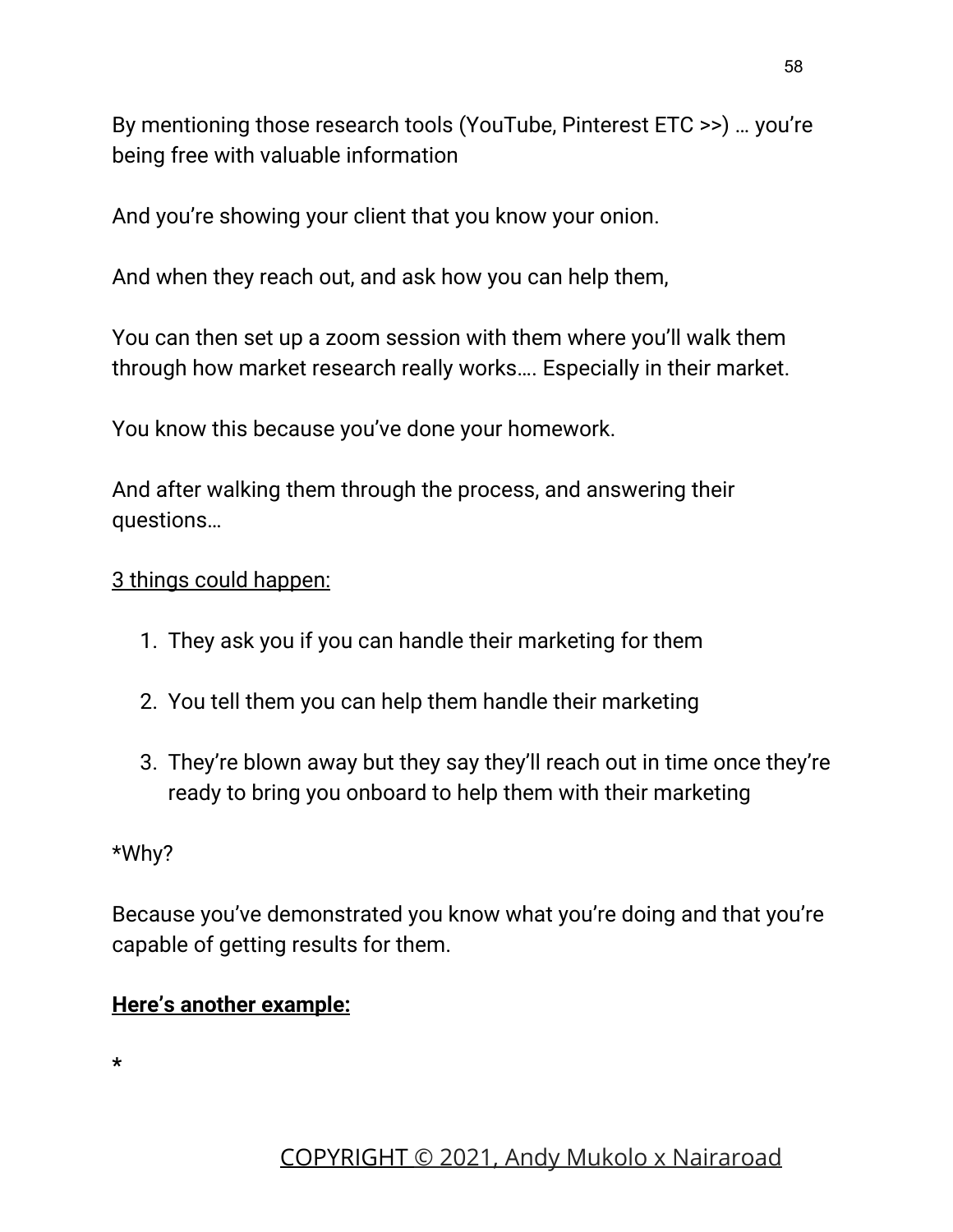By mentioning those research tools (YouTube, Pinterest ETC >>) … you're being free with valuable information

And you're showing your client that you know your onion.

And when they reach out, and ask how you can help them,

You can then set up a zoom session with them where you'll walk them through how market research really works…. Especially in their market.

You know this because you've done your homework.

And after walking them through the process, and answering their questions…

<u>3 things could happen:</u>

1. They ask you if you can handle their marketing for them

2. You tell them you can help them handle their marketing

3. They're blown away but they say they'll reach out in time once they're ready to bring you onboard to help them with their marketing

*Why?

Because you've demonstrated you know what you're doing and that you're capable of getting results for them.

**<u>Here's another example:</u>**

*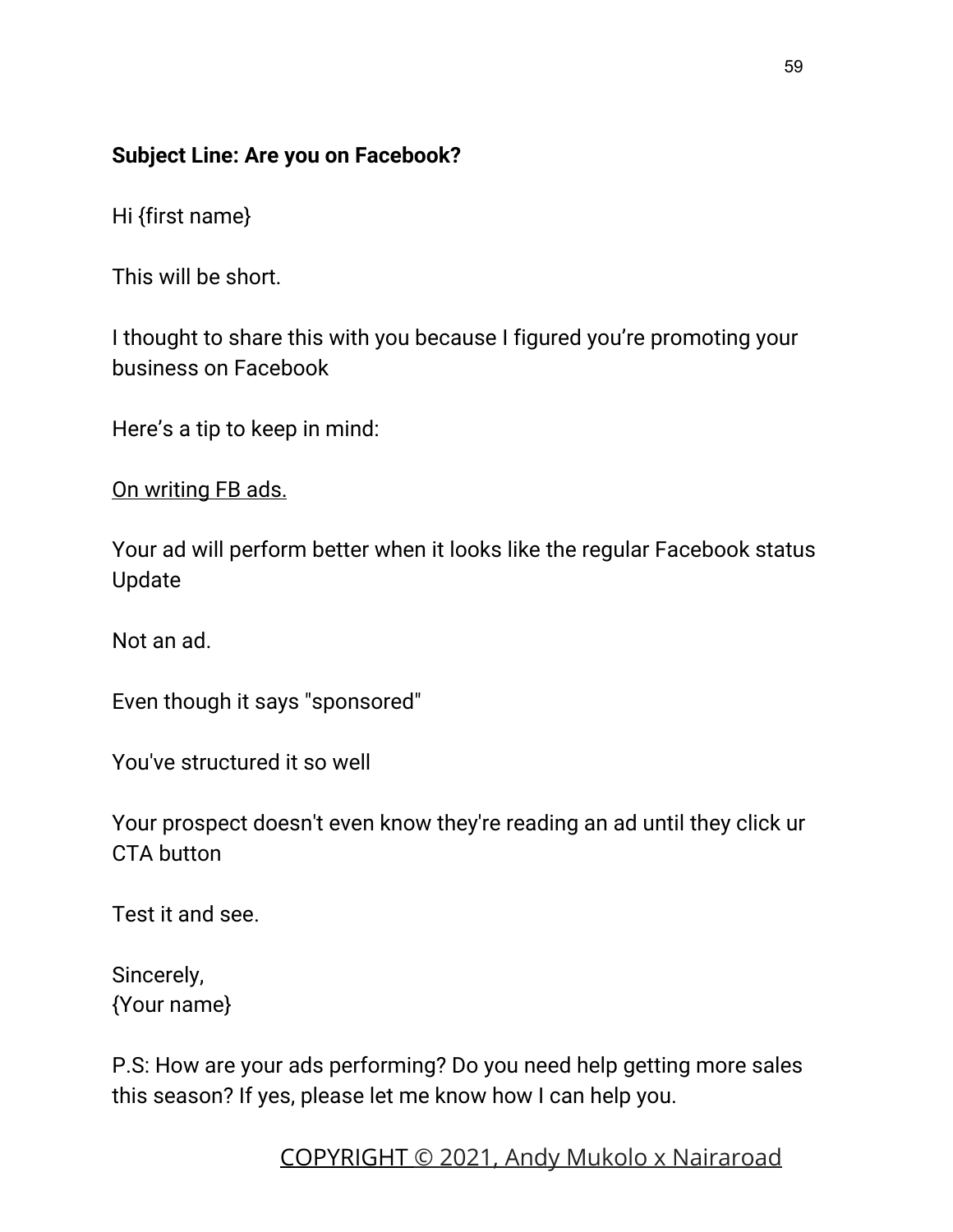**Subject Line: Are you on Facebook?**

Hi {first name}

This will be short.

I thought to share this with you because I figured you're promoting your business on Facebook

Here's a tip to keep in mind:

<u>On writing FB ads.</u>

Your ad will perform better when it looks like the regular Facebook status Update

Not an ad.

Even though it says "sponsored"

You've structured it so well

Your prospect doesn't even know they're reading an ad until they click ur CTA button

Test it and see.

Sincerely,
{Your name}

P.S: How are your ads performing? Do you need help getting more sales this season? If yes, please let me know how I can help you.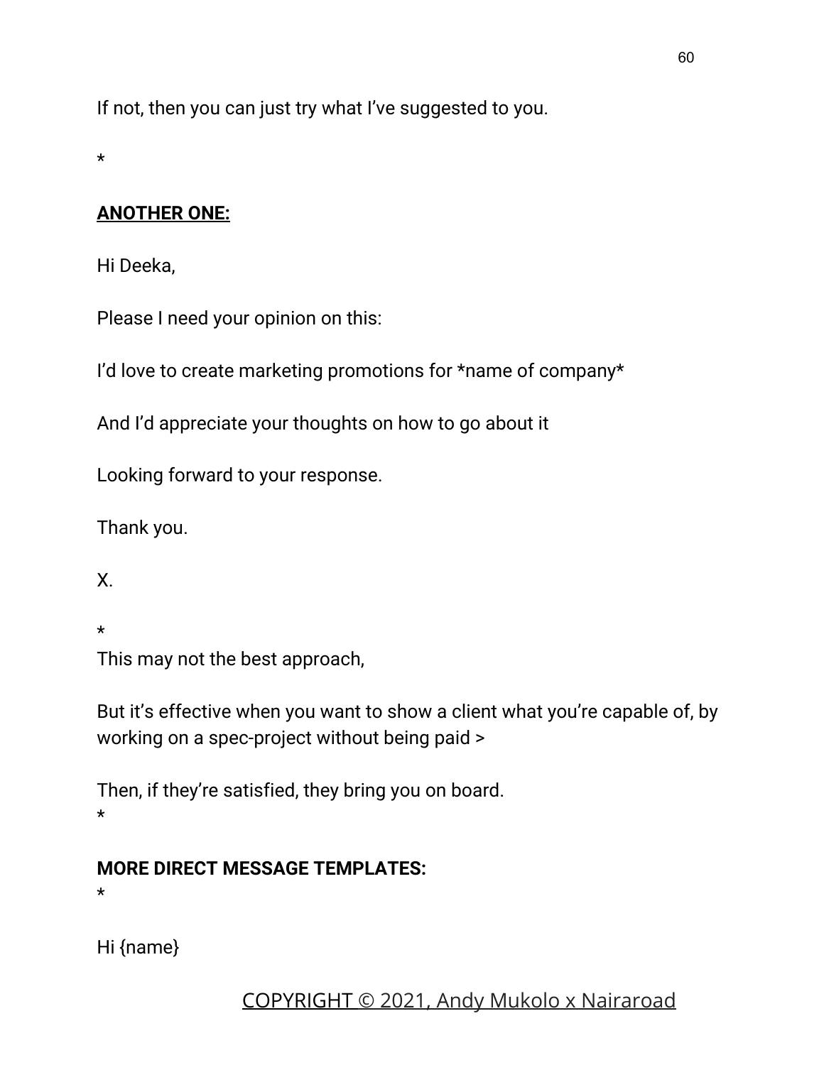If not, then you can just try what I’ve suggested to you.

*

**ANOTHER ONE:**

Hi Deeka,

Please I need your opinion on this:

I’d love to create marketing promotions for *name of company*

And I’d appreciate your thoughts on how to go about it

Looking forward to your response.

Thank you.

X.

*

This may not the best approach,

But it’s effective when you want to show a client what you’re capable of, by working on a spec-project without being paid >

Then, if they’re satisfied, they bring you on board.

*

**MORE DIRECT MESSAGE TEMPLATES:**

*

Hi {name}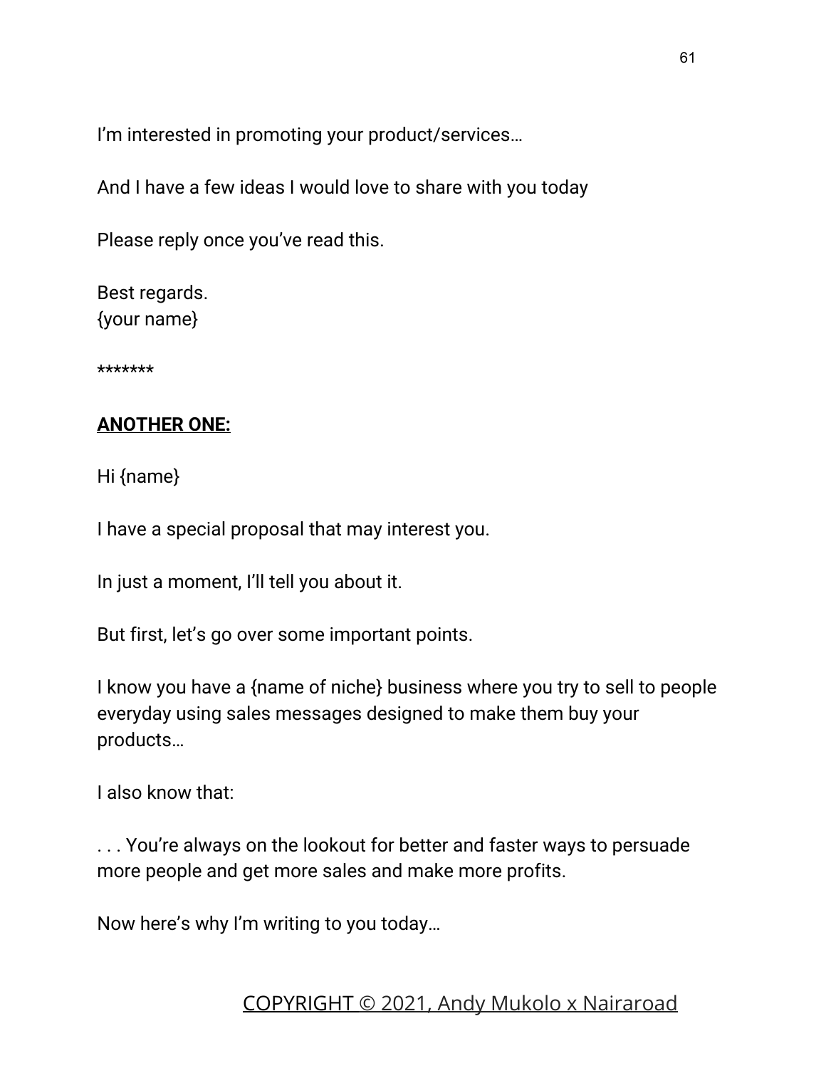I'm interested in promoting your product/services…

And I have a few ideas I would love to share with you today

Please reply once you've read this.

Best regards.
{your name}

*******

**ANOTHER ONE:**

Hi {name}

I have a special proposal that may interest you.

In just a moment, I'll tell you about it.

But first, let's go over some important points.

I know you have a {name of niche} business where you try to sell to people everyday using sales messages designed to make them buy your products…

I also know that:

. . . You're always on the lookout for better and faster ways to persuade more people and get more sales and make more profits.

Now here's why I'm writing to you today…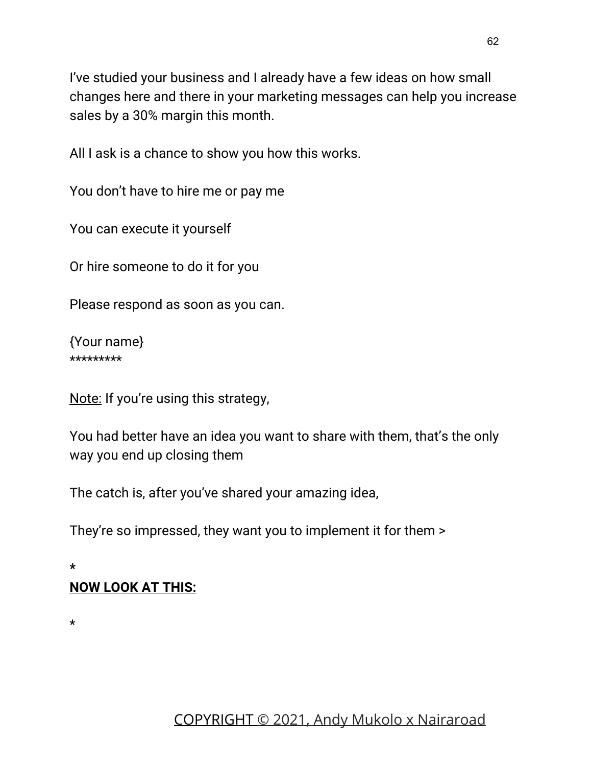I’ve studied your business and I already have a few ideas on how small changes here and there in your marketing messages can help you increase sales by a 30% margin this month.

All I ask is a chance to show you how this works.

You don’t have to hire me or pay me

You can execute it yourself

Or hire someone to do it for you

Please respond as soon as you can.

{Your name}
*********

<u>Note:</u> If you’re using this strategy,

You had better have an idea you want to share with them, that’s the only way you end up closing them

The catch is, after you’ve shared your amazing idea,

They’re so impressed, they want you to implement it for them >

*

**<u>NOW LOOK AT THIS:</u>**

*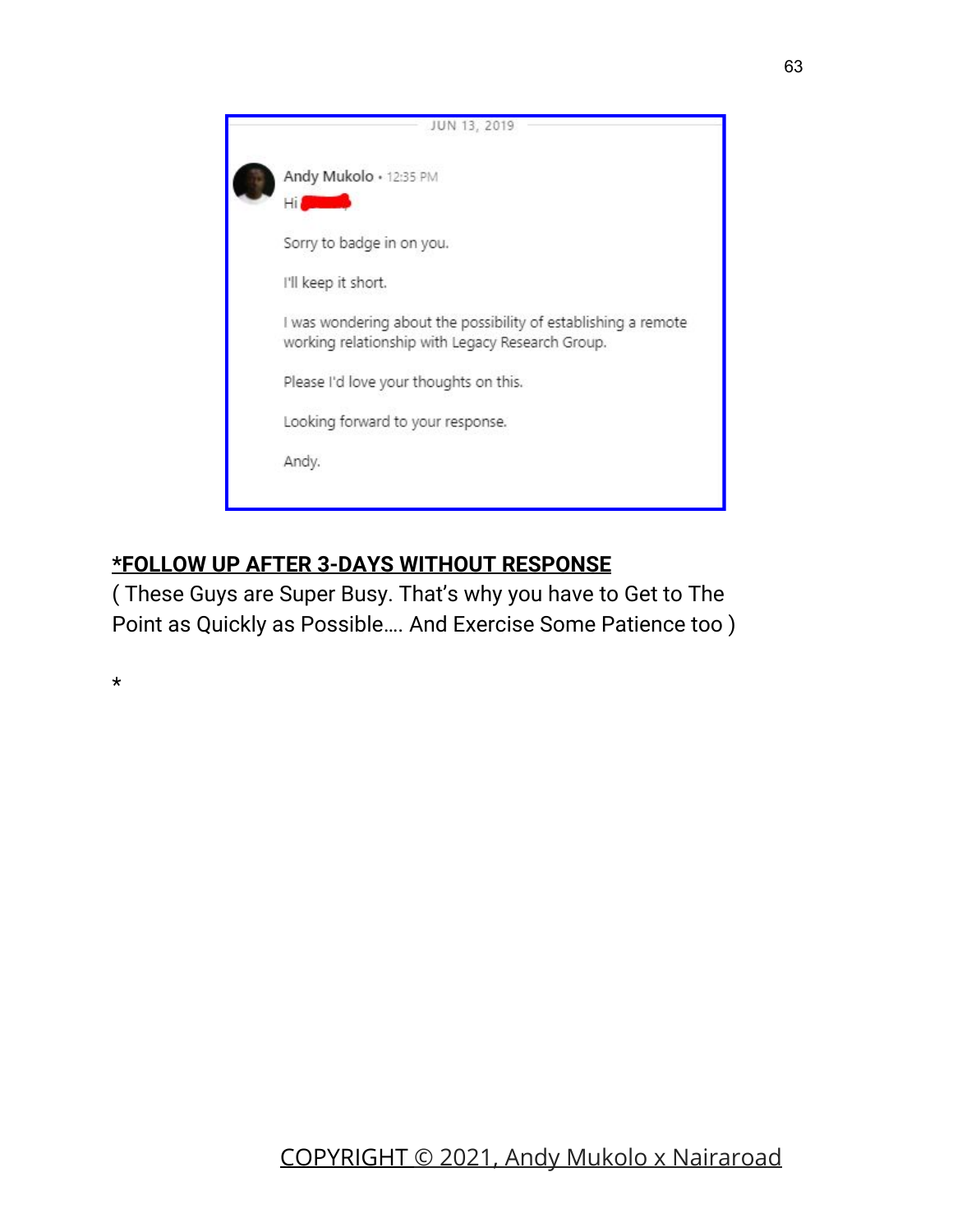JUN 13, 2019

Andy Mukolo • 12:35 PM

Hi

Sorry to badge in on you.

I'll keep it short.

I was wondering about the possibility of establishing a remote working relationship with Legacy Research Group.

Please I'd love your thoughts on this.

Looking forward to your response.

Andy.

**<u>*FOLLOW UP AFTER 3-DAYS WITHOUT RESPONSE</u>**

( These Guys are Super Busy. That's why you have to Get to The Point as Quickly as Possible.... And Exercise Some Patience too )

*

COPYRIGHT © 2021, Andy Mukolo x Nairaroad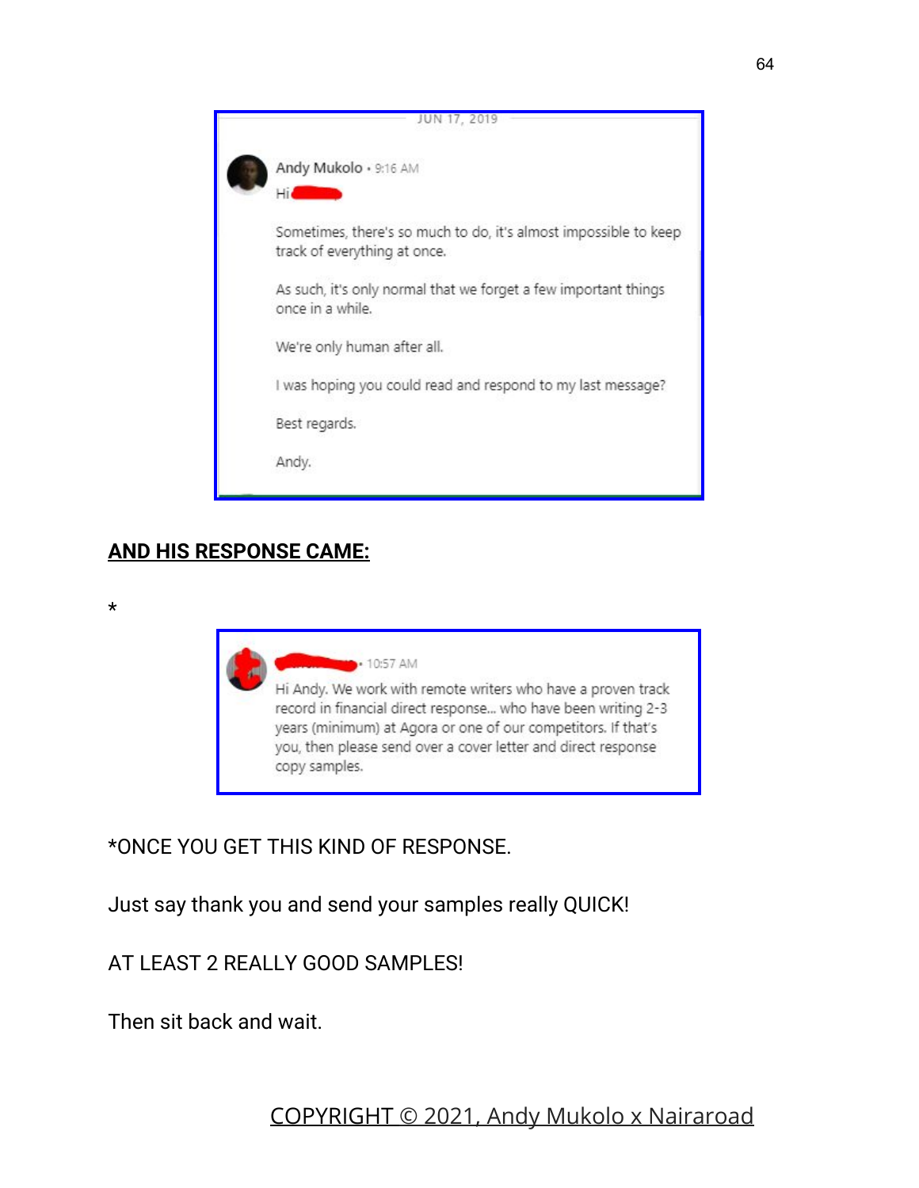JUN 17, 2019

Andy Mukolo • 9:16 AM

Hi

Sometimes, there's so much to do, it's almost impossible to keep track of everything at once.

As such, it's only normal that we forget a few important things once in a while.

We're only human after all.

I was hoping you could read and respond to my last message?

Best regards.

Andy.

**AND HIS RESPONSE CAME:**

*

• 10:57 AM

Hi Andy. We work with remote writers who have a proven track record in financial direct response... who have been writing 2-3 years (minimum) at Agora or one of our competitors. If that's you, then please send over a cover letter and direct response copy samples.

*ONCE YOU GET THIS KIND OF RESPONSE.

Just say thank you and send your samples really QUICK!

AT LEAST 2 REALLY GOOD SAMPLES!

Then sit back and wait.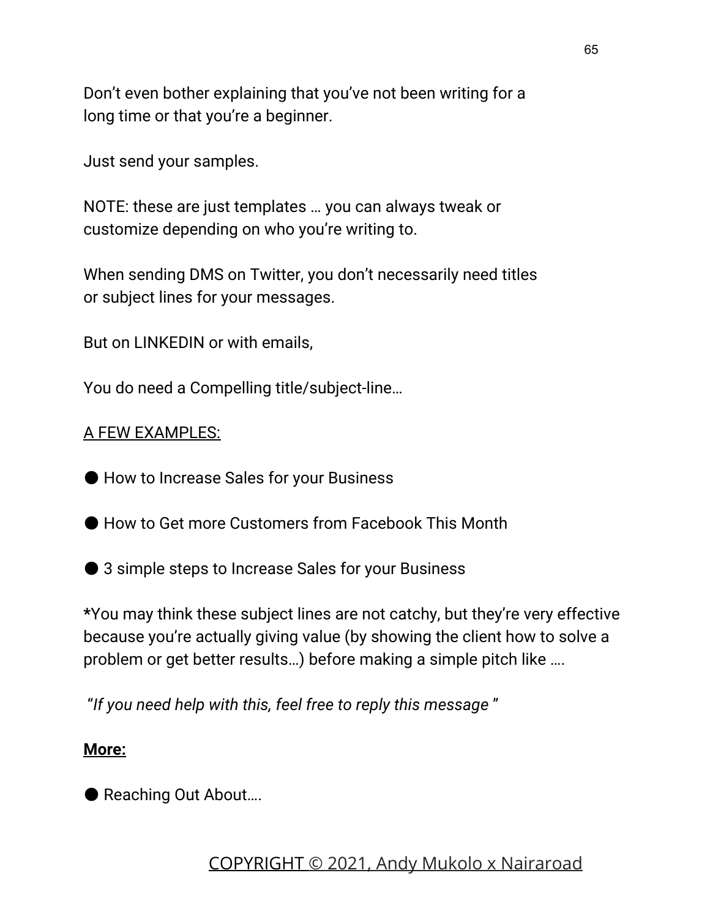Don't even bother explaining that you've not been writing for a long time or that you're a beginner.

Just send your samples.

NOTE: these are just templates … you can always tweak or customize depending on who you're writing to.

When sending DMS on Twitter, you don't necessarily need titles or subject lines for your messages.

But on LINKEDIN or with emails,

You do need a Compelling title/subject-line…

<u>A FEW EXAMPLES:</u>

- How to Increase Sales for your Business

- How to Get more Customers from Facebook This Month

- 3 simple steps to Increase Sales for your Business

*You may think these subject lines are not catchy, but they're very effective because you're actually giving value (by showing the client how to solve a problem or get better results…) before making a simple pitch like ….

*"If you need help with this, feel free to reply this message "*

**<u>More:</u>**

- Reaching Out About….

COPYRIGHT © 2021, Andy Mukolo x Nairaroad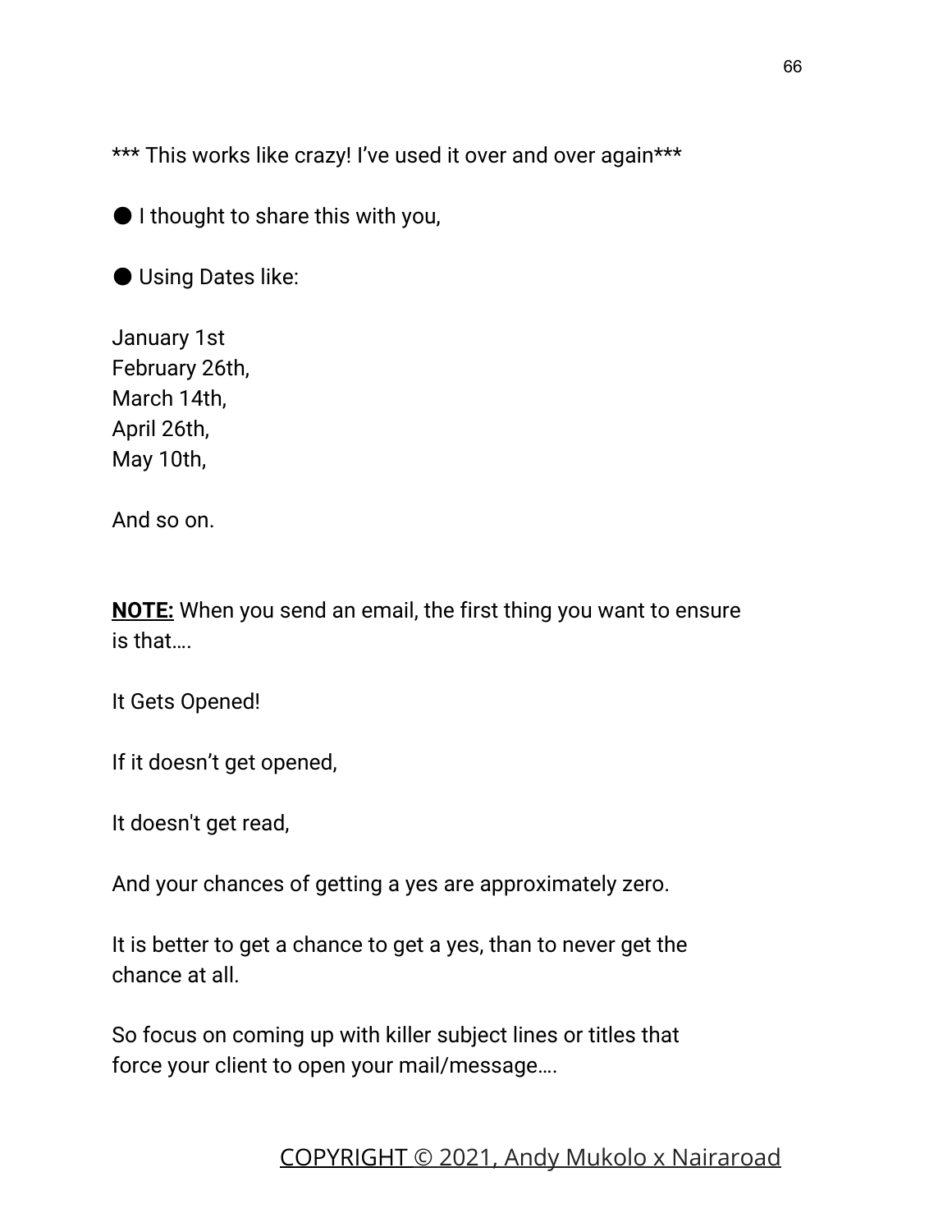*** This works like crazy! I've used it over and over again***

- I thought to share this with you,

- Using Dates like:

January 1st
February 26th,
March 14th,
April 26th,
May 10th,

And so on.

**NOTE:** When you send an email, the first thing you want to ensure is that….

It Gets Opened!

If it doesn't get opened,

It doesn't get read,

And your chances of getting a yes are approximately zero.

It is better to get a chance to get a yes, than to never get the chance at all.

So focus on coming up with killer subject lines or titles that force your client to open your mail/message….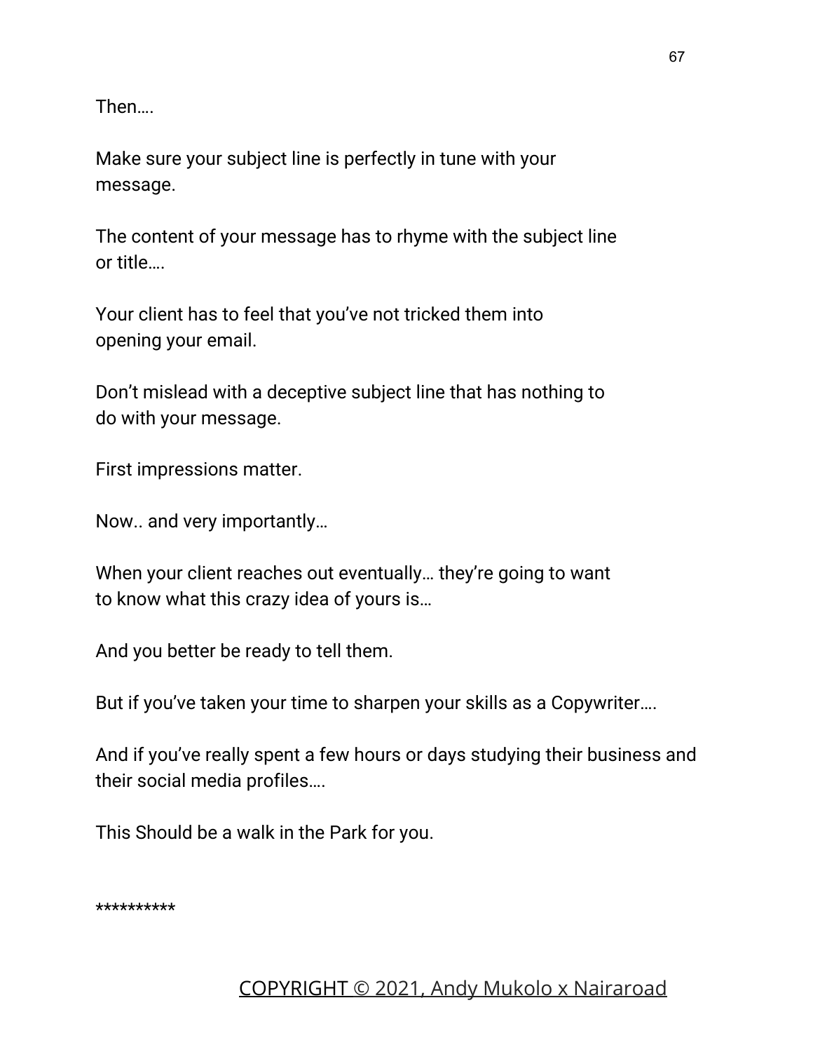Then….

Make sure your subject line is perfectly in tune with your message.

The content of your message has to rhyme with the subject line or title….

Your client has to feel that you've not tricked them into opening your email.

Don't mislead with a deceptive subject line that has nothing to do with your message.

First impressions matter.

Now.. and very importantly…

When your client reaches out eventually… they're going to want to know what this crazy idea of yours is…

And you better be ready to tell them.

But if you've taken your time to sharpen your skills as a Copywriter….

And if you've really spent a few hours or days studying their business and their social media profiles….

This Should be a walk in the Park for you.

**********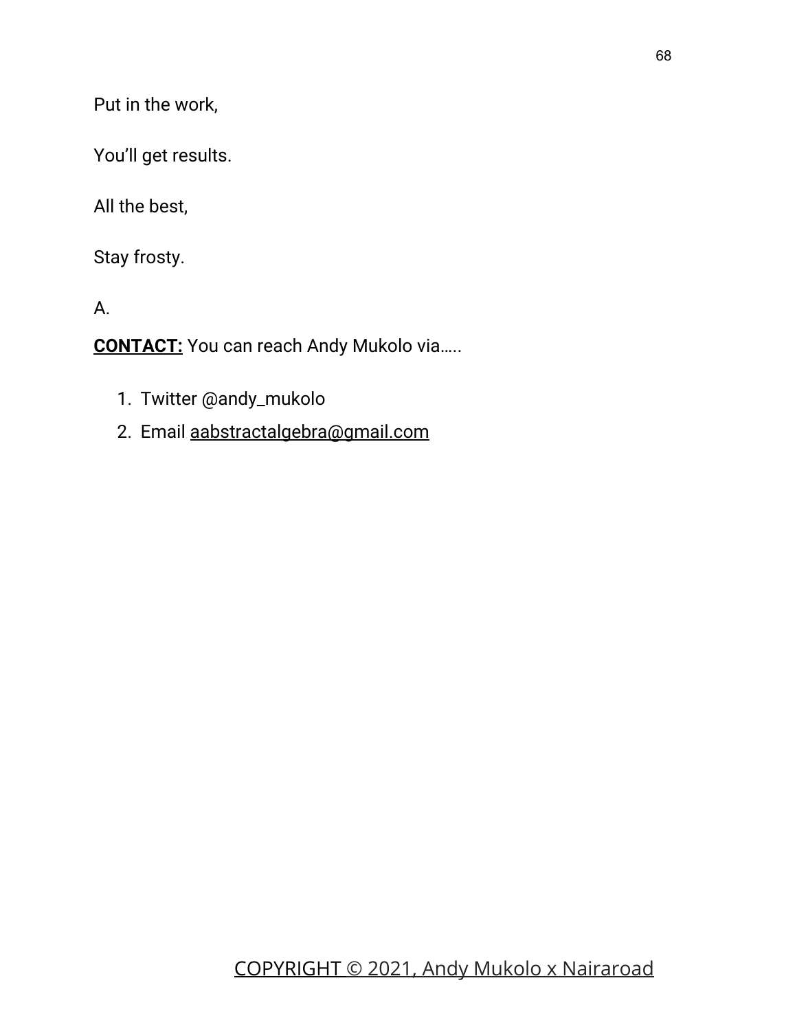Put in the work,

You’ll get results.

All the best,

Stay frosty.

A.

**CONTACT:** You can reach Andy Mukolo via…..

1. Twitter @andy_mukolo
2. Email aabstractalgebra@gmail.com

COPYRIGHT © 2021, Andy Mukolo x Nairaroad